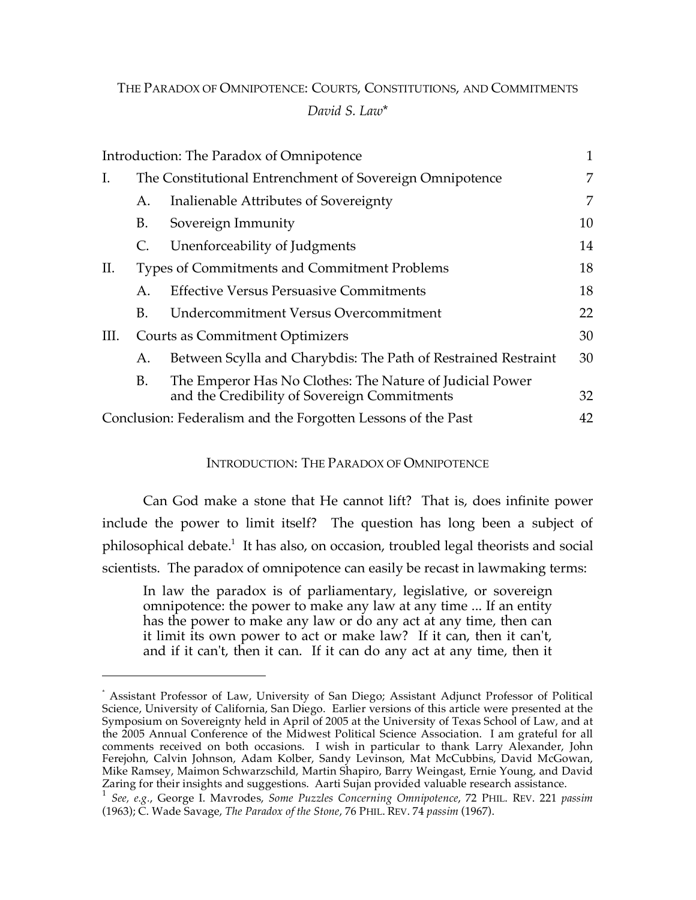THE PARADOX OF OMNIPOTENCE: COURTS, CONSTITUTIONS, AND COMMITMENTS

*David S. Law*[*]

| | | | |
|---|---|---|---|
| Introduction: The Paradox of Omnipotence | | | 1 |
| I. | The Constitutional Entrenchment of Sovereign Omnipotence | | 7 |
| | A. | Inalienable Attributes of Sovereignty | 7 |
| | B. | Sovereign Immunity | 10 |
| | C. | Unenforceability of Judgments | 14 |
| II. | Types of Commitments and Commitment Problems | | 18 |
| | A. | Effective Versus Persuasive Commitments | 18 |
| | B. | Undercommitment Versus Overcommitment | 22 |
| III. | Courts as Commitment Optimizers | | 30 |
| | A. | Between Scylla and Charybdis: The Path of Restrained Restraint | 30 |
| | B. | The Emperor Has No Clothes: The Nature of Judicial Power and the Credibility of Sovereign Commitments | 32 |
| Conclusion: Federalism and the Forgotten Lessons of the Past | | | 42 |

## INTRODUCTION: THE PARADOX OF OMNIPOTENCE

Can God make a stone that He cannot lift? That is, does infinite power include the power to limit itself? The question has long been a subject of philosophical debate.[1] It has also, on occasion, troubled legal theorists and social scientists. The paradox of omnipotence can easily be recast in lawmaking terms:

> In law the paradox is of parliamentary, legislative, or sovereign omnipotence: the power to make any law at any time ... If an entity has the power to make any law or do any act at any time, then can it limit its own power to act or make law? If it can, then it can't, and if it can't, then it can. If it can do any act at any time, then it

---

[*] Assistant Professor of Law, University of San Diego; Assistant Adjunct Professor of Political Science, University of California, San Diego. Earlier versions of this article were presented at the Symposium on Sovereignty held in April of 2005 at the University of Texas School of Law, and at the 2005 Annual Conference of the Midwest Political Science Association. I am grateful for all comments received on both occasions. I wish in particular to thank Larry Alexander, John Ferejohn, Calvin Johnson, Adam Kolber, Sandy Levinson, Mat McCubbins, David McGowan, Mike Ramsey, Maimon Schwarzschild, Martin Shapiro, Barry Weingast, Ernie Young, and David Zaring for their insights and suggestions. Aarti Sujan provided valuable research assistance.

[1] *See, e.g.*, George I. Mavrodes, *Some Puzzles Concerning Omnipotence*, 72 PHIL. REV. 221 *passim* (1963); C. Wade Savage, *The Paradox of the Stone*, 76 PHIL. REV. 74 *passim* (1967).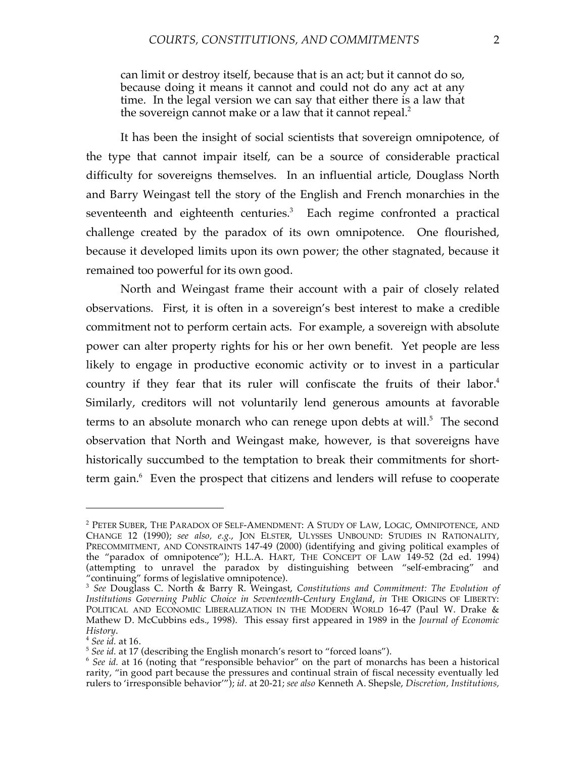> can limit or destroy itself, because that is an act; but it cannot do so, because doing it means it cannot and could not do any act at any time. In the legal version we can say that either there is a law that the sovereign cannot make or a law that it cannot repeal.[2]

It has been the insight of social scientists that sovereign omnipotence, of the type that cannot impair itself, can be a source of considerable practical difficulty for sovereigns themselves. In an influential article, Douglass North and Barry Weingast tell the story of the English and French monarchies in the seventeenth and eighteenth centuries.[3] Each regime confronted a practical challenge created by the paradox of its own omnipotence. One flourished, because it developed limits upon its own power; the other stagnated, because it remained too powerful for its own good.

North and Weingast frame their account with a pair of closely related observations. First, it is often in a sovereign's best interest to make a credible commitment not to perform certain acts. For example, a sovereign with absolute power can alter property rights for his or her own benefit. Yet people are less likely to engage in productive economic activity or to invest in a particular country if they fear that its ruler will confiscate the fruits of their labor.[4] Similarly, creditors will not voluntarily lend generous amounts at favorable terms to an absolute monarch who can renege upon debts at will.[5] The second observation that North and Weingast make, however, is that sovereigns have historically succumbed to the temptation to break their commitments for short-term gain.[6] Even the prospect that citizens and lenders will refuse to cooperate

---

[2] PETER SUBER, THE PARADOX OF SELF-AMENDMENT: A STUDY OF LAW, LOGIC, OMNIPOTENCE, AND CHANGE 12 (1990); *see also, e.g.*, JON ELSTER, ULYSSES UNBOUND: STUDIES IN RATIONALITY, PRECOMMITMENT, AND CONSTRAINTS 147-49 (2000) (identifying and giving political examples of the "paradox of omnipotence"); H.L.A. HART, THE CONCEPT OF LAW 149-52 (2d ed. 1994) (attempting to unravel the paradox by distinguishing between "self-embracing" and "continuing" forms of legislative omnipotence).

[3] *See* Douglass C. North & Barry R. Weingast, *Constitutions and Commitment: The Evolution of Institutions Governing Public Choice in Seventeenth-Century England*, *in* THE ORIGINS OF LIBERTY: POLITICAL AND ECONOMIC LIBERALIZATION IN THE MODERN WORLD 16-47 (Paul W. Drake & Mathew D. McCubbins eds., 1998). This essay first appeared in 1989 in the *Journal of Economic History*.

[4] *See id.* at 16.

[5] *See id.* at 17 (describing the English monarch's resort to "forced loans").

[6] *See id.* at 16 (noting that "responsible behavior" on the part of monarchs has been a historical rarity, "in good part because the pressures and continual strain of fiscal necessity eventually led rulers to 'irresponsible behavior'"); *id.* at 20-21; *see also* Kenneth A. Shepsle, *Discretion, Institutions,*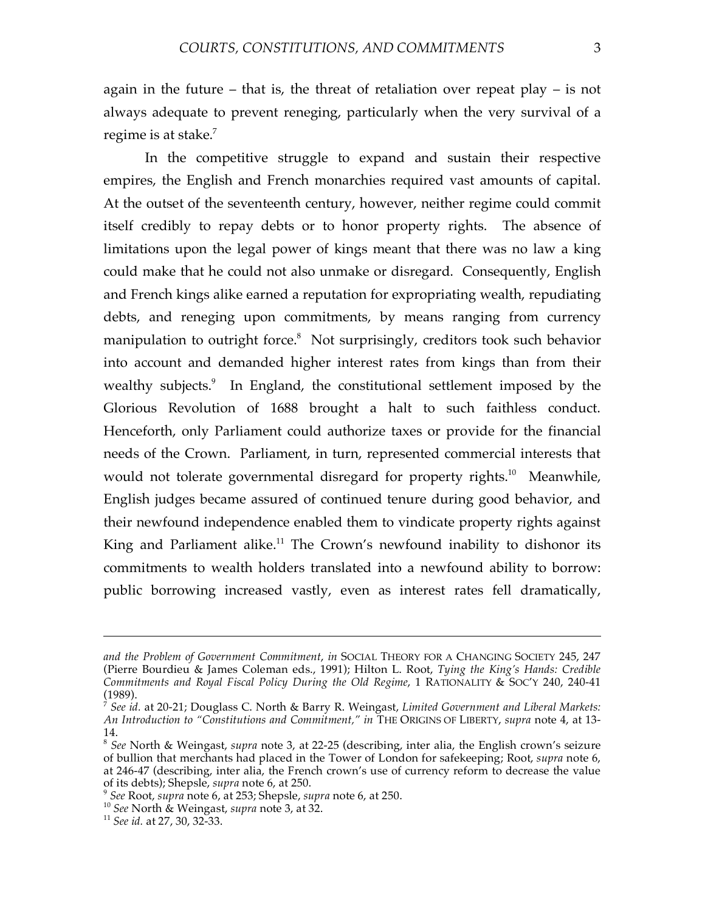again in the future – that is, the threat of retaliation over repeat play – is not always adequate to prevent reneging, particularly when the very survival of a regime is at stake.[7]

In the competitive struggle to expand and sustain their respective empires, the English and French monarchies required vast amounts of capital. At the outset of the seventeenth century, however, neither regime could commit itself credibly to repay debts or to honor property rights. The absence of limitations upon the legal power of kings meant that there was no law a king could make that he could not also unmake or disregard. Consequently, English and French kings alike earned a reputation for expropriating wealth, repudiating debts, and reneging upon commitments, by means ranging from currency manipulation to outright force.[8] Not surprisingly, creditors took such behavior into account and demanded higher interest rates from kings than from their wealthy subjects.[9] In England, the constitutional settlement imposed by the Glorious Revolution of 1688 brought a halt to such faithless conduct. Henceforth, only Parliament could authorize taxes or provide for the financial needs of the Crown. Parliament, in turn, represented commercial interests that would not tolerate governmental disregard for property rights.[10] Meanwhile, English judges became assured of continued tenure during good behavior, and their newfound independence enabled them to vindicate property rights against King and Parliament alike.[11] The Crown's newfound inability to dishonor its commitments to wealth holders translated into a newfound ability to borrow: public borrowing increased vastly, even as interest rates fell dramatically,

---

*and the Problem of Government Commitment*, *in* SOCIAL THEORY FOR A CHANGING SOCIETY 245, 247 (Pierre Bourdieu & James Coleman eds., 1991); Hilton L. Root, *Tying the King's Hands: Credible Commitments and Royal Fiscal Policy During the Old Regime*, 1 RATIONALITY & SOC'Y 240, 240-41 (1989).

[7] *See id.* at 20-21; Douglass C. North & Barry R. Weingast, *Limited Government and Liberal Markets: An Introduction to "Constitutions and Commitment," in* THE ORIGINS OF LIBERTY, *supra* note 4, at 13-14.

[8] *See* North & Weingast, *supra* note 3, at 22-25 (describing, inter alia, the English crown's seizure of bullion that merchants had placed in the Tower of London for safekeeping; Root, *supra* note 6, at 246-47 (describing, inter alia, the French crown's use of currency reform to decrease the value of its debts); Shepsle, *supra* note 6, at 250.

[9] *See* Root, *supra* note 6, at 253; Shepsle, *supra* note 6, at 250.

[10] *See* North & Weingast, *supra* note 3, at 32.

[11] *See id.* at 27, 30, 32-33.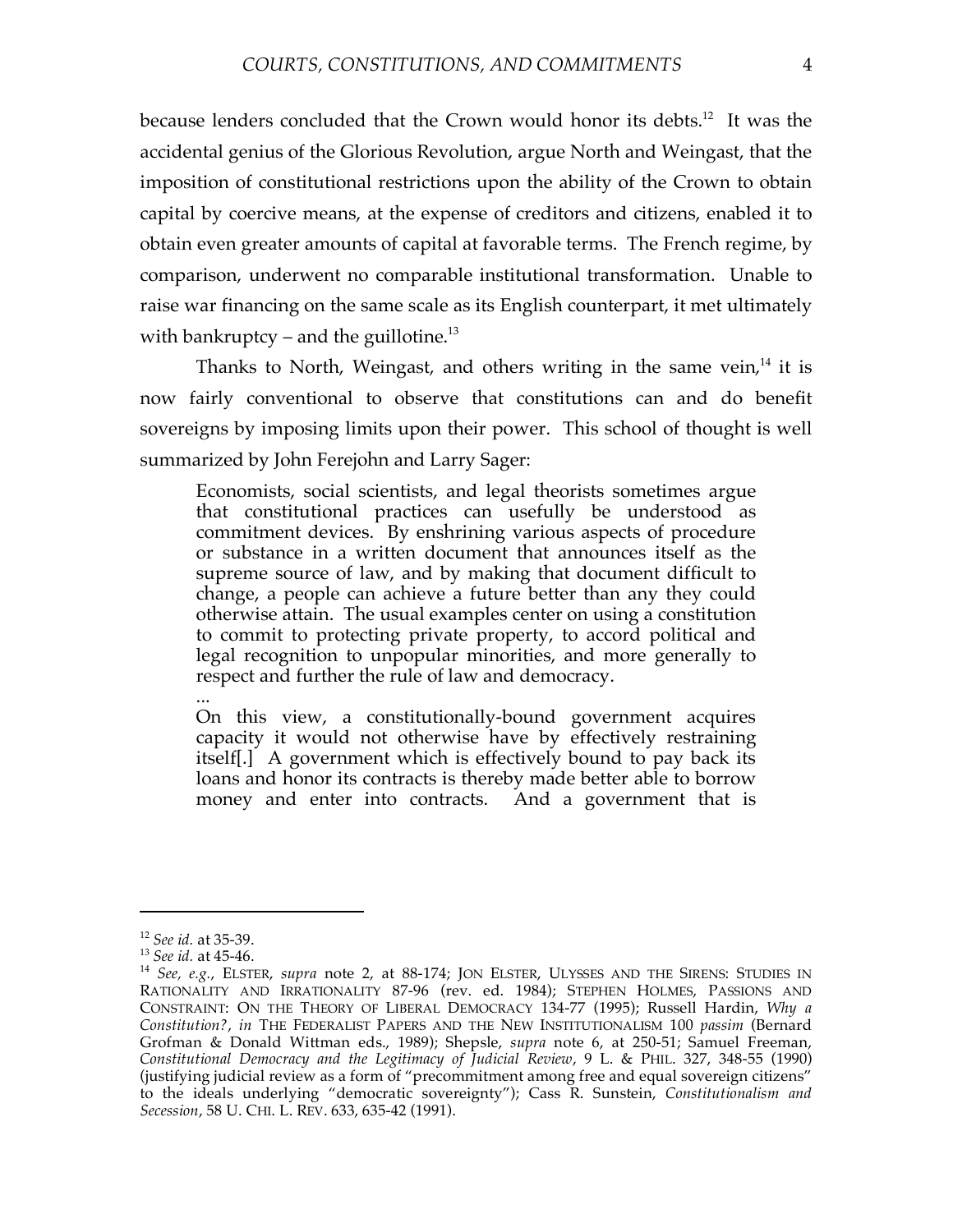because lenders concluded that the Crown would honor its debts.[12] It was the accidental genius of the Glorious Revolution, argue North and Weingast, that the imposition of constitutional restrictions upon the ability of the Crown to obtain capital by coercive means, at the expense of creditors and citizens, enabled it to obtain even greater amounts of capital at favorable terms. The French regime, by comparison, underwent no comparable institutional transformation. Unable to raise war financing on the same scale as its English counterpart, it met ultimately with bankruptcy – and the guillotine.[13]

Thanks to North, Weingast, and others writing in the same vein,[14] it is now fairly conventional to observe that constitutions can and do benefit sovereigns by imposing limits upon their power. This school of thought is well summarized by John Ferejohn and Larry Sager:

> Economists, social scientists, and legal theorists sometimes argue that constitutional practices can usefully be understood as commitment devices. By enshrining various aspects of procedure or substance in a written document that announces itself as the supreme source of law, and by making that document difficult to change, a people can achieve a future better than any they could otherwise attain. The usual examples center on using a constitution to commit to protecting private property, to accord political and legal recognition to unpopular minorities, and more generally to respect and further the rule of law and democracy.
>
> ...
>
> On this view, a constitutionally-bound government acquires capacity it would not otherwise have by effectively restraining itself[.] A government which is effectively bound to pay back its loans and honor its contracts is thereby made better able to borrow money and enter into contracts. And a government that is

---

[12] *See id.* at 35-39.

[13] *See id.* at 45-46.

[14] *See, e.g.*, ELSTER, *supra* note 2, at 88-174; JON ELSTER, ULYSSES AND THE SIRENS: STUDIES IN RATIONALITY AND IRRATIONALITY 87-96 (rev. ed. 1984); STEPHEN HOLMES, PASSIONS AND CONSTRAINT: ON THE THEORY OF LIBERAL DEMOCRACY 134-77 (1995); Russell Hardin, *Why a Constitution?*, *in* THE FEDERALIST PAPERS AND THE NEW INSTITUTIONALISM 100 *passim* (Bernard Grofman & Donald Wittman eds., 1989); Shepsle, *supra* note 6, at 250-51; Samuel Freeman, *Constitutional Democracy and the Legitimacy of Judicial Review*, 9 L. & PHIL. 327, 348-55 (1990) (justifying judicial review as a form of "precommitment among free and equal sovereign citizens" to the ideals underlying "democratic sovereignty"); Cass R. Sunstein, *Constitutionalism and Secession*, 58 U. CHI. L. REV. 633, 635-42 (1991).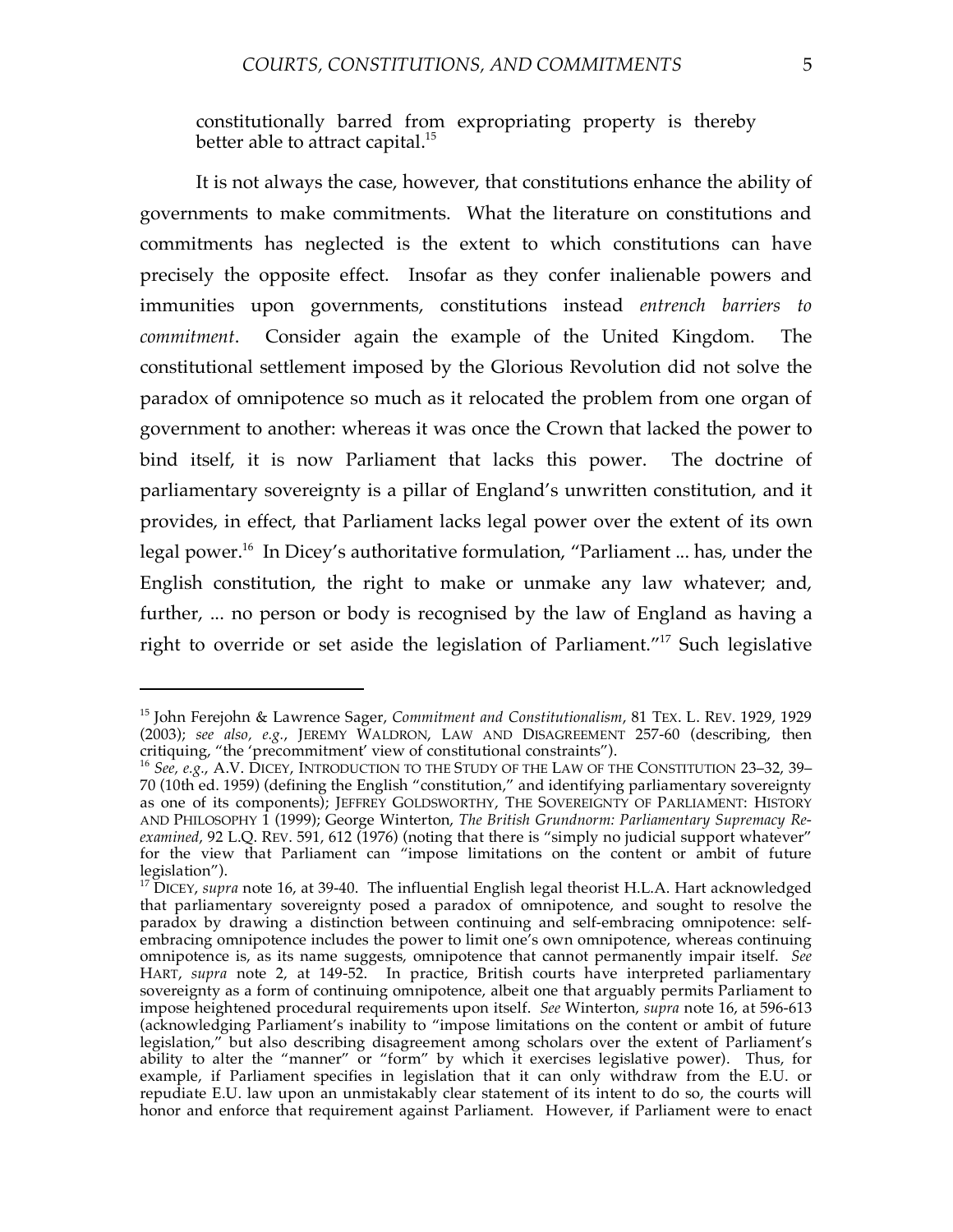constitutionally barred from expropriating property is thereby better able to attract capital.[15]

It is not always the case, however, that constitutions enhance the ability of governments to make commitments. What the literature on constitutions and commitments has neglected is the extent to which constitutions can have precisely the opposite effect. Insofar as they confer inalienable powers and immunities upon governments, constitutions instead *entrench barriers to commitment*. Consider again the example of the United Kingdom. The constitutional settlement imposed by the Glorious Revolution did not solve the paradox of omnipotence so much as it relocated the problem from one organ of government to another: whereas it was once the Crown that lacked the power to bind itself, it is now Parliament that lacks this power. The doctrine of parliamentary sovereignty is a pillar of England's unwritten constitution, and it provides, in effect, that Parliament lacks legal power over the extent of its own legal power.[16] In Dicey's authoritative formulation, "Parliament ... has, under the English constitution, the right to make or unmake any law whatever; and, further, ... no person or body is recognised by the law of England as having a right to override or set aside the legislation of Parliament."[17] Such legislative

---

[15] John Ferejohn & Lawrence Sager, *Commitment and Constitutionalism*, 81 TEX. L. REV. 1929, 1929 (2003); *see also, e.g.*, JEREMY WALDRON, LAW AND DISAGREEMENT 257-60 (describing, then critiquing, "the 'precommitment' view of constitutional constraints").

[16] *See, e.g.*, A.V. DICEY, INTRODUCTION TO THE STUDY OF THE LAW OF THE CONSTITUTION 23–32, 39–70 (10th ed. 1959) (defining the English "constitution," and identifying parliamentary sovereignty as one of its components); JEFFREY GOLDSWORTHY, THE SOVEREIGNTY OF PARLIAMENT: HISTORY AND PHILOSOPHY 1 (1999); George Winterton, *The British Grundnorm: Parliamentary Supremacy Re-examined*, 92 L.Q. REV. 591, 612 (1976) (noting that there is "simply no judicial support whatever" for the view that Parliament can "impose limitations on the content or ambit of future legislation").

[17] DICEY, *supra* note 16, at 39-40. The influential English legal theorist H.L.A. Hart acknowledged that parliamentary sovereignty posed a paradox of omnipotence, and sought to resolve the paradox by drawing a distinction between continuing and self-embracing omnipotence: self-embracing omnipotence includes the power to limit one's own omnipotence, whereas continuing omnipotence is, as its name suggests, omnipotence that cannot permanently impair itself. *See* HART, *supra* note 2, at 149-52. In practice, British courts have interpreted parliamentary sovereignty as a form of continuing omnipotence, albeit one that arguably permits Parliament to impose heightened procedural requirements upon itself. *See* Winterton, *supra* note 16, at 596-613 (acknowledging Parliament's inability to "impose limitations on the content or ambit of future legislation," but also describing disagreement among scholars over the extent of Parliament's ability to alter the "manner" or "form" by which it exercises legislative power). Thus, for example, if Parliament specifies in legislation that it can only withdraw from the E.U. or repudiate E.U. law upon an unmistakably clear statement of its intent to do so, the courts will honor and enforce that requirement against Parliament. However, if Parliament were to enact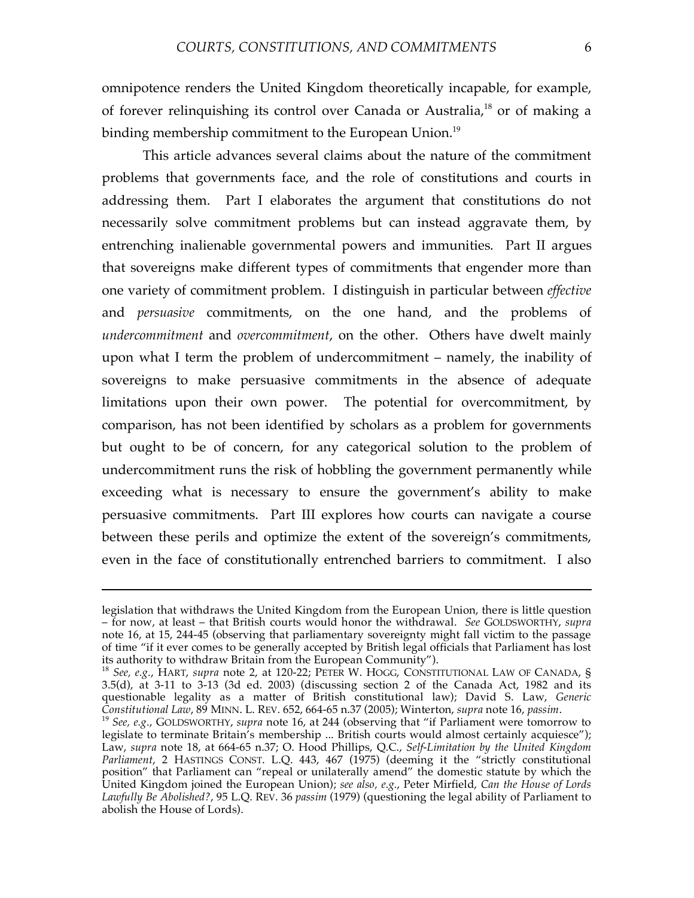omnipotence renders the United Kingdom theoretically incapable, for example, of forever relinquishing its control over Canada or Australia,[18] or of making a binding membership commitment to the European Union.[19]

This article advances several claims about the nature of the commitment problems that governments face, and the role of constitutions and courts in addressing them. Part I elaborates the argument that constitutions do not necessarily solve commitment problems but can instead aggravate them, by entrenching inalienable governmental powers and immunities. Part II argues that sovereigns make different types of commitments that engender more than one variety of commitment problem. I distinguish in particular between *effective* and *persuasive* commitments, on the one hand, and the problems of *undercommitment* and *overcommitment*, on the other. Others have dwelt mainly upon what I term the problem of undercommitment – namely, the inability of sovereigns to make persuasive commitments in the absence of adequate limitations upon their own power. The potential for overcommitment, by comparison, has not been identified by scholars as a problem for governments but ought to be of concern, for any categorical solution to the problem of undercommitment runs the risk of hobbling the government permanently while exceeding what is necessary to ensure the government's ability to make persuasive commitments. Part III explores how courts can navigate a course between these perils and optimize the extent of the sovereign's commitments, even in the face of constitutionally entrenched barriers to commitment. I also

---

legislation that withdraws the United Kingdom from the European Union, there is little question – for now, at least – that British courts would honor the withdrawal. *See* GOLDSWORTHY, *supra* note 16, at 15, 244-45 (observing that parliamentary sovereignty might fall victim to the passage of time "if it ever comes to be generally accepted by British legal officials that Parliament has lost its authority to withdraw Britain from the European Community").

[18] *See, e.g.*, HART, *supra* note 2, at 120-22; PETER W. HOGG, CONSTITUTIONAL LAW OF CANADA, § 3.5(d), at 3-11 to 3-13 (3d ed. 2003) (discussing section 2 of the Canada Act, 1982 and its questionable legality as a matter of British constitutional law); David S. Law, *Generic Constitutional Law*, 89 MINN. L. REV. 652, 664-65 n.37 (2005); Winterton, *supra* note 16, *passim*.

[19] *See, e.g.*, GOLDSWORTHY, *supra* note 16, at 244 (observing that "if Parliament were tomorrow to legislate to terminate Britain's membership ... British courts would almost certainly acquiesce"); Law, *supra* note 18, at 664-65 n.37; O. Hood Phillips, Q.C., *Self-Limitation by the United Kingdom Parliament*, 2 HASTINGS CONST. L.Q. 443, 467 (1975) (deeming it the "strictly constitutional position" that Parliament can "repeal or unilaterally amend" the domestic statute by which the United Kingdom joined the European Union); *see also, e.g.*, Peter Mirfield, *Can the House of Lords Lawfully Be Abolished?*, 95 L.Q. REV. 36 *passim* (1979) (questioning the legal ability of Parliament to abolish the House of Lords).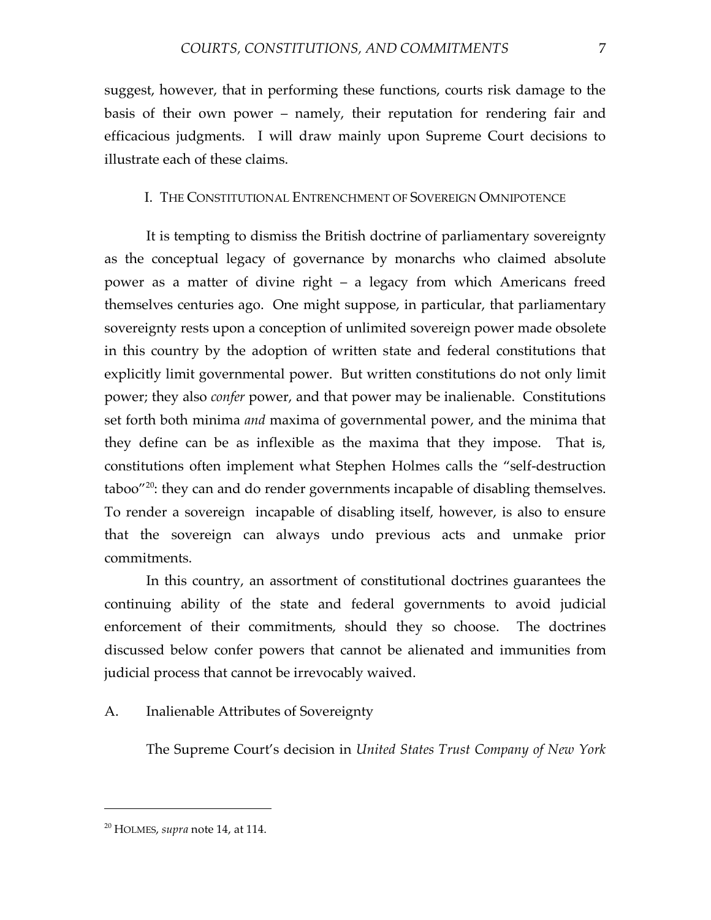suggest, however, that in performing these functions, courts risk damage to the basis of their own power – namely, their reputation for rendering fair and efficacious judgments. I will draw mainly upon Supreme Court decisions to illustrate each of these claims.

## I. THE CONSTITUTIONAL ENTRENCHMENT OF SOVEREIGN OMNIPOTENCE

It is tempting to dismiss the British doctrine of parliamentary sovereignty as the conceptual legacy of governance by monarchs who claimed absolute power as a matter of divine right – a legacy from which Americans freed themselves centuries ago. One might suppose, in particular, that parliamentary sovereignty rests upon a conception of unlimited sovereign power made obsolete in this country by the adoption of written state and federal constitutions that explicitly limit governmental power. But written constitutions do not only limit power; they also *confer* power, and that power may be inalienable. Constitutions set forth both minima *and* maxima of governmental power, and the minima that they define can be as inflexible as the maxima that they impose. That is, constitutions often implement what Stephen Holmes calls the "self-destruction taboo"[20]: they can and do render governments incapable of disabling themselves. To render a sovereign incapable of disabling itself, however, is also to ensure that the sovereign can always undo previous acts and unmake prior commitments.

In this country, an assortment of constitutional doctrines guarantees the continuing ability of the state and federal governments to avoid judicial enforcement of their commitments, should they so choose. The doctrines discussed below confer powers that cannot be alienated and immunities from judicial process that cannot be irrevocably waived.

### A. Inalienable Attributes of Sovereignty

The Supreme Court's decision in *United States Trust Company of New York*

---

[20] HOLMES, *supra* note 14, at 114.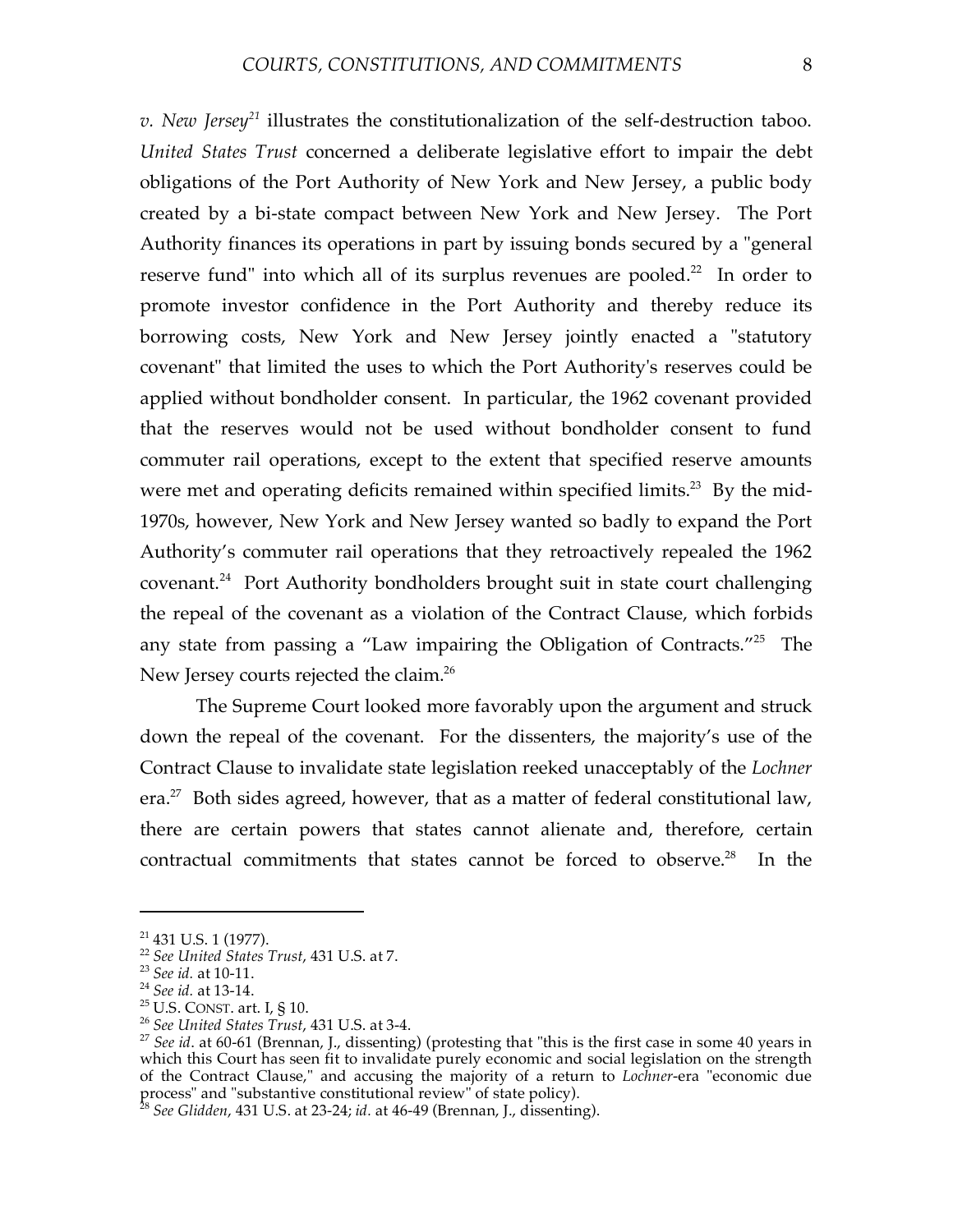*v. New Jersey*[21] illustrates the constitutionalization of the self-destruction taboo. *United States Trust* concerned a deliberate legislative effort to impair the debt obligations of the Port Authority of New York and New Jersey, a public body created by a bi-state compact between New York and New Jersey. The Port Authority finances its operations in part by issuing bonds secured by a "general reserve fund" into which all of its surplus revenues are pooled.[22] In order to promote investor confidence in the Port Authority and thereby reduce its borrowing costs, New York and New Jersey jointly enacted a "statutory covenant" that limited the uses to which the Port Authority's reserves could be applied without bondholder consent. In particular, the 1962 covenant provided that the reserves would not be used without bondholder consent to fund commuter rail operations, except to the extent that specified reserve amounts were met and operating deficits remained within specified limits.[23] By the mid-1970s, however, New York and New Jersey wanted so badly to expand the Port Authority's commuter rail operations that they retroactively repealed the 1962 covenant.[24] Port Authority bondholders brought suit in state court challenging the repeal of the covenant as a violation of the Contract Clause, which forbids any state from passing a "Law impairing the Obligation of Contracts."[25] The New Jersey courts rejected the claim.[26]

The Supreme Court looked more favorably upon the argument and struck down the repeal of the covenant. For the dissenters, the majority's use of the Contract Clause to invalidate state legislation reeked unacceptably of the *Lochner* era.[27] Both sides agreed, however, that as a matter of federal constitutional law, there are certain powers that states cannot alienate and, therefore, certain contractual commitments that states cannot be forced to observe.[28] In the

---

[21] 431 U.S. 1 (1977).

[22] *See United States Trust*, 431 U.S. at 7.

[23] *See id.* at 10-11.

[24] *See id.* at 13-14.

[25] U.S. CONST. art. I, § 10.

[26] *See United States Trust*, 431 U.S. at 3-4.

[27] *See id*. at 60-61 (Brennan, J., dissenting) (protesting that "this is the first case in some 40 years in which this Court has seen fit to invalidate purely economic and social legislation on the strength of the Contract Clause," and accusing the majority of a return to *Lochner*-era "economic due process" and "substantive constitutional review" of state policy).

[28] *See Glidden*, 431 U.S. at 23-24; *id.* at 46-49 (Brennan, J., dissenting).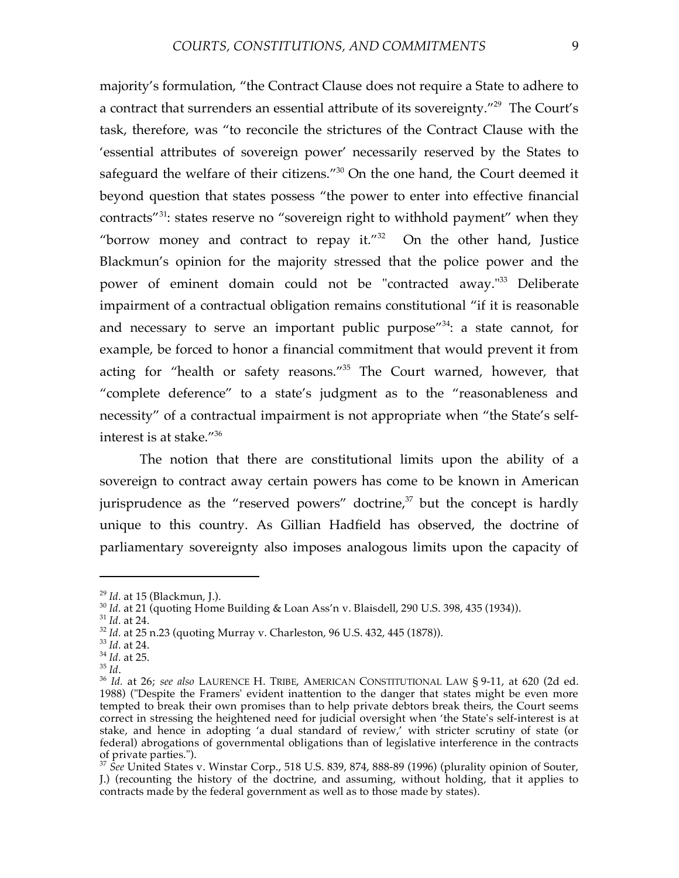majority's formulation, "the Contract Clause does not require a State to adhere to a contract that surrenders an essential attribute of its sovereignty."[29] The Court's task, therefore, was "to reconcile the strictures of the Contract Clause with the 'essential attributes of sovereign power' necessarily reserved by the States to safeguard the welfare of their citizens."[30] On the one hand, the Court deemed it beyond question that states possess "the power to enter into effective financial contracts"[31]: states reserve no "sovereign right to withhold payment" when they "borrow money and contract to repay it."[32] On the other hand, Justice Blackmun's opinion for the majority stressed that the police power and the power of eminent domain could not be "contracted away."[33] Deliberate impairment of a contractual obligation remains constitutional "if it is reasonable and necessary to serve an important public purpose"[34]: a state cannot, for example, be forced to honor a financial commitment that would prevent it from acting for "health or safety reasons."[35] The Court warned, however, that "complete deference" to a state's judgment as to the "reasonableness and necessity" of a contractual impairment is not appropriate when "the State's self-interest is at stake."[36]

The notion that there are constitutional limits upon the ability of a sovereign to contract away certain powers has come to be known in American jurisprudence as the "reserved powers" doctrine,[37] but the concept is hardly unique to this country. As Gillian Hadfield has observed, the doctrine of parliamentary sovereignty also imposes analogous limits upon the capacity of

---

[29] *Id.* at 15 (Blackmun, J.).

[30] *Id.* at 21 (quoting Home Building & Loan Ass'n v. Blaisdell, 290 U.S. 398, 435 (1934)).

[31] *Id.* at 24.

[32] *Id.* at 25 n.23 (quoting Murray v. Charleston, 96 U.S. 432, 445 (1878)).

[33] *Id.* at 24.

[34] *Id.* at 25.

[35] *Id*.

[36] *Id.* at 26; *see also* LAURENCE H. TRIBE, AMERICAN CONSTITUTIONAL LAW § 9-11, at 620 (2d ed. 1988) ("Despite the Framers' evident inattention to the danger that states might be even more tempted to break their own promises than to help private debtors break theirs, the Court seems correct in stressing the heightened need for judicial oversight when 'the State's self-interest is at stake, and hence in adopting 'a dual standard of review,' with stricter scrutiny of state (or federal) abrogations of governmental obligations than of legislative interference in the contracts of private parties.").

[37] *See* United States v. Winstar Corp., 518 U.S. 839, 874, 888-89 (1996) (plurality opinion of Souter, J.) (recounting the history of the doctrine, and assuming, without holding, that it applies to contracts made by the federal government as well as to those made by states).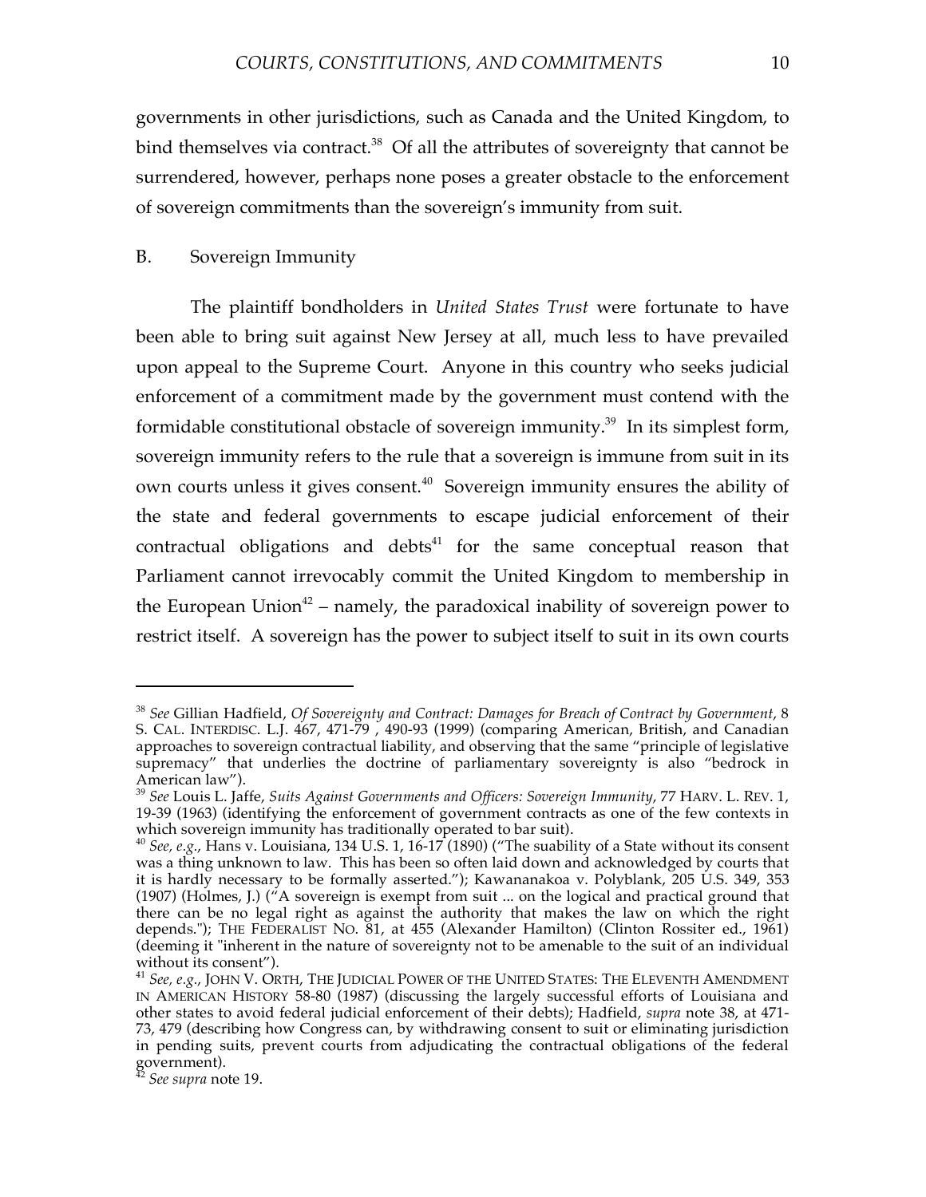governments in other jurisdictions, such as Canada and the United Kingdom, to bind themselves via contract.[38] Of all the attributes of sovereignty that cannot be surrendered, however, perhaps none poses a greater obstacle to the enforcement of sovereign commitments than the sovereign's immunity from suit.

## B. Sovereign Immunity

The plaintiff bondholders in *United States Trust* were fortunate to have been able to bring suit against New Jersey at all, much less to have prevailed upon appeal to the Supreme Court. Anyone in this country who seeks judicial enforcement of a commitment made by the government must contend with the formidable constitutional obstacle of sovereign immunity.[39] In its simplest form, sovereign immunity refers to the rule that a sovereign is immune from suit in its own courts unless it gives consent.[40] Sovereign immunity ensures the ability of the state and federal governments to escape judicial enforcement of their contractual obligations and debts[41] for the same conceptual reason that Parliament cannot irrevocably commit the United Kingdom to membership in the European Union[42] – namely, the paradoxical inability of sovereign power to restrict itself. A sovereign has the power to subject itself to suit in its own courts

---

[38] *See* Gillian Hadfield, *Of Sovereignty and Contract: Damages for Breach of Contract by Government*, 8 S. CAL. INTERDISC. L.J. 467, 471-79 , 490-93 (1999) (comparing American, British, and Canadian approaches to sovereign contractual liability, and observing that the same "principle of legislative supremacy" that underlies the doctrine of parliamentary sovereignty is also "bedrock in American law").

[39] *See* Louis L. Jaffe, *Suits Against Governments and Officers: Sovereign Immunity*, 77 HARV. L. REV. 1, 19-39 (1963) (identifying the enforcement of government contracts as one of the few contexts in which sovereign immunity has traditionally operated to bar suit).

[40] *See, e.g.*, Hans v. Louisiana, 134 U.S. 1, 16-17 (1890) ("The suability of a State without its consent was a thing unknown to law. This has been so often laid down and acknowledged by courts that it is hardly necessary to be formally asserted."); Kawananakoa v. Polyblank, 205 U.S. 349, 353 (1907) (Holmes, J.) ("A sovereign is exempt from suit ... on the logical and practical ground that there can be no legal right as against the authority that makes the law on which the right depends."); THE FEDERALIST NO. 81, at 455 (Alexander Hamilton) (Clinton Rossiter ed., 1961) (deeming it "inherent in the nature of sovereignty not to be amenable to the suit of an individual without its consent").

[41] *See, e.g.*, JOHN V. ORTH, THE JUDICIAL POWER OF THE UNITED STATES: THE ELEVENTH AMENDMENT IN AMERICAN HISTORY 58-80 (1987) (discussing the largely successful efforts of Louisiana and other states to avoid federal judicial enforcement of their debts); Hadfield, *supra* note 38, at 471-73, 479 (describing how Congress can, by withdrawing consent to suit or eliminating jurisdiction in pending suits, prevent courts from adjudicating the contractual obligations of the federal government).

[42] *See supra* note 19.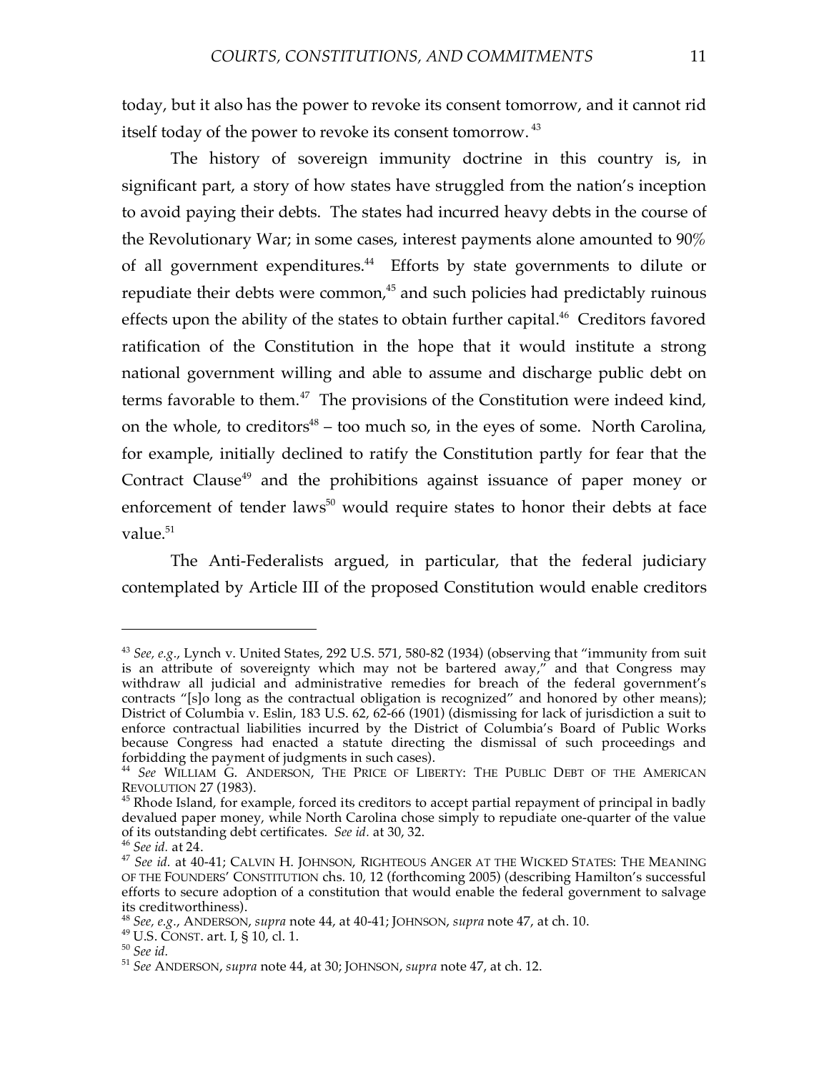today, but it also has the power to revoke its consent tomorrow, and it cannot rid itself today of the power to revoke its consent tomorrow.[43]

The history of sovereign immunity doctrine in this country is, in significant part, a story of how states have struggled from the nation's inception to avoid paying their debts. The states had incurred heavy debts in the course of the Revolutionary War; in some cases, interest payments alone amounted to 90% of all government expenditures.[44] Efforts by state governments to dilute or repudiate their debts were common,[45] and such policies had predictably ruinous effects upon the ability of the states to obtain further capital.[46] Creditors favored ratification of the Constitution in the hope that it would institute a strong national government willing and able to assume and discharge public debt on terms favorable to them.[47] The provisions of the Constitution were indeed kind, on the whole, to creditors[48] – too much so, in the eyes of some. North Carolina, for example, initially declined to ratify the Constitution partly for fear that the Contract Clause[49] and the prohibitions against issuance of paper money or enforcement of tender laws[50] would require states to honor their debts at face value.[51]

The Anti-Federalists argued, in particular, that the federal judiciary contemplated by Article III of the proposed Constitution would enable creditors

---

[43] *See, e.g.*, Lynch v. United States, 292 U.S. 571, 580-82 (1934) (observing that "immunity from suit is an attribute of sovereignty which may not be bartered away," and that Congress may withdraw all judicial and administrative remedies for breach of the federal government's contracts "[s]o long as the contractual obligation is recognized" and honored by other means); District of Columbia v. Eslin, 183 U.S. 62, 62-66 (1901) (dismissing for lack of jurisdiction a suit to enforce contractual liabilities incurred by the District of Columbia's Board of Public Works because Congress had enacted a statute directing the dismissal of such proceedings and forbidding the payment of judgments in such cases).

[44] *See* WILLIAM G. ANDERSON, THE PRICE OF LIBERTY: THE PUBLIC DEBT OF THE AMERICAN REVOLUTION 27 (1983).

[45] Rhode Island, for example, forced its creditors to accept partial repayment of principal in badly devalued paper money, while North Carolina chose simply to repudiate one-quarter of the value of its outstanding debt certificates. *See id.* at 30, 32.

[46] *See id.* at 24.

[47] *See id.* at 40-41; CALVIN H. JOHNSON, RIGHTEOUS ANGER AT THE WICKED STATES: THE MEANING OF THE FOUNDERS' CONSTITUTION chs. 10, 12 (forthcoming 2005) (describing Hamilton's successful efforts to secure adoption of a constitution that would enable the federal government to salvage its creditworthiness).

[48] *See, e.g.*, ANDERSON, *supra* note 44, at 40-41; JOHNSON, *supra* note 47, at ch. 10.

[49] U.S. CONST. art. I, § 10, cl. 1.

[50] *See id.*

[51] *See* ANDERSON, *supra* note 44, at 30; JOHNSON, *supra* note 47, at ch. 12.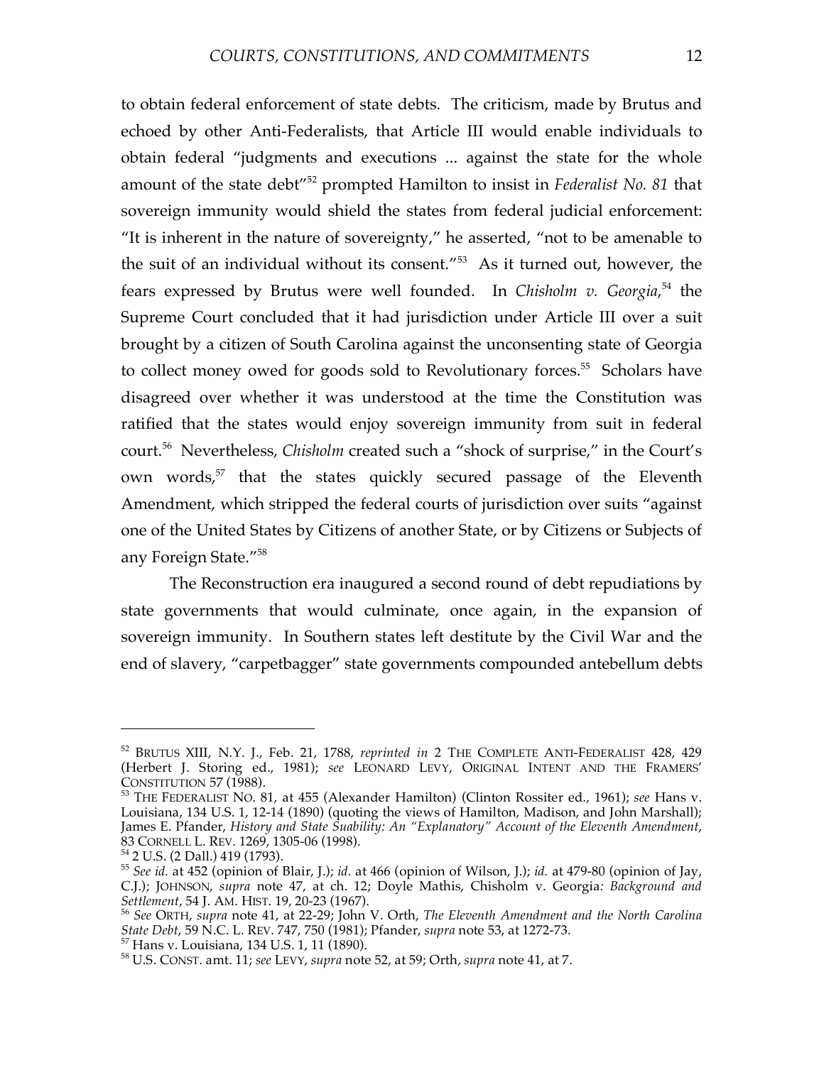to obtain federal enforcement of state debts. The criticism, made by Brutus and echoed by other Anti-Federalists, that Article III would enable individuals to obtain federal "judgments and executions ... against the state for the whole amount of the state debt"[52] prompted Hamilton to insist in *Federalist No. 81* that sovereign immunity would shield the states from federal judicial enforcement: "It is inherent in the nature of sovereignty," he asserted, "not to be amenable to the suit of an individual without its consent."[53] As it turned out, however, the fears expressed by Brutus were well founded. In *Chisholm v. Georgia*,[54] the Supreme Court concluded that it had jurisdiction under Article III over a suit brought by a citizen of South Carolina against the unconsenting state of Georgia to collect money owed for goods sold to Revolutionary forces.[55] Scholars have disagreed over whether it was understood at the time the Constitution was ratified that the states would enjoy sovereign immunity from suit in federal court.[56] Nevertheless, *Chisholm* created such a "shock of surprise," in the Court's own words,[57] that the states quickly secured passage of the Eleventh Amendment, which stripped the federal courts of jurisdiction over suits "against one of the United States by Citizens of another State, or by Citizens or Subjects of any Foreign State."[58]

The Reconstruction era inaugurated a second round of debt repudiations by state governments that would culminate, once again, in the expansion of sovereign immunity. In Southern states left destitute by the Civil War and the end of slavery, "carpetbagger" state governments compounded antebellum debts

---

[52] BRUTUS XIII, N.Y. J., Feb. 21, 1788, *reprinted in* 2 THE COMPLETE ANTI-FEDERALIST 428, 429 (Herbert J. Storing ed., 1981); *see* LEONARD LEVY, ORIGINAL INTENT AND THE FRAMERS' CONSTITUTION 57 (1988).

[53] THE FEDERALIST NO. 81, at 455 (Alexander Hamilton) (Clinton Rossiter ed., 1961); *see* Hans v. Louisiana, 134 U.S. 1, 12-14 (1890) (quoting the views of Hamilton, Madison, and John Marshall); James E. Pfander, *History and State Suability: An "Explanatory" Account of the Eleventh Amendment*, 83 CORNELL L. REV. 1269, 1305-06 (1998).

[54] 2 U.S. (2 Dall.) 419 (1793).

[55] *See id.* at 452 (opinion of Blair, J.); *id.* at 466 (opinion of Wilson, J.); *id.* at 479-80 (opinion of Jay, C.J.); JOHNSON, *supra* note 47, at ch. 12; Doyle Mathis, Chisholm v. Georgia*: Background and Settlement*, 54 J. AM. HIST. 19, 20-23 (1967).

[56] *See* ORTH, *supra* note 41, at 22-29; John V. Orth, *The Eleventh Amendment and the North Carolina State Debt*, 59 N.C. L. REV. 747, 750 (1981); Pfander, *supra* note 53, at 1272-73.

[57] Hans v. Louisiana, 134 U.S. 1, 11 (1890).

[58] U.S. CONST. amt. 11; *see* LEVY, *supra* note 52, at 59; Orth, *supra* note 41, at 7.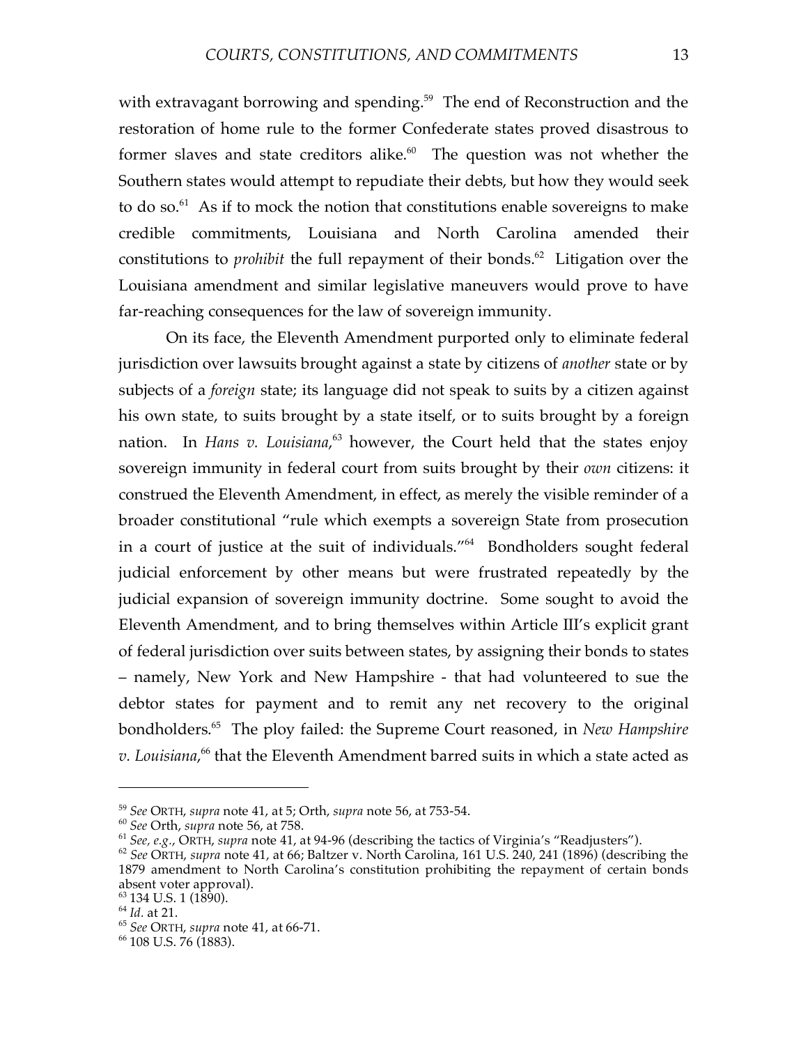with extravagant borrowing and spending.[59] The end of Reconstruction and the restoration of home rule to the former Confederate states proved disastrous to former slaves and state creditors alike.[60] The question was not whether the Southern states would attempt to repudiate their debts, but how they would seek to do so.[61] As if to mock the notion that constitutions enable sovereigns to make credible commitments, Louisiana and North Carolina amended their constitutions to *prohibit* the full repayment of their bonds.[62] Litigation over the Louisiana amendment and similar legislative maneuvers would prove to have far-reaching consequences for the law of sovereign immunity.

On its face, the Eleventh Amendment purported only to eliminate federal jurisdiction over lawsuits brought against a state by citizens of *another* state or by subjects of a *foreign* state; its language did not speak to suits by a citizen against his own state, to suits brought by a state itself, or to suits brought by a foreign nation. In *Hans v. Louisiana*,[63] however, the Court held that the states enjoy sovereign immunity in federal court from suits brought by their *own* citizens: it construed the Eleventh Amendment, in effect, as merely the visible reminder of a broader constitutional "rule which exempts a sovereign State from prosecution in a court of justice at the suit of individuals."[64] Bondholders sought federal judicial enforcement by other means but were frustrated repeatedly by the judicial expansion of sovereign immunity doctrine. Some sought to avoid the Eleventh Amendment, and to bring themselves within Article III's explicit grant of federal jurisdiction over suits between states, by assigning their bonds to states – namely, New York and New Hampshire - that had volunteered to sue the debtor states for payment and to remit any net recovery to the original bondholders.[65] The ploy failed: the Supreme Court reasoned, in *New Hampshire v. Louisiana*,[66] that the Eleventh Amendment barred suits in which a state acted as

---

[59] *See* ORTH, *supra* note 41, at 5; Orth, *supra* note 56, at 753-54.

[60] *See* Orth, *supra* note 56, at 758.

[61] *See, e.g.*, ORTH, *supra* note 41, at 94-96 (describing the tactics of Virginia's "Readjusters").

[62] *See* ORTH, *supra* note 41, at 66; Baltzer v. North Carolina, 161 U.S. 240, 241 (1896) (describing the 1879 amendment to North Carolina's constitution prohibiting the repayment of certain bonds absent voter approval).

[63] 134 U.S. 1 (1890).

[64] *Id.* at 21.

[65] *See* ORTH, *supra* note 41, at 66-71.

[66] 108 U.S. 76 (1883).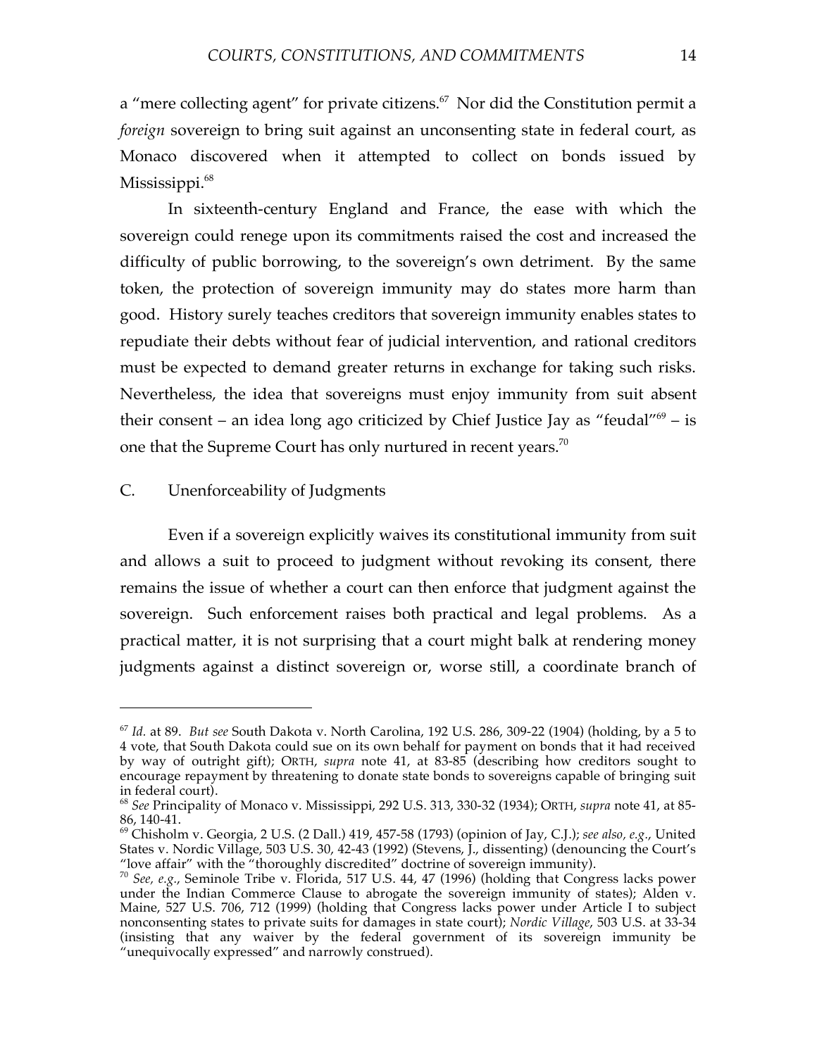a "mere collecting agent" for private citizens.[67] Nor did the Constitution permit a *foreign* sovereign to bring suit against an unconsenting state in federal court, as Monaco discovered when it attempted to collect on bonds issued by Mississippi.[68]

In sixteenth-century England and France, the ease with which the sovereign could renege upon its commitments raised the cost and increased the difficulty of public borrowing, to the sovereign's own detriment. By the same token, the protection of sovereign immunity may do states more harm than good. History surely teaches creditors that sovereign immunity enables states to repudiate their debts without fear of judicial intervention, and rational creditors must be expected to demand greater returns in exchange for taking such risks. Nevertheless, the idea that sovereigns must enjoy immunity from suit absent their consent – an idea long ago criticized by Chief Justice Jay as "feudal"[69] – is one that the Supreme Court has only nurtured in recent years.[70]

### C. Unenforceability of Judgments

Even if a sovereign explicitly waives its constitutional immunity from suit and allows a suit to proceed to judgment without revoking its consent, there remains the issue of whether a court can then enforce that judgment against the sovereign. Such enforcement raises both practical and legal problems. As a practical matter, it is not surprising that a court might balk at rendering money judgments against a distinct sovereign or, worse still, a coordinate branch of

---

[67] *Id.* at 89. *But see* South Dakota v. North Carolina, 192 U.S. 286, 309-22 (1904) (holding, by a 5 to 4 vote, that South Dakota could sue on its own behalf for payment on bonds that it had received by way of outright gift); ORTH, *supra* note 41, at 83-85 (describing how creditors sought to encourage repayment by threatening to donate state bonds to sovereigns capable of bringing suit in federal court).

[68] *See* Principality of Monaco v. Mississippi, 292 U.S. 313, 330-32 (1934); ORTH, *supra* note 41, at 85-86, 140-41.

[69] Chisholm v. Georgia, 2 U.S. (2 Dall.) 419, 457-58 (1793) (opinion of Jay, C.J.); *see also, e.g.*, United States v. Nordic Village, 503 U.S. 30, 42-43 (1992) (Stevens, J., dissenting) (denouncing the Court's "love affair" with the "thoroughly discredited" doctrine of sovereign immunity).

[70] *See, e.g.*, Seminole Tribe v. Florida, 517 U.S. 44, 47 (1996) (holding that Congress lacks power under the Indian Commerce Clause to abrogate the sovereign immunity of states); Alden v. Maine, 527 U.S. 706, 712 (1999) (holding that Congress lacks power under Article I to subject nonconsenting states to private suits for damages in state court); *Nordic Village*, 503 U.S. at 33-34 (insisting that any waiver by the federal government of its sovereign immunity be "unequivocally expressed" and narrowly construed).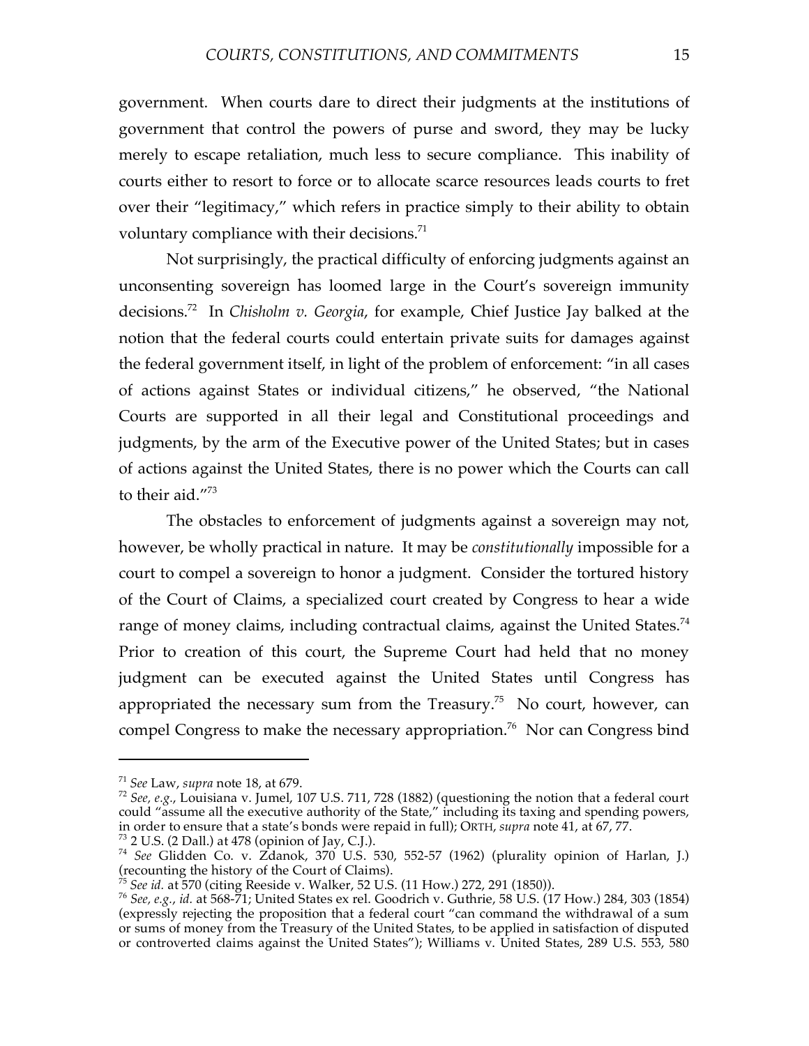government. When courts dare to direct their judgments at the institutions of government that control the powers of purse and sword, they may be lucky merely to escape retaliation, much less to secure compliance. This inability of courts either to resort to force or to allocate scarce resources leads courts to fret over their "legitimacy," which refers in practice simply to their ability to obtain voluntary compliance with their decisions.[71]

Not surprisingly, the practical difficulty of enforcing judgments against an unconsenting sovereign has loomed large in the Court's sovereign immunity decisions.[72] In *Chisholm v. Georgia*, for example, Chief Justice Jay balked at the notion that the federal courts could entertain private suits for damages against the federal government itself, in light of the problem of enforcement: "in all cases of actions against States or individual citizens," he observed, "the National Courts are supported in all their legal and Constitutional proceedings and judgments, by the arm of the Executive power of the United States; but in cases of actions against the United States, there is no power which the Courts can call to their aid."[73]

The obstacles to enforcement of judgments against a sovereign may not, however, be wholly practical in nature. It may be *constitutionally* impossible for a court to compel a sovereign to honor a judgment. Consider the tortured history of the Court of Claims, a specialized court created by Congress to hear a wide range of money claims, including contractual claims, against the United States.[74] Prior to creation of this court, the Supreme Court had held that no money judgment can be executed against the United States until Congress has appropriated the necessary sum from the Treasury.[75] No court, however, can compel Congress to make the necessary appropriation.[76] Nor can Congress bind

---

[71] *See* Law, *supra* note 18, at 679.

[72] *See, e.g.*, Louisiana v. Jumel, 107 U.S. 711, 728 (1882) (questioning the notion that a federal court could "assume all the executive authority of the State," including its taxing and spending powers, in order to ensure that a state's bonds were repaid in full); ORTH, *supra* note 41, at 67, 77.

[73] 2 U.S. (2 Dall.) at 478 (opinion of Jay, C.J.).

[74] *See* Glidden Co. v. Zdanok, 370 U.S. 530, 552-57 (1962) (plurality opinion of Harlan, J.) (recounting the history of the Court of Claims).

[75] *See id.* at 570 (citing Reeside v. Walker, 52 U.S. (11 How.) 272, 291 (1850)).

[76] *See, e.g.*, *id.* at 568-71; United States ex rel. Goodrich v. Guthrie, 58 U.S. (17 How.) 284, 303 (1854) (expressly rejecting the proposition that a federal court "can command the withdrawal of a sum or sums of money from the Treasury of the United States, to be applied in satisfaction of disputed or controverted claims against the United States"); Williams v. United States, 289 U.S. 553, 580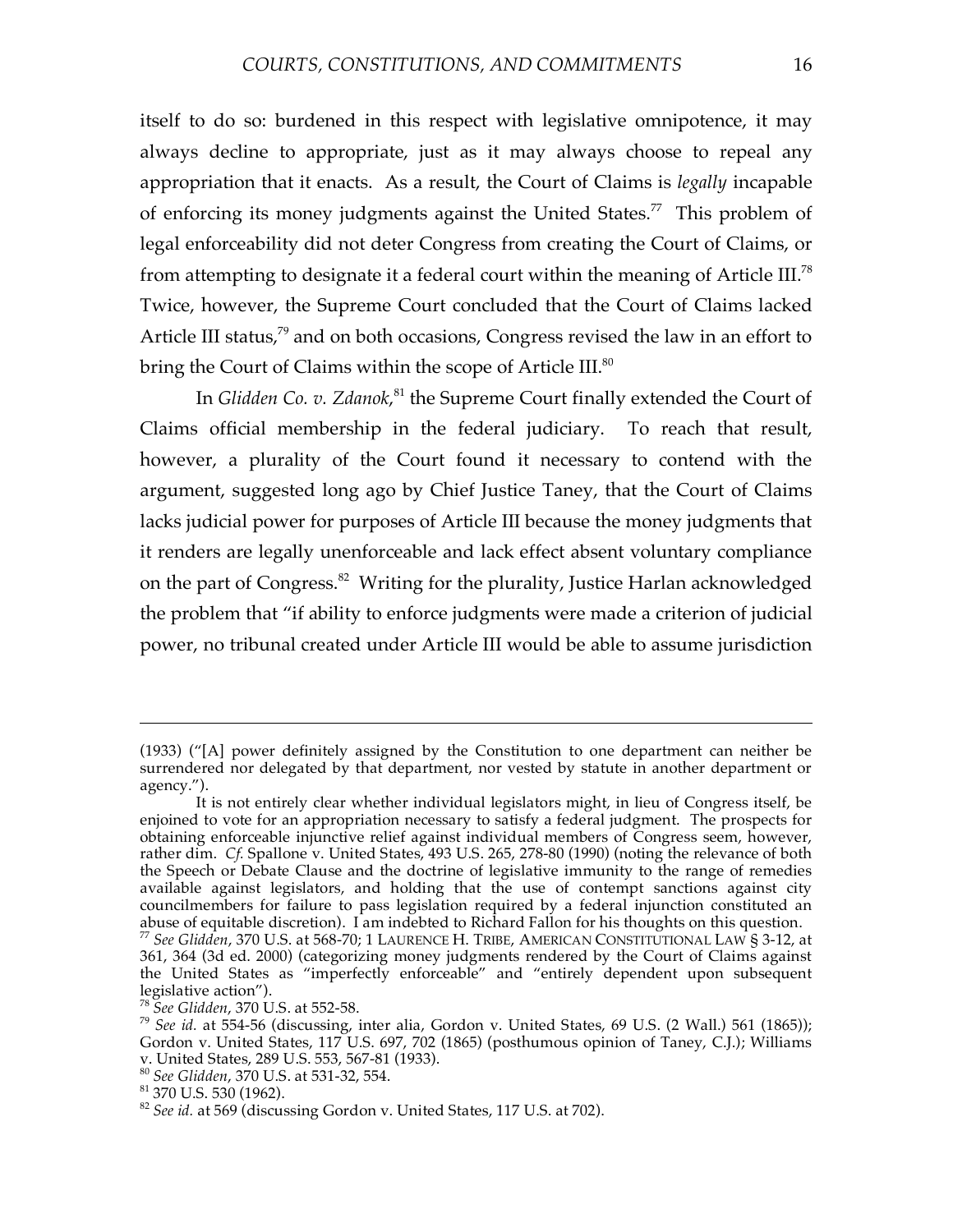itself to do so: burdened in this respect with legislative omnipotence, it may always decline to appropriate, just as it may always choose to repeal any appropriation that it enacts. As a result, the Court of Claims is *legally* incapable of enforcing its money judgments against the United States.[77] This problem of legal enforceability did not deter Congress from creating the Court of Claims, or from attempting to designate it a federal court within the meaning of Article III.[78] Twice, however, the Supreme Court concluded that the Court of Claims lacked Article III status,[79] and on both occasions, Congress revised the law in an effort to bring the Court of Claims within the scope of Article III.[80]

In *Glidden Co. v. Zdanok*,[81] the Supreme Court finally extended the Court of Claims official membership in the federal judiciary. To reach that result, however, a plurality of the Court found it necessary to contend with the argument, suggested long ago by Chief Justice Taney, that the Court of Claims lacks judicial power for purposes of Article III because the money judgments that it renders are legally unenforceable and lack effect absent voluntary compliance on the part of Congress.[82] Writing for the plurality, Justice Harlan acknowledged the problem that "if ability to enforce judgments were made a criterion of judicial power, no tribunal created under Article III would be able to assume jurisdiction

---

(1933) ("[A] power definitely assigned by the Constitution to one department can neither be surrendered nor delegated by that department, nor vested by statute in another department or agency.").

It is not entirely clear whether individual legislators might, in lieu of Congress itself, be enjoined to vote for an appropriation necessary to satisfy a federal judgment. The prospects for obtaining enforceable injunctive relief against individual members of Congress seem, however, rather dim. *Cf.* Spallone v. United States, 493 U.S. 265, 278-80 (1990) (noting the relevance of both the Speech or Debate Clause and the doctrine of legislative immunity to the range of remedies available against legislators, and holding that the use of contempt sanctions against city councilmembers for failure to pass legislation required by a federal injunction constituted an abuse of equitable discretion). I am indebted to Richard Fallon for his thoughts on this question.

[77] *See Glidden*, 370 U.S. at 568-70; 1 LAURENCE H. TRIBE, AMERICAN CONSTITUTIONAL LAW § 3-12, at 361, 364 (3d ed. 2000) (categorizing money judgments rendered by the Court of Claims against the United States as "imperfectly enforceable" and "entirely dependent upon subsequent legislative action").

[78] *See Glidden*, 370 U.S. at 552-58.

[79] *See id.* at 554-56 (discussing, inter alia, Gordon v. United States, 69 U.S. (2 Wall.) 561 (1865)); Gordon v. United States, 117 U.S. 697, 702 (1865) (posthumous opinion of Taney, C.J.); Williams v. United States, 289 U.S. 553, 567-81 (1933).

[80] *See Glidden*, 370 U.S. at 531-32, 554.

[81] 370 U.S. 530 (1962).

[82] *See id.* at 569 (discussing Gordon v. United States, 117 U.S. at 702).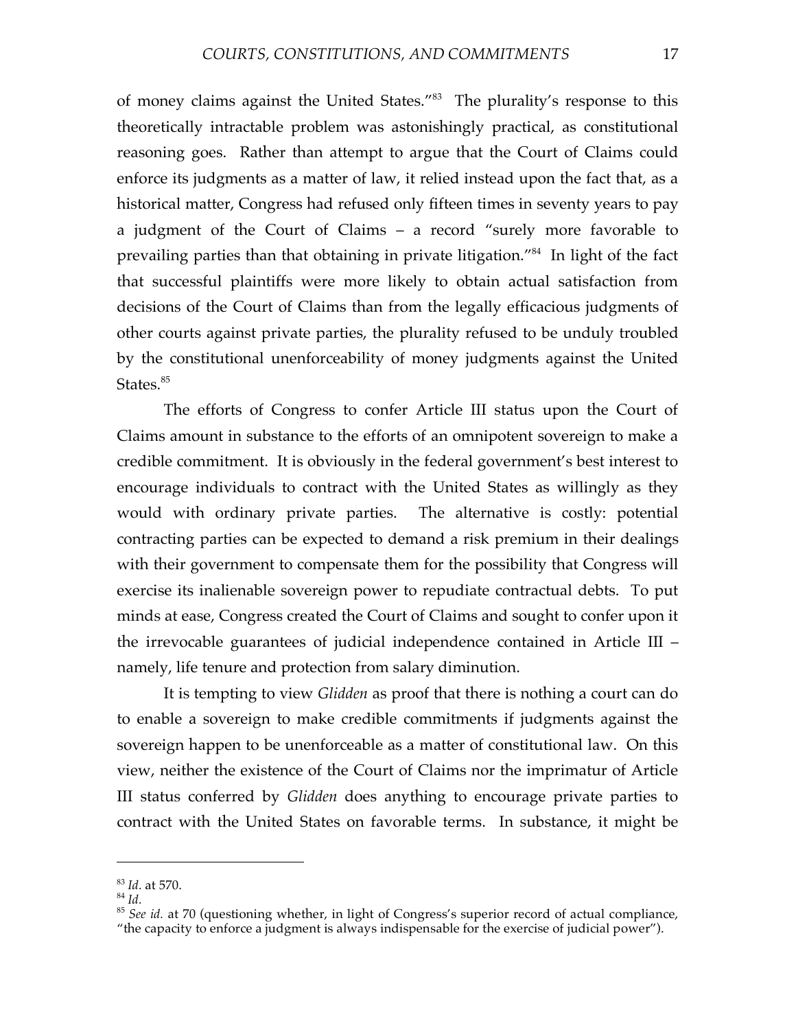of money claims against the United States."[83] The plurality's response to this theoretically intractable problem was astonishingly practical, as constitutional reasoning goes. Rather than attempt to argue that the Court of Claims could enforce its judgments as a matter of law, it relied instead upon the fact that, as a historical matter, Congress had refused only fifteen times in seventy years to pay a judgment of the Court of Claims – a record "surely more favorable to prevailing parties than that obtaining in private litigation."[84] In light of the fact that successful plaintiffs were more likely to obtain actual satisfaction from decisions of the Court of Claims than from the legally efficacious judgments of other courts against private parties, the plurality refused to be unduly troubled by the constitutional unenforceability of money judgments against the United States.[85]

The efforts of Congress to confer Article III status upon the Court of Claims amount in substance to the efforts of an omnipotent sovereign to make a credible commitment. It is obviously in the federal government's best interest to encourage individuals to contract with the United States as willingly as they would with ordinary private parties. The alternative is costly: potential contracting parties can be expected to demand a risk premium in their dealings with their government to compensate them for the possibility that Congress will exercise its inalienable sovereign power to repudiate contractual debts. To put minds at ease, Congress created the Court of Claims and sought to confer upon it the irrevocable guarantees of judicial independence contained in Article III – namely, life tenure and protection from salary diminution.

It is tempting to view *Glidden* as proof that there is nothing a court can do to enable a sovereign to make credible commitments if judgments against the sovereign happen to be unenforceable as a matter of constitutional law. On this view, neither the existence of the Court of Claims nor the imprimatur of Article III status conferred by *Glidden* does anything to encourage private parties to contract with the United States on favorable terms. In substance, it might be

---

[83] *Id.* at 570.

[84] *Id.*

[85] *See id.* at 70 (questioning whether, in light of Congress's superior record of actual compliance, "the capacity to enforce a judgment is always indispensable for the exercise of judicial power").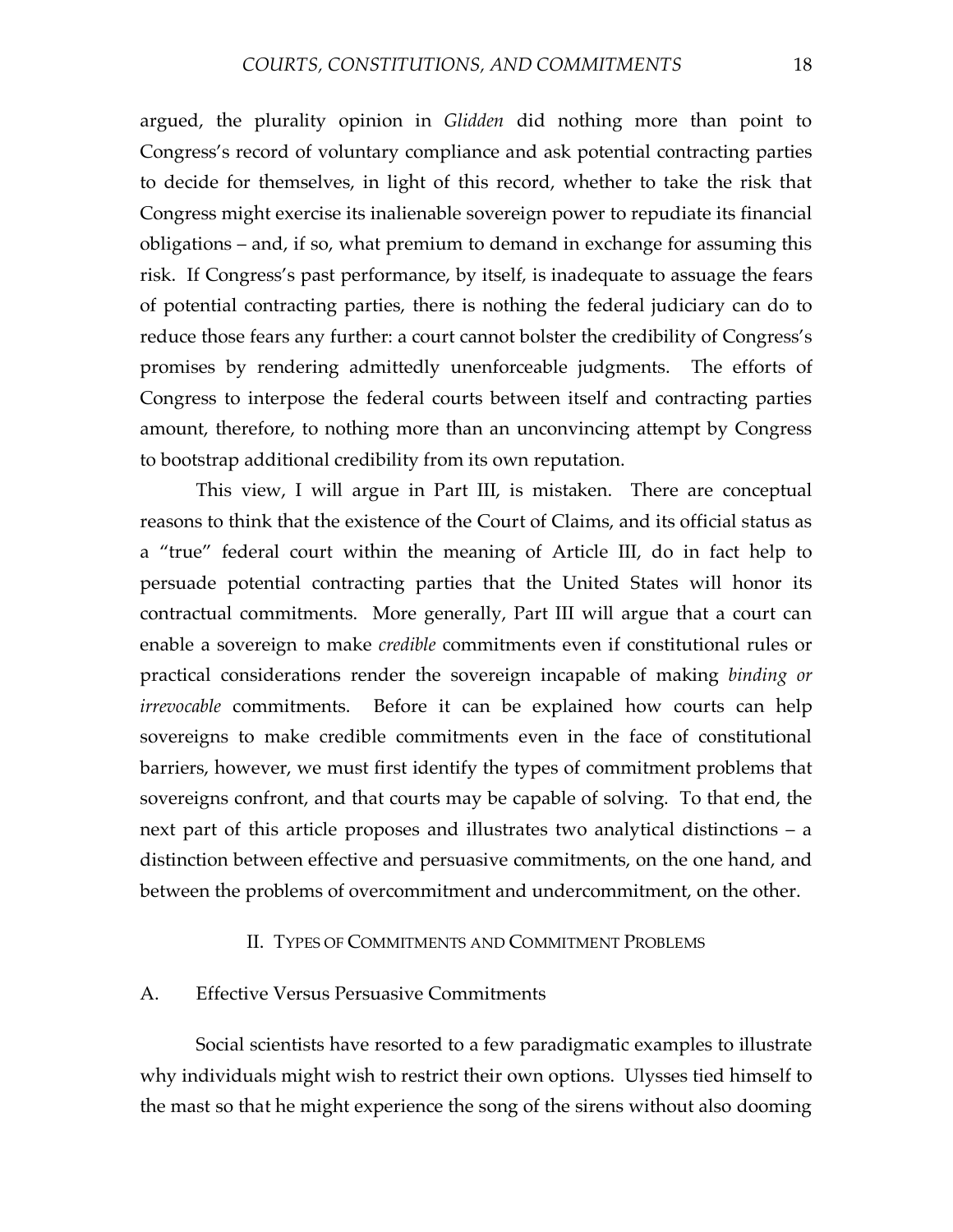argued, the plurality opinion in *Glidden* did nothing more than point to Congress's record of voluntary compliance and ask potential contracting parties to decide for themselves, in light of this record, whether to take the risk that Congress might exercise its inalienable sovereign power to repudiate its financial obligations – and, if so, what premium to demand in exchange for assuming this risk. If Congress's past performance, by itself, is inadequate to assuage the fears of potential contracting parties, there is nothing the federal judiciary can do to reduce those fears any further: a court cannot bolster the credibility of Congress's promises by rendering admittedly unenforceable judgments. The efforts of Congress to interpose the federal courts between itself and contracting parties amount, therefore, to nothing more than an unconvincing attempt by Congress to bootstrap additional credibility from its own reputation.

This view, I will argue in Part III, is mistaken. There are conceptual reasons to think that the existence of the Court of Claims, and its official status as a "true" federal court within the meaning of Article III, do in fact help to persuade potential contracting parties that the United States will honor its contractual commitments. More generally, Part III will argue that a court can enable a sovereign to make *credible* commitments even if constitutional rules or practical considerations render the sovereign incapable of making *binding or irrevocable* commitments. Before it can be explained how courts can help sovereigns to make credible commitments even in the face of constitutional barriers, however, we must first identify the types of commitment problems that sovereigns confront, and that courts may be capable of solving. To that end, the next part of this article proposes and illustrates two analytical distinctions – a distinction between effective and persuasive commitments, on the one hand, and between the problems of overcommitment and undercommitment, on the other.

## II. Types of Commitments and Commitment Problems

### A. Effective Versus Persuasive Commitments

Social scientists have resorted to a few paradigmatic examples to illustrate why individuals might wish to restrict their own options. Ulysses tied himself to the mast so that he might experience the song of the sirens without also dooming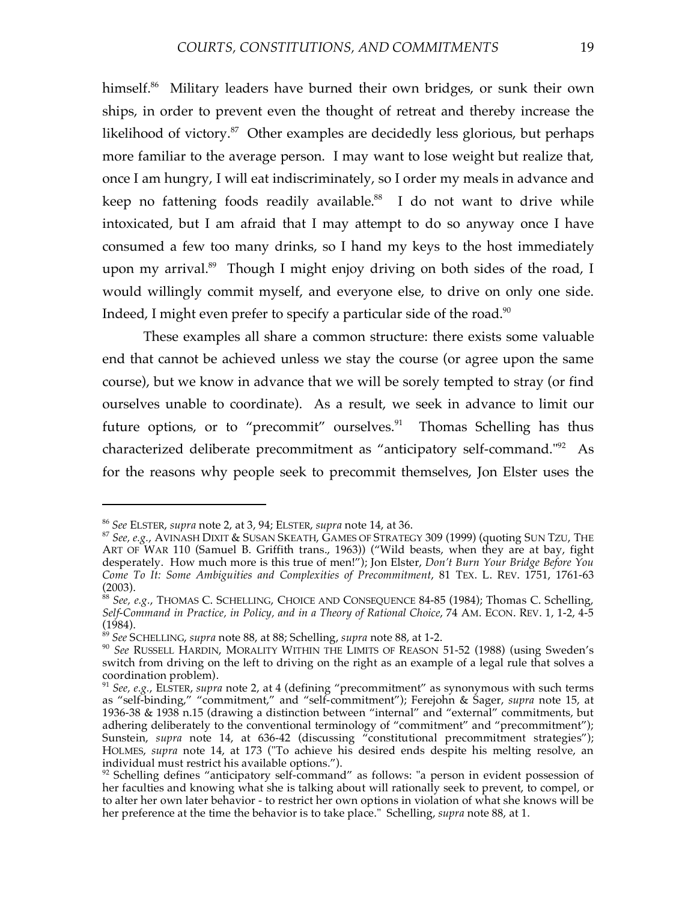himself.[86] Military leaders have burned their own bridges, or sunk their own ships, in order to prevent even the thought of retreat and thereby increase the likelihood of victory.[87] Other examples are decidedly less glorious, but perhaps more familiar to the average person. I may want to lose weight but realize that, once I am hungry, I will eat indiscriminately, so I order my meals in advance and keep no fattening foods readily available.[88] I do not want to drive while intoxicated, but I am afraid that I may attempt to do so anyway once I have consumed a few too many drinks, so I hand my keys to the host immediately upon my arrival.[89] Though I might enjoy driving on both sides of the road, I would willingly commit myself, and everyone else, to drive on only one side. Indeed, I might even prefer to specify a particular side of the road.[90]

These examples all share a common structure: there exists some valuable end that cannot be achieved unless we stay the course (or agree upon the same course), but we know in advance that we will be sorely tempted to stray (or find ourselves unable to coordinate). As a result, we seek in advance to limit our future options, or to "precommit" ourselves.[91] Thomas Schelling has thus characterized deliberate precommitment as "anticipatory self-command."[92] As for the reasons why people seek to precommit themselves, Jon Elster uses the

---

[86] *See* ELSTER, *supra* note 2, at 3, 94; ELSTER, *supra* note 14, at 36.

[87] *See, e.g.*, AVINASH DIXIT & SUSAN SKEATH, GAMES OF STRATEGY 309 (1999) (quoting SUN TZU, THE ART OF WAR 110 (Samuel B. Griffith trans., 1963)) ("Wild beasts, when they are at bay, fight desperately. How much more is this true of men!"); Jon Elster, *Don't Burn Your Bridge Before You Come To It: Some Ambiguities and Complexities of Precommitment*, 81 TEX. L. REV. 1751, 1761-63 (2003).

[88] *See, e.g.*, THOMAS C. SCHELLING, CHOICE AND CONSEQUENCE 84-85 (1984); Thomas C. Schelling, *Self-Command in Practice, in Policy, and in a Theory of Rational Choice*, 74 AM. ECON. REV. 1, 1-2, 4-5 (1984).

[89] *See* SCHELLING, *supra* note 88, at 88; Schelling, *supra* note 88, at 1-2.

[90] *See* RUSSELL HARDIN, MORALITY WITHIN THE LIMITS OF REASON 51-52 (1988) (using Sweden's switch from driving on the left to driving on the right as an example of a legal rule that solves a coordination problem).

[91] *See, e.g.*, ELSTER, *supra* note 2, at 4 (defining "precommitment" as synonymous with such terms as "self-binding," "commitment," and "self-commitment"); Ferejohn & Sager, *supra* note 15, at 1936-38 & 1938 n.15 (drawing a distinction between "internal" and "external" commitments, but adhering deliberately to the conventional terminology of "commitment" and "precommitment"); Sunstein, *supra* note 14, at 636-42 (discussing "constitutional precommitment strategies"); HOLMES, *supra* note 14, at 173 ("To achieve his desired ends despite his melting resolve, an individual must restrict his available options.").

[92] Schelling defines "anticipatory self-command" as follows: "a person in evident possession of her faculties and knowing what she is talking about will rationally seek to prevent, to compel, or to alter her own later behavior - to restrict her own options in violation of what she knows will be her preference at the time the behavior is to take place." Schelling, *supra* note 88, at 1.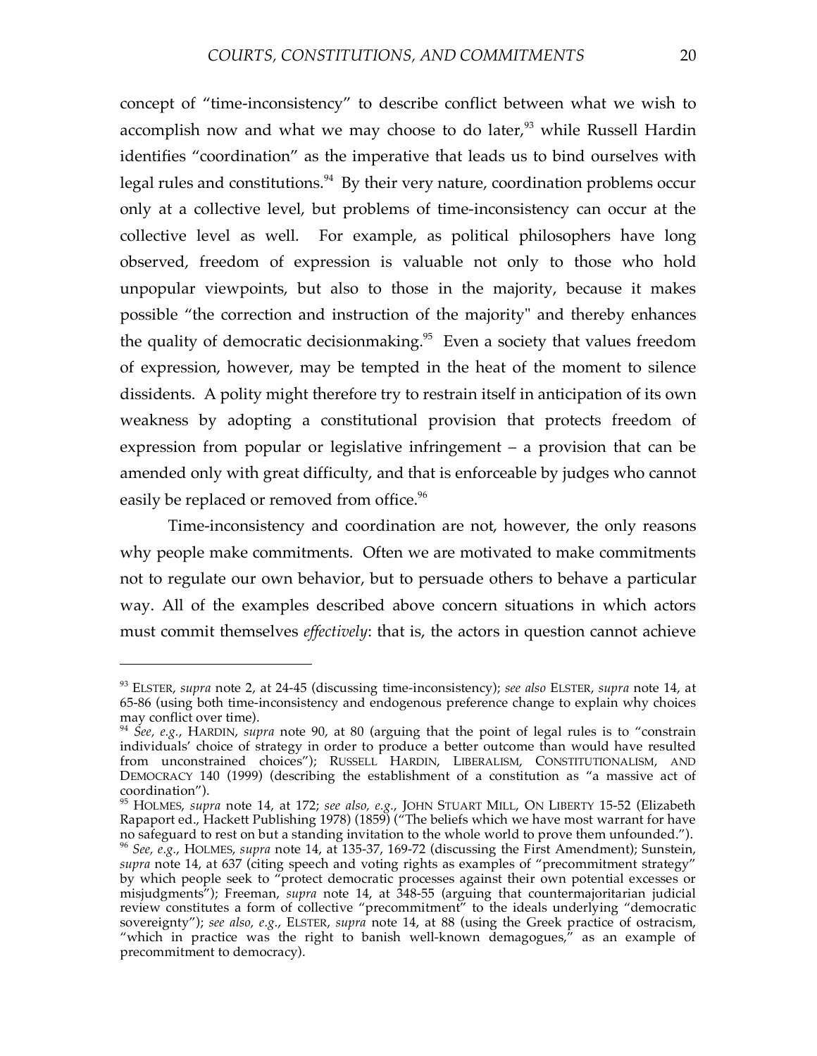concept of "time-inconsistency" to describe conflict between what we wish to accomplish now and what we may choose to do later,[93] while Russell Hardin identifies "coordination" as the imperative that leads us to bind ourselves with legal rules and constitutions.[94] By their very nature, coordination problems occur only at a collective level, but problems of time-inconsistency can occur at the collective level as well. For example, as political philosophers have long observed, freedom of expression is valuable not only to those who hold unpopular viewpoints, but also to those in the majority, because it makes possible "the correction and instruction of the majority" and thereby enhances the quality of democratic decisionmaking.[95] Even a society that values freedom of expression, however, may be tempted in the heat of the moment to silence dissidents. A polity might therefore try to restrain itself in anticipation of its own weakness by adopting a constitutional provision that protects freedom of expression from popular or legislative infringement – a provision that can be amended only with great difficulty, and that is enforceable by judges who cannot easily be replaced or removed from office.[96]

Time-inconsistency and coordination are not, however, the only reasons why people make commitments. Often we are motivated to make commitments not to regulate our own behavior, but to persuade others to behave a particular way. All of the examples described above concern situations in which actors must commit themselves *effectively*: that is, the actors in question cannot achieve

---

[93] ELSTER, *supra* note 2, at 24-45 (discussing time-inconsistency); *see also* ELSTER, *supra* note 14, at 65-86 (using both time-inconsistency and endogenous preference change to explain why choices may conflict over time).

[94] *See, e.g.*, HARDIN, *supra* note 90, at 80 (arguing that the point of legal rules is to "constrain individuals' choice of strategy in order to produce a better outcome than would have resulted from unconstrained choices"); RUSSELL HARDIN, LIBERALISM, CONSTITUTIONALISM, AND DEMOCRACY 140 (1999) (describing the establishment of a constitution as "a massive act of coordination").

[95] HOLMES, *supra* note 14, at 172; *see also, e.g.*, JOHN STUART MILL, ON LIBERTY 15-52 (Elizabeth Rapaport ed., Hackett Publishing 1978) (1859) ("The beliefs which we have most warrant for have no safeguard to rest on but a standing invitation to the whole world to prove them unfounded.").

[96] *See, e.g.*, HOLMES, *supra* note 14, at 135-37, 169-72 (discussing the First Amendment); Sunstein, *supra* note 14, at 637 (citing speech and voting rights as examples of "precommitment strategy" by which people seek to "protect democratic processes against their own potential excesses or misjudgments"); Freeman, *supra* note 14, at 348-55 (arguing that countermajoritarian judicial review constitutes a form of collective "precommitment" to the ideals underlying "democratic sovereignty"); *see also, e.g.*, ELSTER, *supra* note 14, at 88 (using the Greek practice of ostracism, "which in practice was the right to banish well-known demagogues," as an example of precommitment to democracy).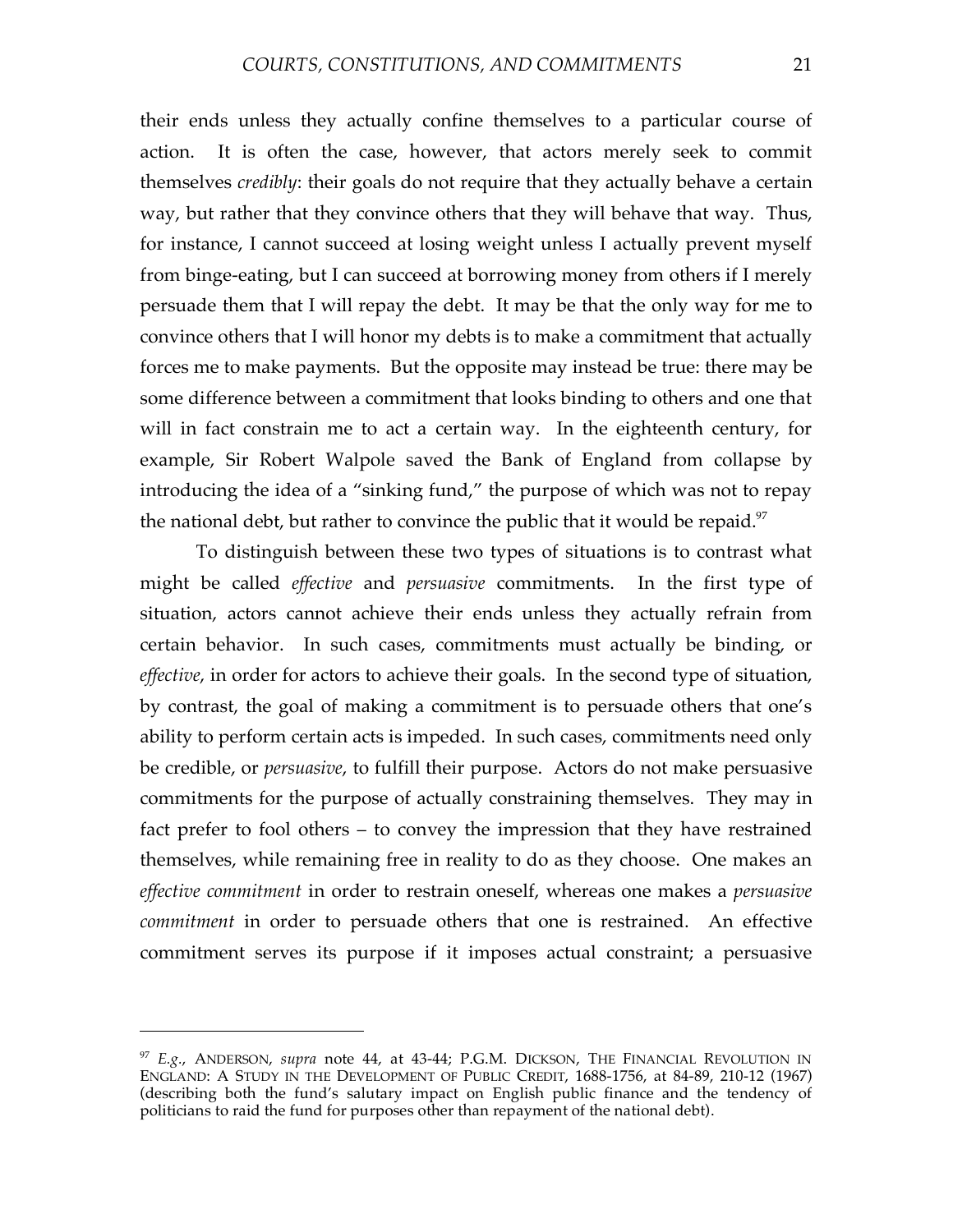their ends unless they actually confine themselves to a particular course of action. It is often the case, however, that actors merely seek to commit themselves *credibly*: their goals do not require that they actually behave a certain way, but rather that they convince others that they will behave that way. Thus, for instance, I cannot succeed at losing weight unless I actually prevent myself from binge-eating, but I can succeed at borrowing money from others if I merely persuade them that I will repay the debt. It may be that the only way for me to convince others that I will honor my debts is to make a commitment that actually forces me to make payments. But the opposite may instead be true: there may be some difference between a commitment that looks binding to others and one that will in fact constrain me to act a certain way. In the eighteenth century, for example, Sir Robert Walpole saved the Bank of England from collapse by introducing the idea of a "sinking fund," the purpose of which was not to repay the national debt, but rather to convince the public that it would be repaid.[97]

To distinguish between these two types of situations is to contrast what might be called *effective* and *persuasive* commitments. In the first type of situation, actors cannot achieve their ends unless they actually refrain from certain behavior. In such cases, commitments must actually be binding, or *effective*, in order for actors to achieve their goals. In the second type of situation, by contrast, the goal of making a commitment is to persuade others that one's ability to perform certain acts is impeded. In such cases, commitments need only be credible, or *persuasive*, to fulfill their purpose. Actors do not make persuasive commitments for the purpose of actually constraining themselves. They may in fact prefer to fool others – to convey the impression that they have restrained themselves, while remaining free in reality to do as they choose. One makes an *effective commitment* in order to restrain oneself, whereas one makes a *persuasive commitment* in order to persuade others that one is restrained. An effective commitment serves its purpose if it imposes actual constraint; a persuasive

---

[97] *E.g.*, ANDERSON, *supra* note 44, at 43-44; P.G.M. DICKSON, THE FINANCIAL REVOLUTION IN ENGLAND: A STUDY IN THE DEVELOPMENT OF PUBLIC CREDIT, 1688-1756, at 84-89, 210-12 (1967) (describing both the fund's salutary impact on English public finance and the tendency of politicians to raid the fund for purposes other than repayment of the national debt).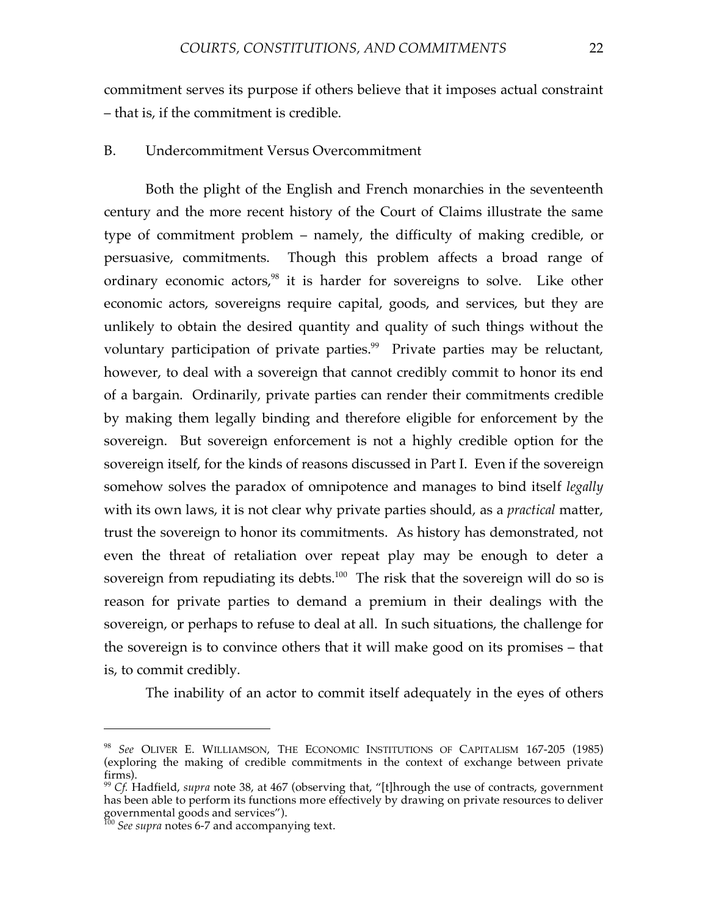commitment serves its purpose if others believe that it imposes actual constraint – that is, if the commitment is credible.

## B. Undercommitment Versus Overcommitment

Both the plight of the English and French monarchies in the seventeenth century and the more recent history of the Court of Claims illustrate the same type of commitment problem – namely, the difficulty of making credible, or persuasive, commitments. Though this problem affects a broad range of ordinary economic actors,[98] it is harder for sovereigns to solve. Like other economic actors, sovereigns require capital, goods, and services, but they are unlikely to obtain the desired quantity and quality of such things without the voluntary participation of private parties.[99] Private parties may be reluctant, however, to deal with a sovereign that cannot credibly commit to honor its end of a bargain. Ordinarily, private parties can render their commitments credible by making them legally binding and therefore eligible for enforcement by the sovereign. But sovereign enforcement is not a highly credible option for the sovereign itself, for the kinds of reasons discussed in Part I. Even if the sovereign somehow solves the paradox of omnipotence and manages to bind itself *legally* with its own laws, it is not clear why private parties should, as a *practical* matter, trust the sovereign to honor its commitments. As history has demonstrated, not even the threat of retaliation over repeat play may be enough to deter a sovereign from repudiating its debts.[100] The risk that the sovereign will do so is reason for private parties to demand a premium in their dealings with the sovereign, or perhaps to refuse to deal at all. In such situations, the challenge for the sovereign is to convince others that it will make good on its promises – that is, to commit credibly.

The inability of an actor to commit itself adequately in the eyes of others

---

[98] *See* OLIVER E. WILLIAMSON, THE ECONOMIC INSTITUTIONS OF CAPITALISM 167-205 (1985) (exploring the making of credible commitments in the context of exchange between private firms).

[99] *Cf.* Hadfield, *supra* note 38, at 467 (observing that, "[t]hrough the use of contracts, government has been able to perform its functions more effectively by drawing on private resources to deliver governmental goods and services").

[100] *See supra* notes 6-7 and accompanying text.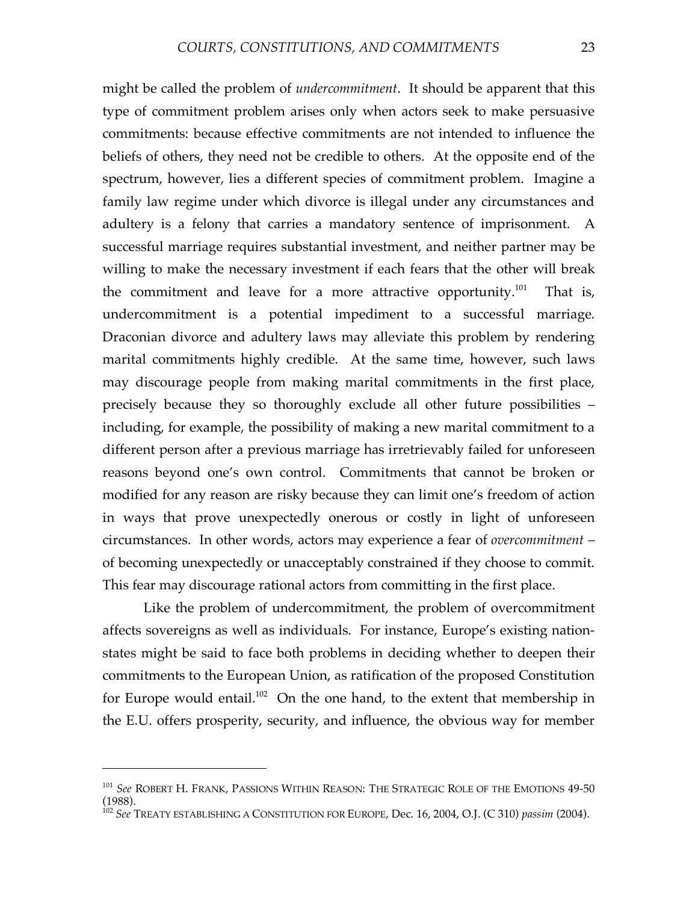might be called the problem of *undercommitment*. It should be apparent that this type of commitment problem arises only when actors seek to make persuasive commitments: because effective commitments are not intended to influence the beliefs of others, they need not be credible to others. At the opposite end of the spectrum, however, lies a different species of commitment problem. Imagine a family law regime under which divorce is illegal under any circumstances and adultery is a felony that carries a mandatory sentence of imprisonment. A successful marriage requires substantial investment, and neither partner may be willing to make the necessary investment if each fears that the other will break the commitment and leave for a more attractive opportunity.[101] That is, undercommitment is a potential impediment to a successful marriage. Draconian divorce and adultery laws may alleviate this problem by rendering marital commitments highly credible. At the same time, however, such laws may discourage people from making marital commitments in the first place, precisely because they so thoroughly exclude all other future possibilities – including, for example, the possibility of making a new marital commitment to a different person after a previous marriage has irretrievably failed for unforeseen reasons beyond one's own control. Commitments that cannot be broken or modified for any reason are risky because they can limit one's freedom of action in ways that prove unexpectedly onerous or costly in light of unforeseen circumstances. In other words, actors may experience a fear of *overcommitment* – of becoming unexpectedly or unacceptably constrained if they choose to commit. This fear may discourage rational actors from committing in the first place.

Like the problem of undercommitment, the problem of overcommitment affects sovereigns as well as individuals. For instance, Europe's existing nation-states might be said to face both problems in deciding whether to deepen their commitments to the European Union, as ratification of the proposed Constitution for Europe would entail.[102] On the one hand, to the extent that membership in the E.U. offers prosperity, security, and influence, the obvious way for member

---

[101] *See* ROBERT H. FRANK, PASSIONS WITHIN REASON: THE STRATEGIC ROLE OF THE EMOTIONS 49-50 (1988).

[102] *See* TREATY ESTABLISHING A CONSTITUTION FOR EUROPE, Dec. 16, 2004, O.J. (C 310) *passim* (2004).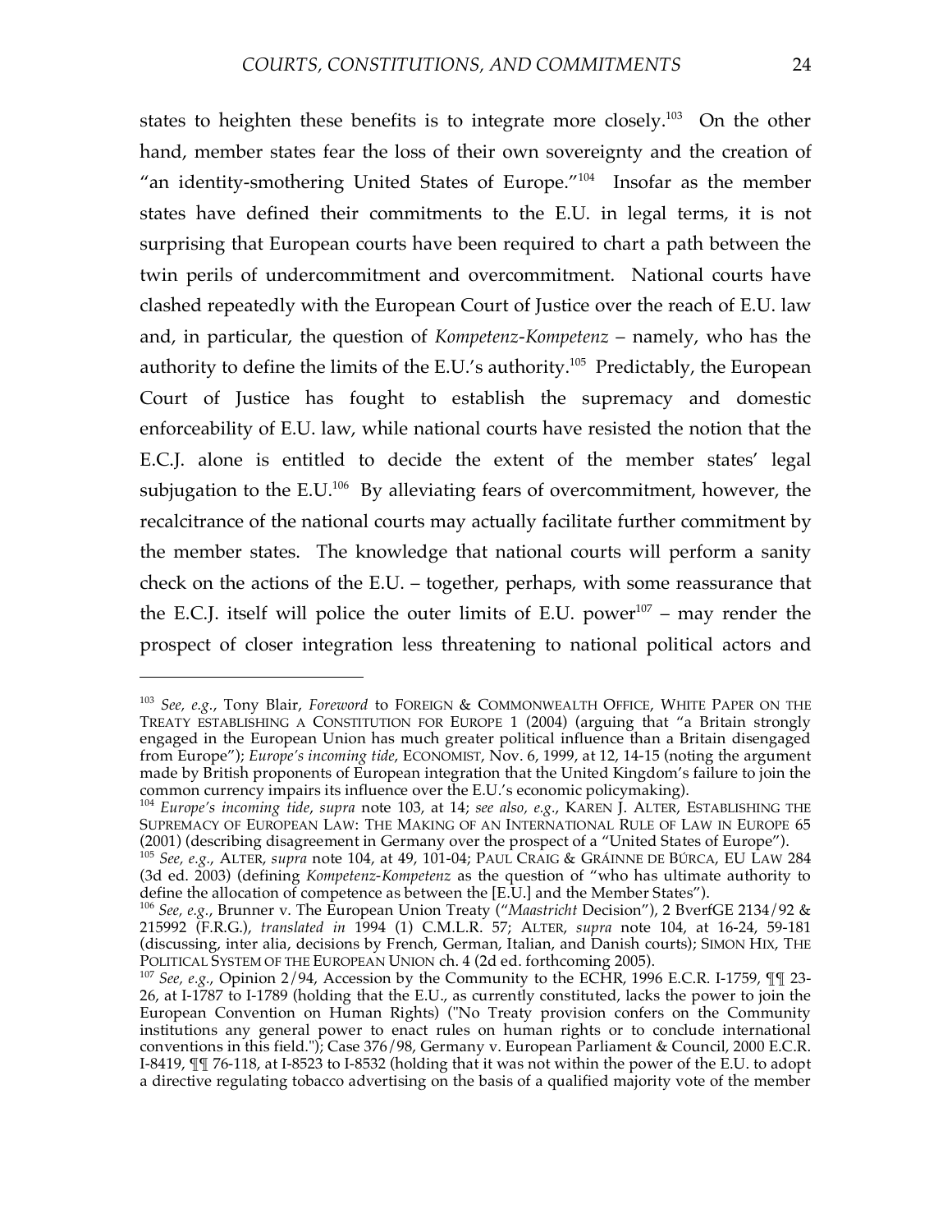states to heighten these benefits is to integrate more closely.[103] On the other hand, member states fear the loss of their own sovereignty and the creation of "an identity-smothering United States of Europe."[104] Insofar as the member states have defined their commitments to the E.U. in legal terms, it is not surprising that European courts have been required to chart a path between the twin perils of undercommitment and overcommitment. National courts have clashed repeatedly with the European Court of Justice over the reach of E.U. law and, in particular, the question of *Kompetenz-Kompetenz* – namely, who has the authority to define the limits of the E.U.'s authority.[105] Predictably, the European Court of Justice has fought to establish the supremacy and domestic enforceability of E.U. law, while national courts have resisted the notion that the E.C.J. alone is entitled to decide the extent of the member states' legal subjugation to the E.U.[106] By alleviating fears of overcommitment, however, the recalcitrance of the national courts may actually facilitate further commitment by the member states. The knowledge that national courts will perform a sanity check on the actions of the E.U. – together, perhaps, with some reassurance that the E.C.J. itself will police the outer limits of E.U. power[107] – may render the prospect of closer integration less threatening to national political actors and

---

[103] *See, e.g.*, Tony Blair, *Foreword* to FOREIGN & COMMONWEALTH OFFICE, WHITE PAPER ON THE TREATY ESTABLISHING A CONSTITUTION FOR EUROPE 1 (2004) (arguing that "a Britain strongly engaged in the European Union has much greater political influence than a Britain disengaged from Europe"); *Europe's incoming tide*, ECONOMIST, Nov. 6, 1999, at 12, 14-15 (noting the argument made by British proponents of European integration that the United Kingdom's failure to join the common currency impairs its influence over the E.U.'s economic policymaking).

[104] *Europe's incoming tide*, *supra* note 103, at 14; *see also, e.g.*, KAREN J. ALTER, ESTABLISHING THE SUPREMACY OF EUROPEAN LAW: THE MAKING OF AN INTERNATIONAL RULE OF LAW IN EUROPE 65 (2001) (describing disagreement in Germany over the prospect of a "United States of Europe").

[105] *See, e.g.*, ALTER, *supra* note 104, at 49, 101-04; PAUL CRAIG & GRÁINNE DE BÚRCA, EU LAW 284 (3d ed. 2003) (defining *Kompetenz-Kompetenz* as the question of "who has ultimate authority to define the allocation of competence as between the [E.U.] and the Member States").

[106] *See, e.g.*, Brunner v. The European Union Treaty ("*Maastricht* Decision"), 2 BverfGE 2134/92 & 215992 (F.R.G.), *translated in* 1994 (1) C.M.L.R. 57; ALTER, *supra* note 104, at 16-24, 59-181 (discussing, inter alia, decisions by French, German, Italian, and Danish courts); SIMON HIX, THE POLITICAL SYSTEM OF THE EUROPEAN UNION ch. 4 (2d ed. forthcoming 2005).

[107] *See, e.g.*, Opinion 2/94, Accession by the Community to the ECHR, 1996 E.C.R. I-1759, ¶¶ 23-26, at I-1787 to I-1789 (holding that the E.U., as currently constituted, lacks the power to join the European Convention on Human Rights) ("No Treaty provision confers on the Community institutions any general power to enact rules on human rights or to conclude international conventions in this field."); Case 376/98, Germany v. European Parliament & Council, 2000 E.C.R. I-8419, ¶¶ 76-118, at I-8523 to I-8532 (holding that it was not within the power of the E.U. to adopt a directive regulating tobacco advertising on the basis of a qualified majority vote of the member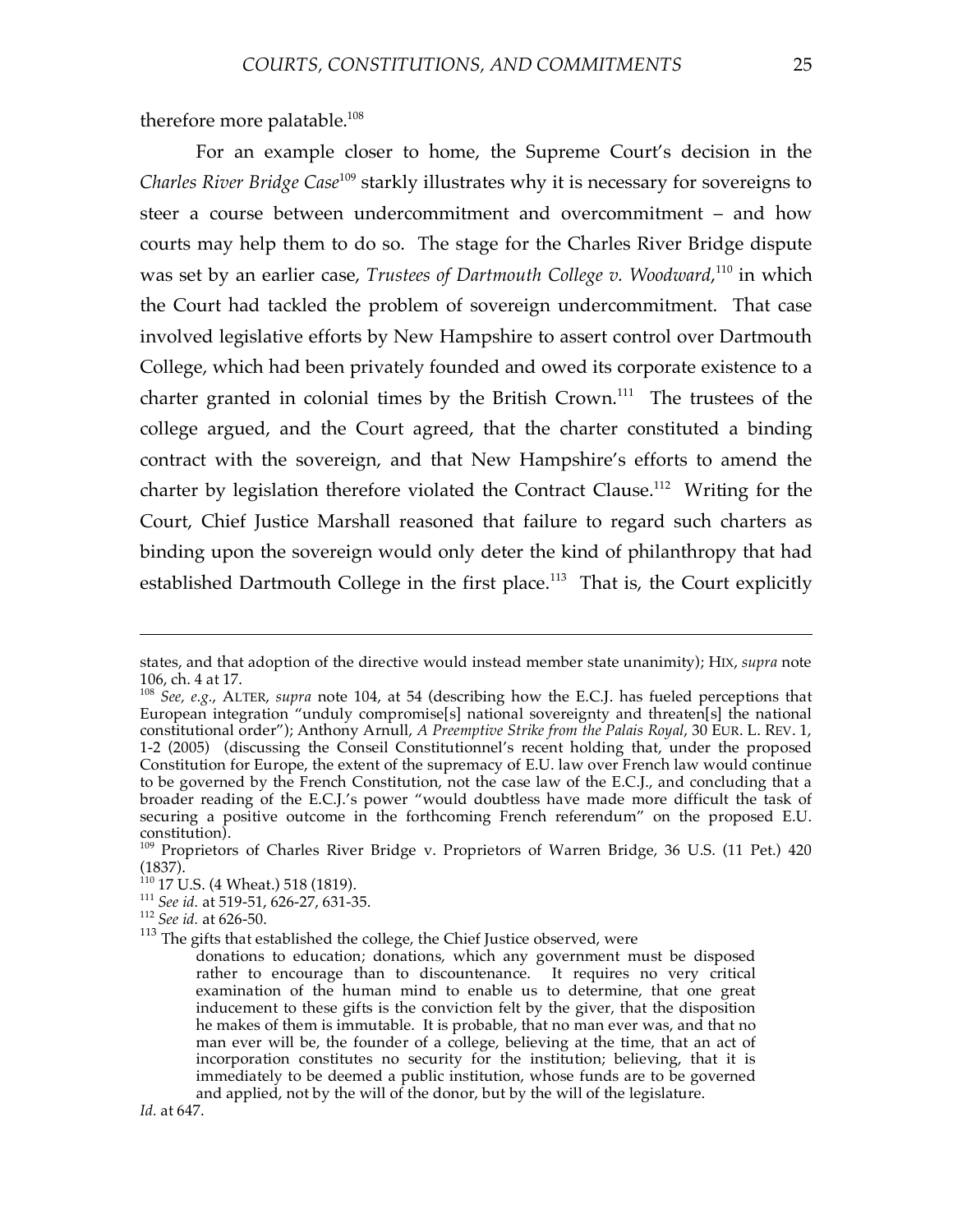therefore more palatable.[108]

For an example closer to home, the Supreme Court's decision in the *Charles River Bridge Case*[109] starkly illustrates why it is necessary for sovereigns to steer a course between undercommitment and overcommitment – and how courts may help them to do so. The stage for the Charles River Bridge dispute was set by an earlier case, *Trustees of Dartmouth College v. Woodward*,[110] in which the Court had tackled the problem of sovereign undercommitment. That case involved legislative efforts by New Hampshire to assert control over Dartmouth College, which had been privately founded and owed its corporate existence to a charter granted in colonial times by the British Crown.[111] The trustees of the college argued, and the Court agreed, that the charter constituted a binding contract with the sovereign, and that New Hampshire's efforts to amend the charter by legislation therefore violated the Contract Clause.[112] Writing for the Court, Chief Justice Marshall reasoned that failure to regard such charters as binding upon the sovereign would only deter the kind of philanthropy that had established Dartmouth College in the first place.[113] That is, the Court explicitly

---

states, and that adoption of the directive would instead member state unanimity); HIX, *supra* note 106, ch. 4 at 17.

[108] *See, e.g.*, ALTER, *supra* note 104, at 54 (describing how the E.C.J. has fueled perceptions that European integration "unduly compromise[s] national sovereignty and threaten[s] the national constitutional order"); Anthony Arnull, *A Preemptive Strike from the Palais Royal*, 30 EUR. L. REV. 1, 1-2 (2005) (discussing the Conseil Constitutionnel's recent holding that, under the proposed Constitution for Europe, the extent of the supremacy of E.U. law over French law would continue to be governed by the French Constitution, not the case law of the E.C.J., and concluding that a broader reading of the E.C.J.'s power "would doubtless have made more difficult the task of securing a positive outcome in the forthcoming French referendum" on the proposed E.U. constitution).

[109] Proprietors of Charles River Bridge v. Proprietors of Warren Bridge, 36 U.S. (11 Pet.) 420 (1837).

[110] 17 U.S. (4 Wheat.) 518 (1819).

[111] *See id.* at 519-51, 626-27, 631-35.

[112] *See id.* at 626-50.

[113] The gifts that established the college, the Chief Justice observed, were

> donations to education; donations, which any government must be disposed rather to encourage than to discountenance. It requires no very critical examination of the human mind to enable us to determine, that one great inducement to these gifts is the conviction felt by the giver, that the disposition he makes of them is immutable. It is probable, that no man ever was, and that no man ever will be, the founder of a college, believing at the time, that an act of incorporation constitutes no security for the institution; believing, that it is immediately to be deemed a public institution, whose funds are to be governed and applied, not by the will of the donor, but by the will of the legislature.

*Id.* at 647.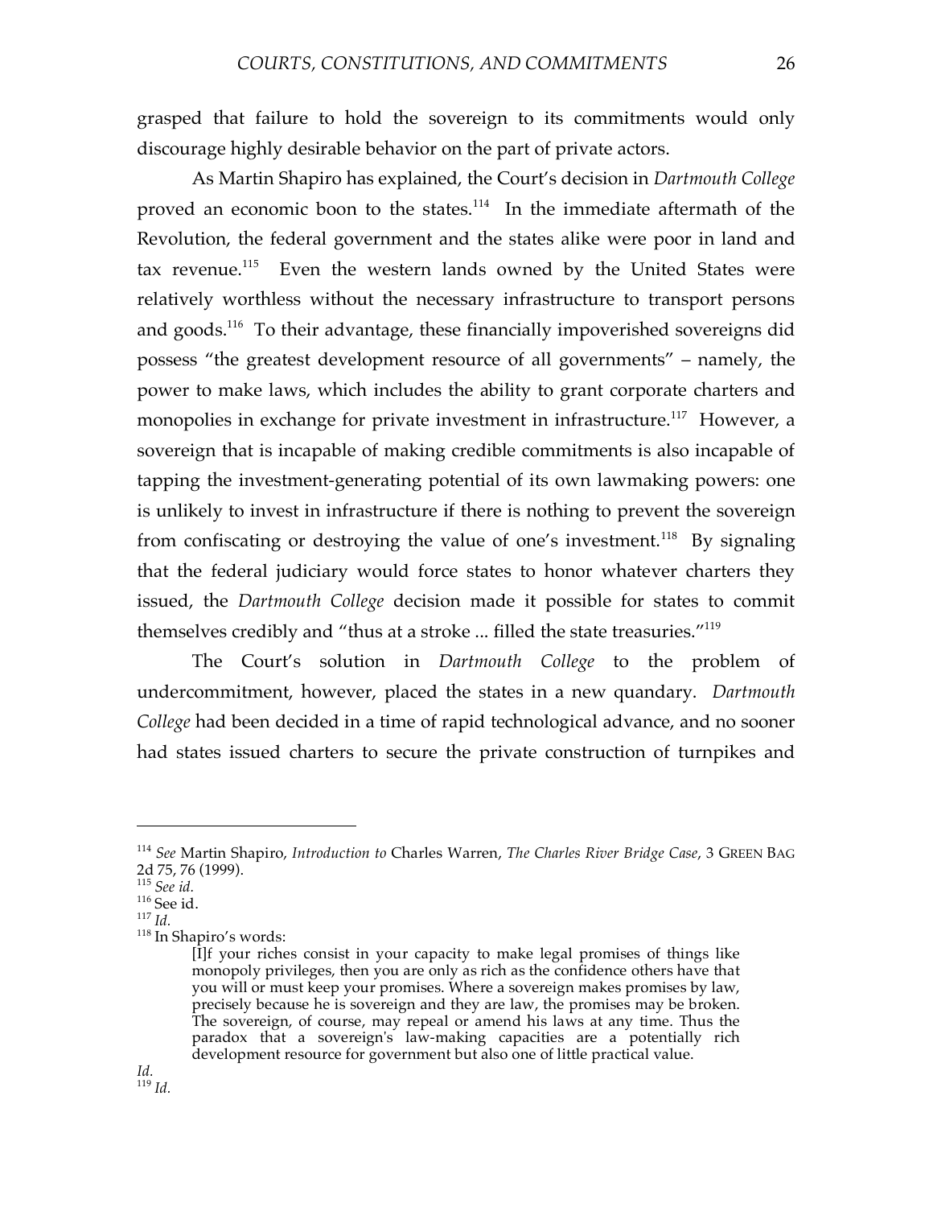grasped that failure to hold the sovereign to its commitments would only discourage highly desirable behavior on the part of private actors.

As Martin Shapiro has explained, the Court's decision in *Dartmouth College* proved an economic boon to the states.[114] In the immediate aftermath of the Revolution, the federal government and the states alike were poor in land and tax revenue.[115] Even the western lands owned by the United States were relatively worthless without the necessary infrastructure to transport persons and goods.[116] To their advantage, these financially impoverished sovereigns did possess "the greatest development resource of all governments" – namely, the power to make laws, which includes the ability to grant corporate charters and monopolies in exchange for private investment in infrastructure.[117] However, a sovereign that is incapable of making credible commitments is also incapable of tapping the investment-generating potential of its own lawmaking powers: one is unlikely to invest in infrastructure if there is nothing to prevent the sovereign from confiscating or destroying the value of one's investment.[118] By signaling that the federal judiciary would force states to honor whatever charters they issued, the *Dartmouth College* decision made it possible for states to commit themselves credibly and "thus at a stroke ... filled the state treasuries."[119]

The Court's solution in *Dartmouth College* to the problem of undercommitment, however, placed the states in a new quandary. *Dartmouth College* had been decided in a time of rapid technological advance, and no sooner had states issued charters to secure the private construction of turnpikes and

---

[114] *See* Martin Shapiro, *Introduction to* Charles Warren, *The Charles River Bridge Case*, 3 GREEN BAG 2d 75, 76 (1999).

[115] *See id.*

[116] See id.

[117] *Id.*

[118] In Shapiro's words:

> [I]f your riches consist in your capacity to make legal promises of things like monopoly privileges, then you are only as rich as the confidence others have that you will or must keep your promises. Where a sovereign makes promises by law, precisely because he is sovereign and they are law, the promises may be broken. The sovereign, of course, may repeal or amend his laws at any time. Thus the paradox that a sovereign's law-making capacities are a potentially rich development resource for government but also one of little practical value.

*Id.*

[119] *Id.*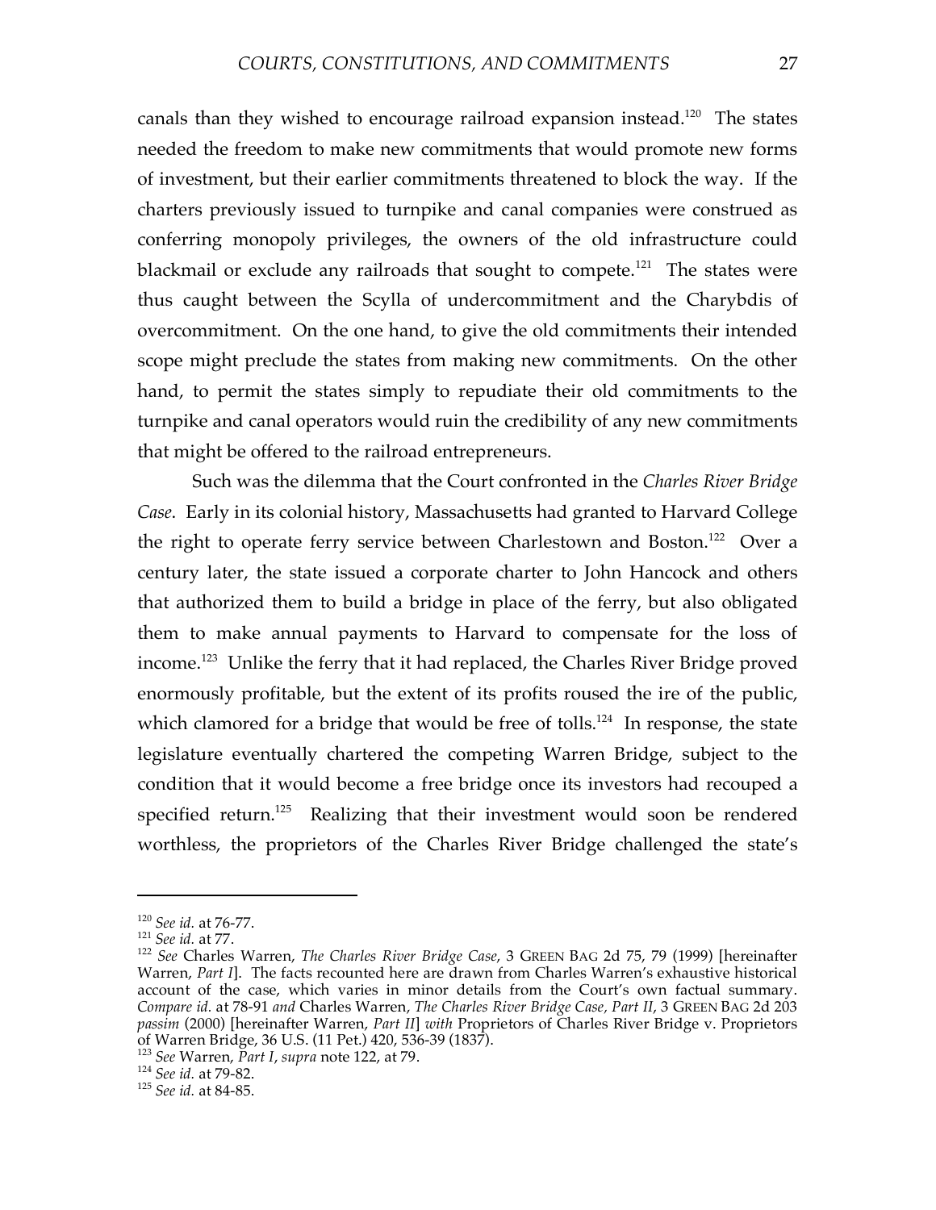canals than they wished to encourage railroad expansion instead.[120] The states needed the freedom to make new commitments that would promote new forms of investment, but their earlier commitments threatened to block the way. If the charters previously issued to turnpike and canal companies were construed as conferring monopoly privileges, the owners of the old infrastructure could blackmail or exclude any railroads that sought to compete.[121] The states were thus caught between the Scylla of undercommitment and the Charybdis of overcommitment. On the one hand, to give the old commitments their intended scope might preclude the states from making new commitments. On the other hand, to permit the states simply to repudiate their old commitments to the turnpike and canal operators would ruin the credibility of any new commitments that might be offered to the railroad entrepreneurs.

Such was the dilemma that the Court confronted in the *Charles River Bridge Case*. Early in its colonial history, Massachusetts had granted to Harvard College the right to operate ferry service between Charlestown and Boston.[122] Over a century later, the state issued a corporate charter to John Hancock and others that authorized them to build a bridge in place of the ferry, but also obligated them to make annual payments to Harvard to compensate for the loss of income.[123] Unlike the ferry that it had replaced, the Charles River Bridge proved enormously profitable, but the extent of its profits roused the ire of the public, which clamored for a bridge that would be free of tolls.[124] In response, the state legislature eventually chartered the competing Warren Bridge, subject to the condition that it would become a free bridge once its investors had recouped a specified return.[125] Realizing that their investment would soon be rendered worthless, the proprietors of the Charles River Bridge challenged the state's

---

[120] *See id.* at 76-77.

[121] *See id.* at 77.

[122] *See* Charles Warren, *The Charles River Bridge Case*, 3 GREEN BAG 2d 75, 79 (1999) [hereinafter Warren, *Part I*]. The facts recounted here are drawn from Charles Warren's exhaustive historical account of the case, which varies in minor details from the Court's own factual summary. *Compare id.* at 78-91 *and* Charles Warren, *The Charles River Bridge Case, Part II*, 3 GREEN BAG 2d 203 *passim* (2000) [hereinafter Warren, *Part II*] *with* Proprietors of Charles River Bridge v. Proprietors of Warren Bridge, 36 U.S. (11 Pet.) 420, 536-39 (1837).

[123] *See* Warren, *Part I*, *supra* note 122, at 79.

[124] *See id.* at 79-82.

[125] *See id.* at 84-85.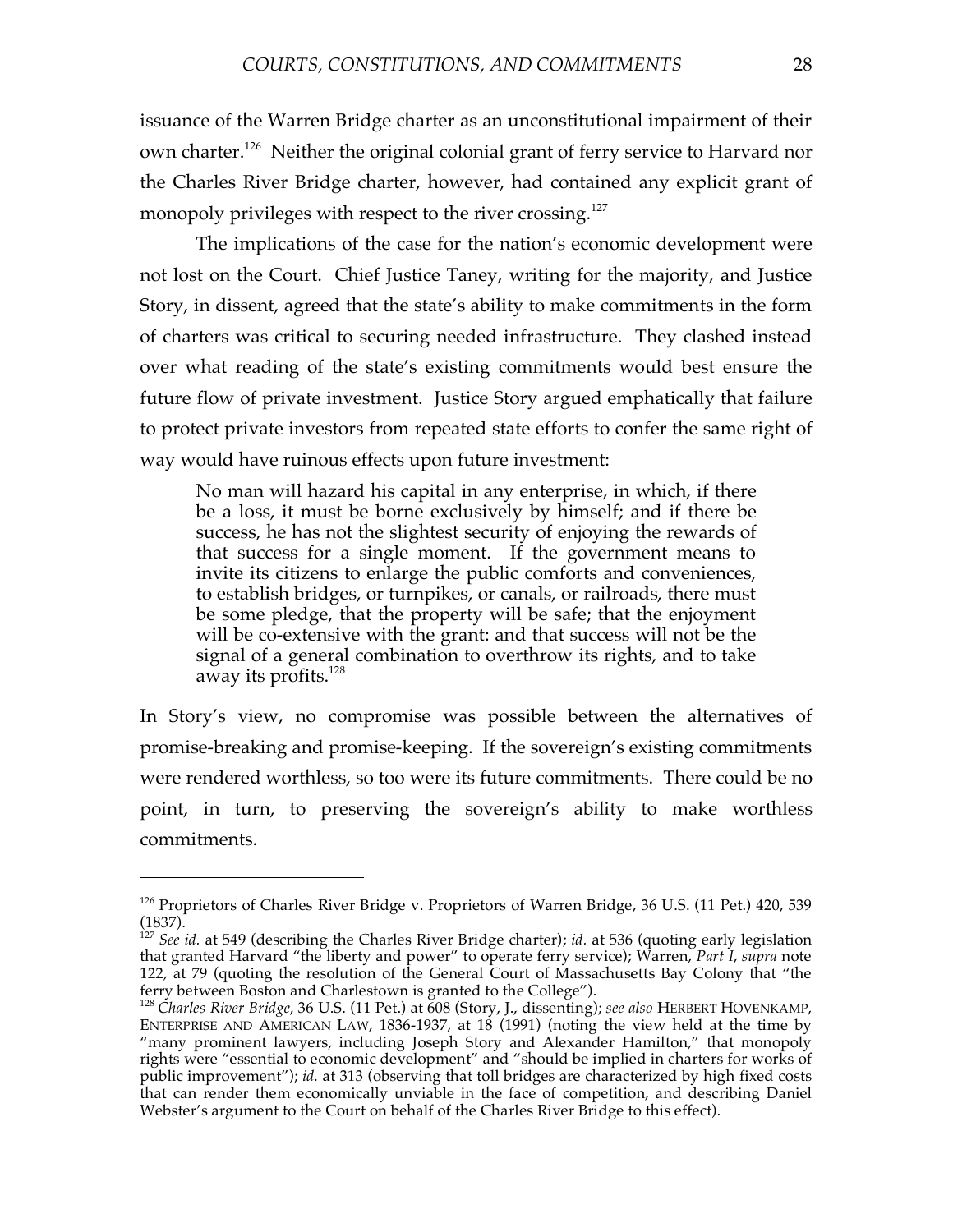issuance of the Warren Bridge charter as an unconstitutional impairment of their own charter.[126] Neither the original colonial grant of ferry service to Harvard nor the Charles River Bridge charter, however, had contained any explicit grant of monopoly privileges with respect to the river crossing.[127]

The implications of the case for the nation's economic development were not lost on the Court. Chief Justice Taney, writing for the majority, and Justice Story, in dissent, agreed that the state's ability to make commitments in the form of charters was critical to securing needed infrastructure. They clashed instead over what reading of the state's existing commitments would best ensure the future flow of private investment. Justice Story argued emphatically that failure to protect private investors from repeated state efforts to confer the same right of way would have ruinous effects upon future investment:

> No man will hazard his capital in any enterprise, in which, if there be a loss, it must be borne exclusively by himself; and if there be success, he has not the slightest security of enjoying the rewards of that success for a single moment. If the government means to invite its citizens to enlarge the public comforts and conveniences, to establish bridges, or turnpikes, or canals, or railroads, there must be some pledge, that the property will be safe; that the enjoyment will be co-extensive with the grant: and that success will not be the signal of a general combination to overthrow its rights, and to take away its profits.[128]

In Story's view, no compromise was possible between the alternatives of promise-breaking and promise-keeping. If the sovereign's existing commitments were rendered worthless, so too were its future commitments. There could be no point, in turn, to preserving the sovereign's ability to make worthless commitments.

---

[126] Proprietors of Charles River Bridge v. Proprietors of Warren Bridge, 36 U.S. (11 Pet.) 420, 539 (1837).

[127] *See id.* at 549 (describing the Charles River Bridge charter); *id.* at 536 (quoting early legislation that granted Harvard "the liberty and power" to operate ferry service); Warren, *Part I*, *supra* note 122, at 79 (quoting the resolution of the General Court of Massachusetts Bay Colony that "the ferry between Boston and Charlestown is granted to the College").

[128] *Charles River Bridge*, 36 U.S. (11 Pet.) at 608 (Story, J., dissenting); *see also* HERBERT HOVENKAMP, ENTERPRISE AND AMERICAN LAW, 1836-1937, at 18 (1991) (noting the view held at the time by "many prominent lawyers, including Joseph Story and Alexander Hamilton," that monopoly rights were "essential to economic development" and "should be implied in charters for works of public improvement"); *id.* at 313 (observing that toll bridges are characterized by high fixed costs that can render them economically unviable in the face of competition, and describing Daniel Webster's argument to the Court on behalf of the Charles River Bridge to this effect).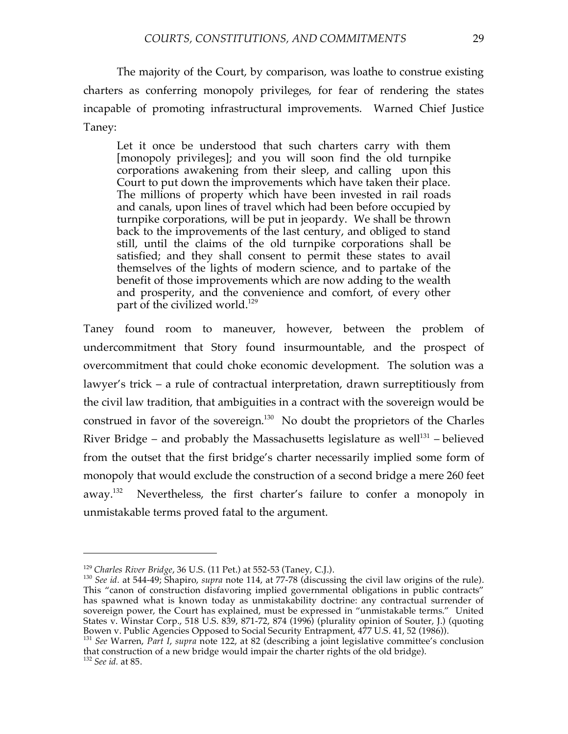The majority of the Court, by comparison, was loathe to construe existing charters as conferring monopoly privileges, for fear of rendering the states incapable of promoting infrastructural improvements. Warned Chief Justice Taney:

> Let it once be understood that such charters carry with them [monopoly privileges]; and you will soon find the old turnpike corporations awakening from their sleep, and calling upon this Court to put down the improvements which have taken their place. The millions of property which have been invested in rail roads and canals, upon lines of travel which had been before occupied by turnpike corporations, will be put in jeopardy. We shall be thrown back to the improvements of the last century, and obliged to stand still, until the claims of the old turnpike corporations shall be satisfied; and they shall consent to permit these states to avail themselves of the lights of modern science, and to partake of the benefit of those improvements which are now adding to the wealth and prosperity, and the convenience and comfort, of every other part of the civilized world.[129]

Taney found room to maneuver, however, between the problem of undercommitment that Story found insurmountable, and the prospect of overcommitment that could choke economic development. The solution was a lawyer's trick – a rule of contractual interpretation, drawn surreptitiously from the civil law tradition, that ambiguities in a contract with the sovereign would be construed in favor of the sovereign.[130] No doubt the proprietors of the Charles River Bridge – and probably the Massachusetts legislature as well[131] – believed from the outset that the first bridge's charter necessarily implied some form of monopoly that would exclude the construction of a second bridge a mere 260 feet away.[132] Nevertheless, the first charter's failure to confer a monopoly in unmistakable terms proved fatal to the argument.

---

[129] *Charles River Bridge*, 36 U.S. (11 Pet.) at 552-53 (Taney, C.J.).

[130] *See id.* at 544-49; Shapiro, *supra* note 114, at 77-78 (discussing the civil law origins of the rule). This "canon of construction disfavoring implied governmental obligations in public contracts" has spawned what is known today as unmistakability doctrine: any contractual surrender of sovereign power, the Court has explained, must be expressed in "unmistakable terms." United States v. Winstar Corp., 518 U.S. 839, 871-72, 874 (1996) (plurality opinion of Souter, J.) (quoting Bowen v. Public Agencies Opposed to Social Security Entrapment, 477 U.S. 41, 52 (1986)).

[131] *See* Warren, *Part I*, *supra* note 122, at 82 (describing a joint legislative committee's conclusion that construction of a new bridge would impair the charter rights of the old bridge).

[132] *See id.* at 85.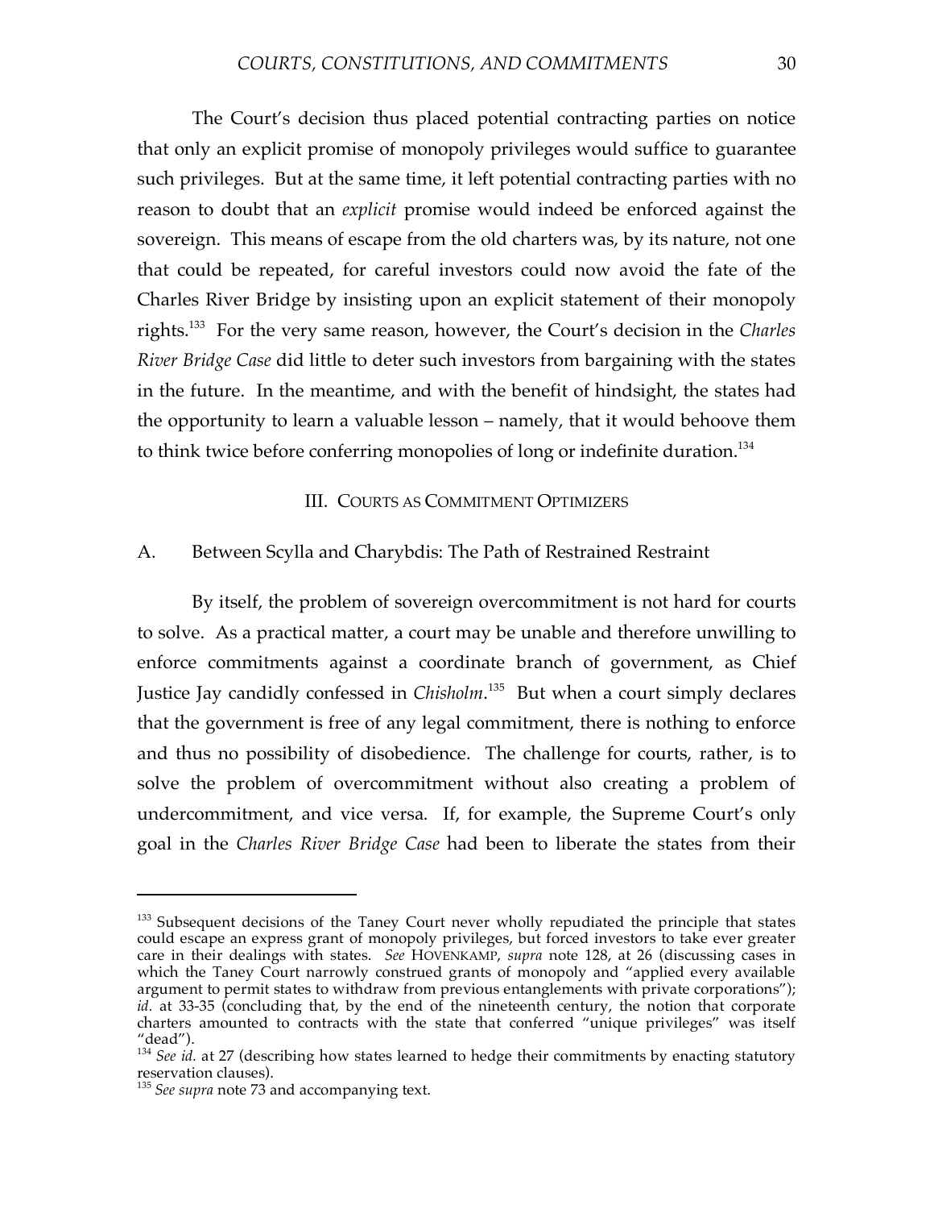The Court's decision thus placed potential contracting parties on notice that only an explicit promise of monopoly privileges would suffice to guarantee such privileges. But at the same time, it left potential contracting parties with no reason to doubt that an *explicit* promise would indeed be enforced against the sovereign. This means of escape from the old charters was, by its nature, not one that could be repeated, for careful investors could now avoid the fate of the Charles River Bridge by insisting upon an explicit statement of their monopoly rights.[133] For the very same reason, however, the Court's decision in the *Charles River Bridge Case* did little to deter such investors from bargaining with the states in the future. In the meantime, and with the benefit of hindsight, the states had the opportunity to learn a valuable lesson – namely, that it would behoove them to think twice before conferring monopolies of long or indefinite duration.[134]

## III. COURTS AS COMMITMENT OPTIMIZERS

### A. Between Scylla and Charybdis: The Path of Restrained Restraint

By itself, the problem of sovereign overcommitment is not hard for courts to solve. As a practical matter, a court may be unable and therefore unwilling to enforce commitments against a coordinate branch of government, as Chief Justice Jay candidly confessed in *Chisholm*.[135] But when a court simply declares that the government is free of any legal commitment, there is nothing to enforce and thus no possibility of disobedience. The challenge for courts, rather, is to solve the problem of overcommitment without also creating a problem of undercommitment, and vice versa. If, for example, the Supreme Court's only goal in the *Charles River Bridge Case* had been to liberate the states from their

---

[133] Subsequent decisions of the Taney Court never wholly repudiated the principle that states could escape an express grant of monopoly privileges, but forced investors to take ever greater care in their dealings with states. *See* HOVENKAMP, *supra* note 128, at 26 (discussing cases in which the Taney Court narrowly construed grants of monopoly and "applied every available argument to permit states to withdraw from previous entanglements with private corporations"); *id.* at 33-35 (concluding that, by the end of the nineteenth century, the notion that corporate charters amounted to contracts with the state that conferred "unique privileges" was itself "dead").

[134] *See id.* at 27 (describing how states learned to hedge their commitments by enacting statutory reservation clauses).

[135] *See supra* note 73 and accompanying text.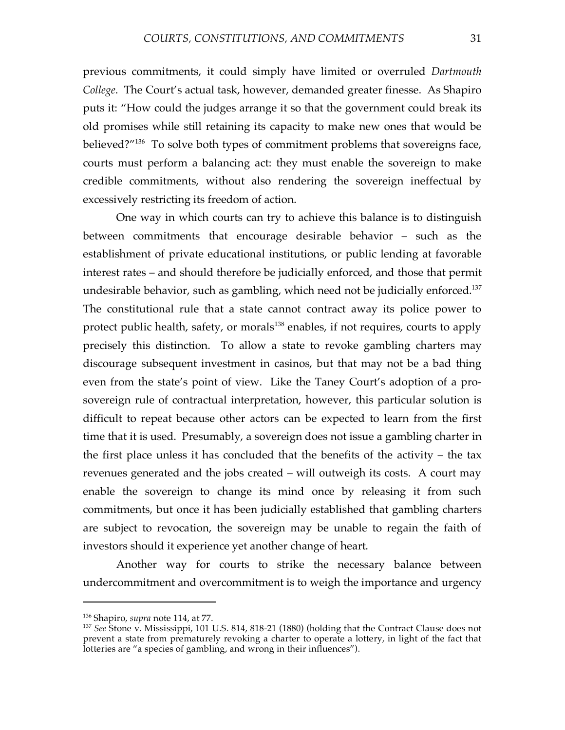previous commitments, it could simply have limited or overruled *Dartmouth College*. The Court's actual task, however, demanded greater finesse. As Shapiro puts it: "How could the judges arrange it so that the government could break its old promises while still retaining its capacity to make new ones that would be believed?"[136] To solve both types of commitment problems that sovereigns face, courts must perform a balancing act: they must enable the sovereign to make credible commitments, without also rendering the sovereign ineffectual by excessively restricting its freedom of action.

One way in which courts can try to achieve this balance is to distinguish between commitments that encourage desirable behavior – such as the establishment of private educational institutions, or public lending at favorable interest rates – and should therefore be judicially enforced, and those that permit undesirable behavior, such as gambling, which need not be judicially enforced.[137] The constitutional rule that a state cannot contract away its police power to protect public health, safety, or morals[138] enables, if not requires, courts to apply precisely this distinction. To allow a state to revoke gambling charters may discourage subsequent investment in casinos, but that may not be a bad thing even from the state's point of view. Like the Taney Court's adoption of a pro-sovereign rule of contractual interpretation, however, this particular solution is difficult to repeat because other actors can be expected to learn from the first time that it is used. Presumably, a sovereign does not issue a gambling charter in the first place unless it has concluded that the benefits of the activity – the tax revenues generated and the jobs created – will outweigh its costs. A court may enable the sovereign to change its mind once by releasing it from such commitments, but once it has been judicially established that gambling charters are subject to revocation, the sovereign may be unable to regain the faith of investors should it experience yet another change of heart.

Another way for courts to strike the necessary balance between undercommitment and overcommitment is to weigh the importance and urgency

---

[136] Shapiro, *supra* note 114, at 77.

[137] *See* Stone v. Mississippi, 101 U.S. 814, 818-21 (1880) (holding that the Contract Clause does not prevent a state from prematurely revoking a charter to operate a lottery, in light of the fact that lotteries are "a species of gambling, and wrong in their influences").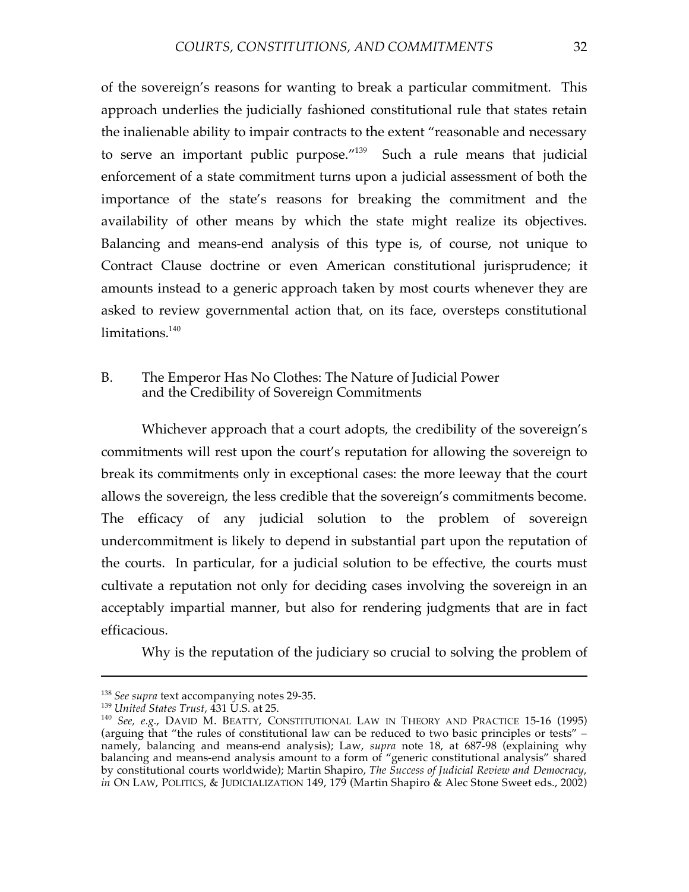of the sovereign's reasons for wanting to break a particular commitment. This approach underlies the judicially fashioned constitutional rule that states retain the inalienable ability to impair contracts to the extent "reasonable and necessary to serve an important public purpose."[139] Such a rule means that judicial enforcement of a state commitment turns upon a judicial assessment of both the importance of the state's reasons for breaking the commitment and the availability of other means by which the state might realize its objectives. Balancing and means-end analysis of this type is, of course, not unique to Contract Clause doctrine or even American constitutional jurisprudence; it amounts instead to a generic approach taken by most courts whenever they are asked to review governmental action that, on its face, oversteps constitutional limitations.[140]

### B. The Emperor Has No Clothes: The Nature of Judicial Power and the Credibility of Sovereign Commitments

Whichever approach that a court adopts, the credibility of the sovereign's commitments will rest upon the court's reputation for allowing the sovereign to break its commitments only in exceptional cases: the more leeway that the court allows the sovereign, the less credible that the sovereign's commitments become. The efficacy of any judicial solution to the problem of sovereign undercommitment is likely to depend in substantial part upon the reputation of the courts. In particular, for a judicial solution to be effective, the courts must cultivate a reputation not only for deciding cases involving the sovereign in an acceptably impartial manner, but also for rendering judgments that are in fact efficacious.

Why is the reputation of the judiciary so crucial to solving the problem of

---

[138] *See supra* text accompanying notes 29-35.

[139] *United States Trust*, 431 U.S. at 25.

[140] *See, e.g.*, DAVID M. BEATTY, CONSTITUTIONAL LAW IN THEORY AND PRACTICE 15-16 (1995) (arguing that "the rules of constitutional law can be reduced to two basic principles or tests" – namely, balancing and means-end analysis); Law, *supra* note 18, at 687-98 (explaining why balancing and means-end analysis amount to a form of "generic constitutional analysis" shared by constitutional courts worldwide); Martin Shapiro, *The Success of Judicial Review and Democracy*, *in* ON LAW, POLITICS, & JUDICIALIZATION 149, 179 (Martin Shapiro & Alec Stone Sweet eds., 2002)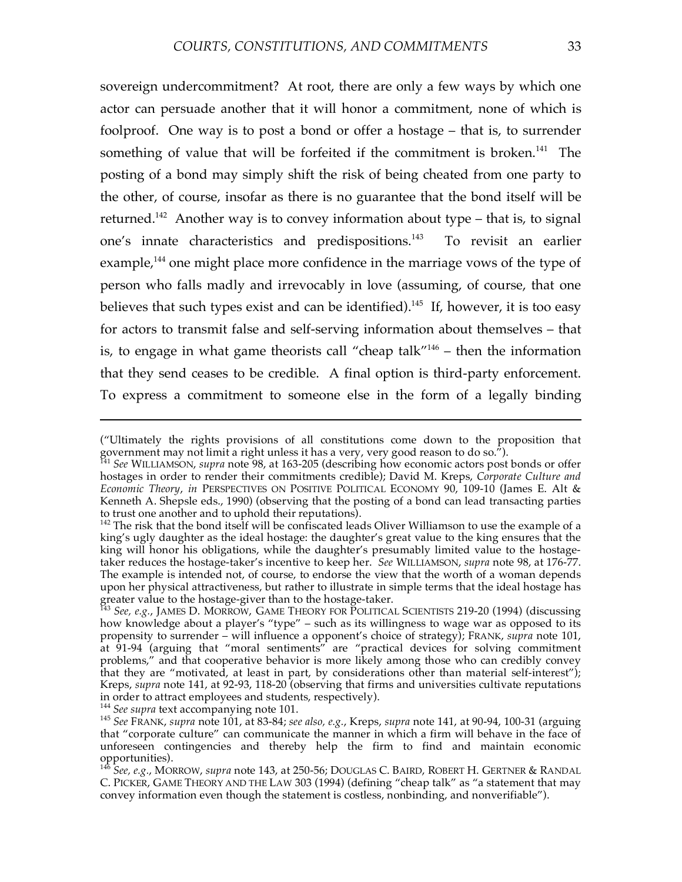sovereign undercommitment? At root, there are only a few ways by which one actor can persuade another that it will honor a commitment, none of which is foolproof. One way is to post a bond or offer a hostage – that is, to surrender something of value that will be forfeited if the commitment is broken.[141] The posting of a bond may simply shift the risk of being cheated from one party to the other, of course, insofar as there is no guarantee that the bond itself will be returned.[142] Another way is to convey information about type – that is, to signal one's innate characteristics and predispositions.[143] To revisit an earlier example,[144] one might place more confidence in the marriage vows of the type of person who falls madly and irrevocably in love (assuming, of course, that one believes that such types exist and can be identified).[145] If, however, it is too easy for actors to transmit false and self-serving information about themselves – that is, to engage in what game theorists call "cheap talk"[146] – then the information that they send ceases to be credible. A final option is third-party enforcement. To express a commitment to someone else in the form of a legally binding

---

("Ultimately the rights provisions of all constitutions come down to the proposition that government may not limit a right unless it has a very, very good reason to do so.").

[141] *See* WILLIAMSON, *supra* note 98, at 163-205 (describing how economic actors post bonds or offer hostages in order to render their commitments credible); David M. Kreps, *Corporate Culture and Economic Theory*, *in* PERSPECTIVES ON POSITIVE POLITICAL ECONOMY 90, 109-10 (James E. Alt & Kenneth A. Shepsle eds., 1990) (observing that the posting of a bond can lead transacting parties to trust one another and to uphold their reputations).

[142] The risk that the bond itself will be confiscated leads Oliver Williamson to use the example of a king's ugly daughter as the ideal hostage: the daughter's great value to the king ensures that the king will honor his obligations, while the daughter's presumably limited value to the hostage-taker reduces the hostage-taker's incentive to keep her. *See* WILLIAMSON, *supra* note 98, at 176-77. The example is intended not, of course, to endorse the view that the worth of a woman depends upon her physical attractiveness, but rather to illustrate in simple terms that the ideal hostage has greater value to the hostage-giver than to the hostage-taker.

[143] *See, e.g.*, JAMES D. MORROW, GAME THEORY FOR POLITICAL SCIENTISTS 219-20 (1994) (discussing how knowledge about a player's "type" – such as its willingness to wage war as opposed to its propensity to surrender – will influence a opponent's choice of strategy); FRANK, *supra* note 101, at 91-94 (arguing that "moral sentiments" are "practical devices for solving commitment problems," and that cooperative behavior is more likely among those who can credibly convey that they are "motivated, at least in part, by considerations other than material self-interest"); Kreps, *supra* note 141, at 92-93, 118-20 (observing that firms and universities cultivate reputations in order to attract employees and students, respectively).

[144] *See supra* text accompanying note 101.

[145] *See* FRANK, *supra* note 101, at 83-84; *see also, e.g.*, Kreps, *supra* note 141, at 90-94, 100-31 (arguing that "corporate culture" can communicate the manner in which a firm will behave in the face of unforeseen contingencies and thereby help the firm to find and maintain economic opportunities).

[146] *See, e.g.*, MORROW, *supra* note 143, at 250-56; DOUGLAS C. BAIRD, ROBERT H. GERTNER & RANDAL C. PICKER, GAME THEORY AND THE LAW 303 (1994) (defining "cheap talk" as "a statement that may convey information even though the statement is costless, nonbinding, and nonverifiable").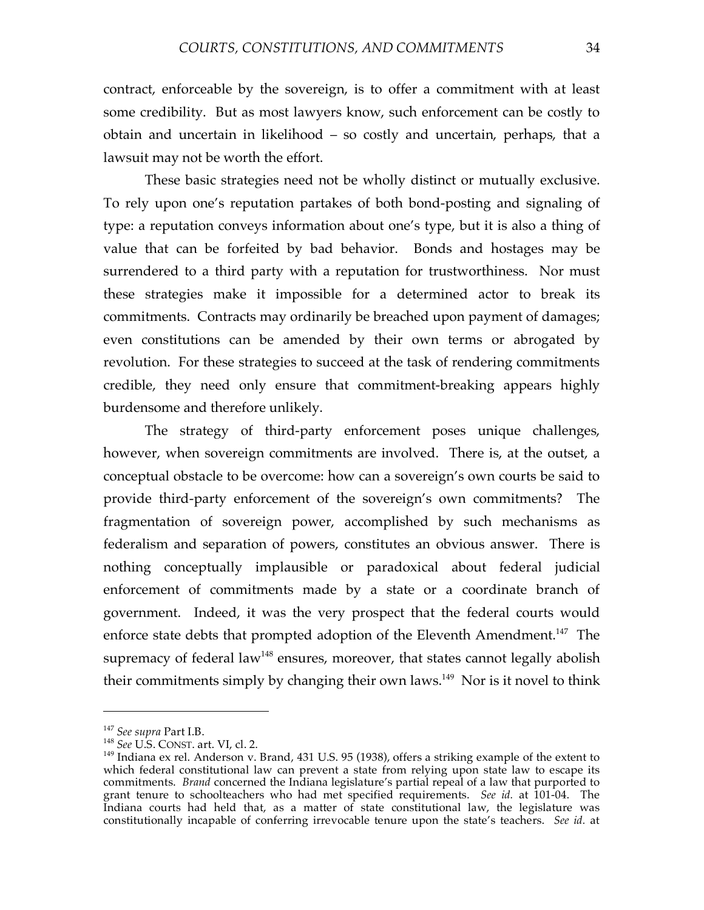contract, enforceable by the sovereign, is to offer a commitment with at least some credibility. But as most lawyers know, such enforcement can be costly to obtain and uncertain in likelihood – so costly and uncertain, perhaps, that a lawsuit may not be worth the effort.

These basic strategies need not be wholly distinct or mutually exclusive. To rely upon one's reputation partakes of both bond-posting and signaling of type: a reputation conveys information about one's type, but it is also a thing of value that can be forfeited by bad behavior. Bonds and hostages may be surrendered to a third party with a reputation for trustworthiness. Nor must these strategies make it impossible for a determined actor to break its commitments. Contracts may ordinarily be breached upon payment of damages; even constitutions can be amended by their own terms or abrogated by revolution. For these strategies to succeed at the task of rendering commitments credible, they need only ensure that commitment-breaking appears highly burdensome and therefore unlikely.

The strategy of third-party enforcement poses unique challenges, however, when sovereign commitments are involved. There is, at the outset, a conceptual obstacle to be overcome: how can a sovereign's own courts be said to provide third-party enforcement of the sovereign's own commitments? The fragmentation of sovereign power, accomplished by such mechanisms as federalism and separation of powers, constitutes an obvious answer. There is nothing conceptually implausible or paradoxical about federal judicial enforcement of commitments made by a state or a coordinate branch of government. Indeed, it was the very prospect that the federal courts would enforce state debts that prompted adoption of the Eleventh Amendment.[147] The supremacy of federal law[148] ensures, moreover, that states cannot legally abolish their commitments simply by changing their own laws.[149] Nor is it novel to think

---

[147] *See supra* Part I.B.

[148] *See* U.S. CONST. art. VI, cl. 2.

[149] Indiana ex rel. Anderson v. Brand, 431 U.S. 95 (1938), offers a striking example of the extent to which federal constitutional law can prevent a state from relying upon state law to escape its commitments. *Brand* concerned the Indiana legislature's partial repeal of a law that purported to grant tenure to schoolteachers who had met specified requirements. *See id.* at 101-04. The Indiana courts had held that, as a matter of state constitutional law, the legislature was constitutionally incapable of conferring irrevocable tenure upon the state's teachers. *See id.* at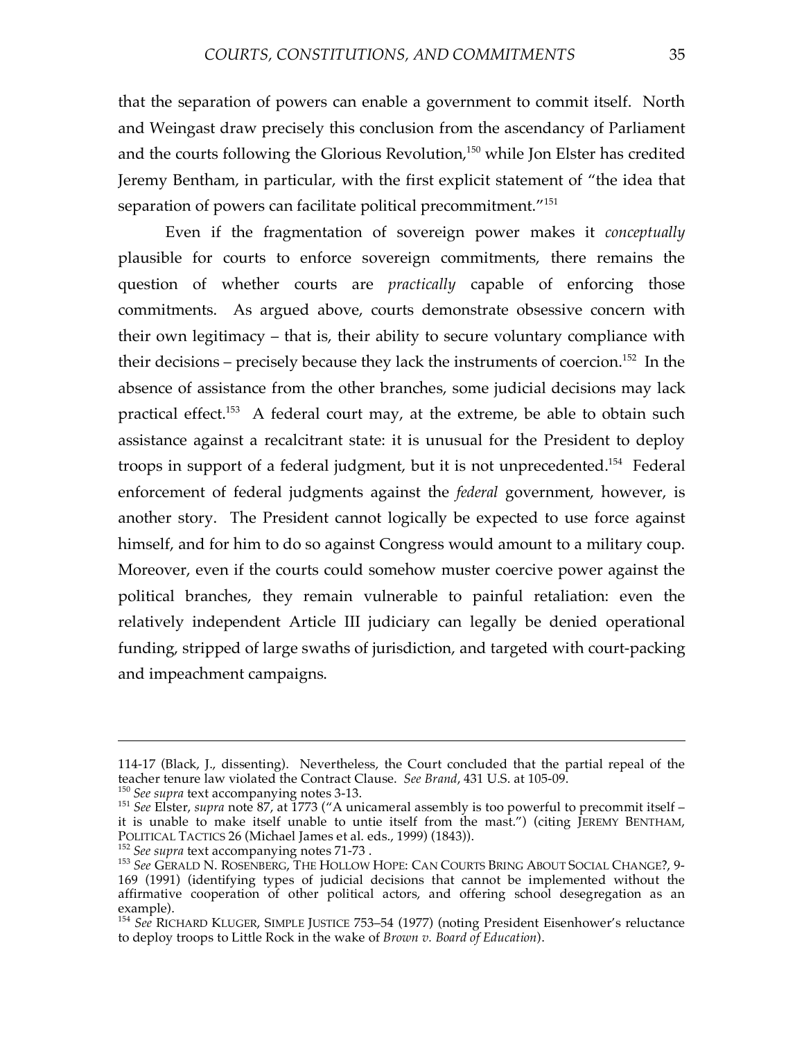that the separation of powers can enable a government to commit itself. North and Weingast draw precisely this conclusion from the ascendancy of Parliament and the courts following the Glorious Revolution,[150] while Jon Elster has credited Jeremy Bentham, in particular, with the first explicit statement of "the idea that separation of powers can facilitate political precommitment."[151]

Even if the fragmentation of sovereign power makes it *conceptually* plausible for courts to enforce sovereign commitments, there remains the question of whether courts are *practically* capable of enforcing those commitments. As argued above, courts demonstrate obsessive concern with their own legitimacy – that is, their ability to secure voluntary compliance with their decisions – precisely because they lack the instruments of coercion.[152] In the absence of assistance from the other branches, some judicial decisions may lack practical effect.[153] A federal court may, at the extreme, be able to obtain such assistance against a recalcitrant state: it is unusual for the President to deploy troops in support of a federal judgment, but it is not unprecedented.[154] Federal enforcement of federal judgments against the *federal* government, however, is another story. The President cannot logically be expected to use force against himself, and for him to do so against Congress would amount to a military coup. Moreover, even if the courts could somehow muster coercive power against the political branches, they remain vulnerable to painful retaliation: even the relatively independent Article III judiciary can legally be denied operational funding, stripped of large swaths of jurisdiction, and targeted with court-packing and impeachment campaigns.

---

114-17 (Black, J., dissenting). Nevertheless, the Court concluded that the partial repeal of the teacher tenure law violated the Contract Clause. *See Brand*, 431 U.S. at 105-09.

[150] *See supra* text accompanying notes 3-13.

[151] *See* Elster, *supra* note 87, at 1773 ("A unicameral assembly is too powerful to precommit itself – it is unable to make itself unable to untie itself from the mast.") (citing JEREMY BENTHAM, POLITICAL TACTICS 26 (Michael James et al. eds., 1999) (1843)).

[152] *See supra* text accompanying notes 71-73 .

[153] *See* GERALD N. ROSENBERG, THE HOLLOW HOPE: CAN COURTS BRING ABOUT SOCIAL CHANGE?, 9-169 (1991) (identifying types of judicial decisions that cannot be implemented without the affirmative cooperation of other political actors, and offering school desegregation as an example).

[154] *See* RICHARD KLUGER, SIMPLE JUSTICE 753–54 (1977) (noting President Eisenhower's reluctance to deploy troops to Little Rock in the wake of *Brown v. Board of Education*).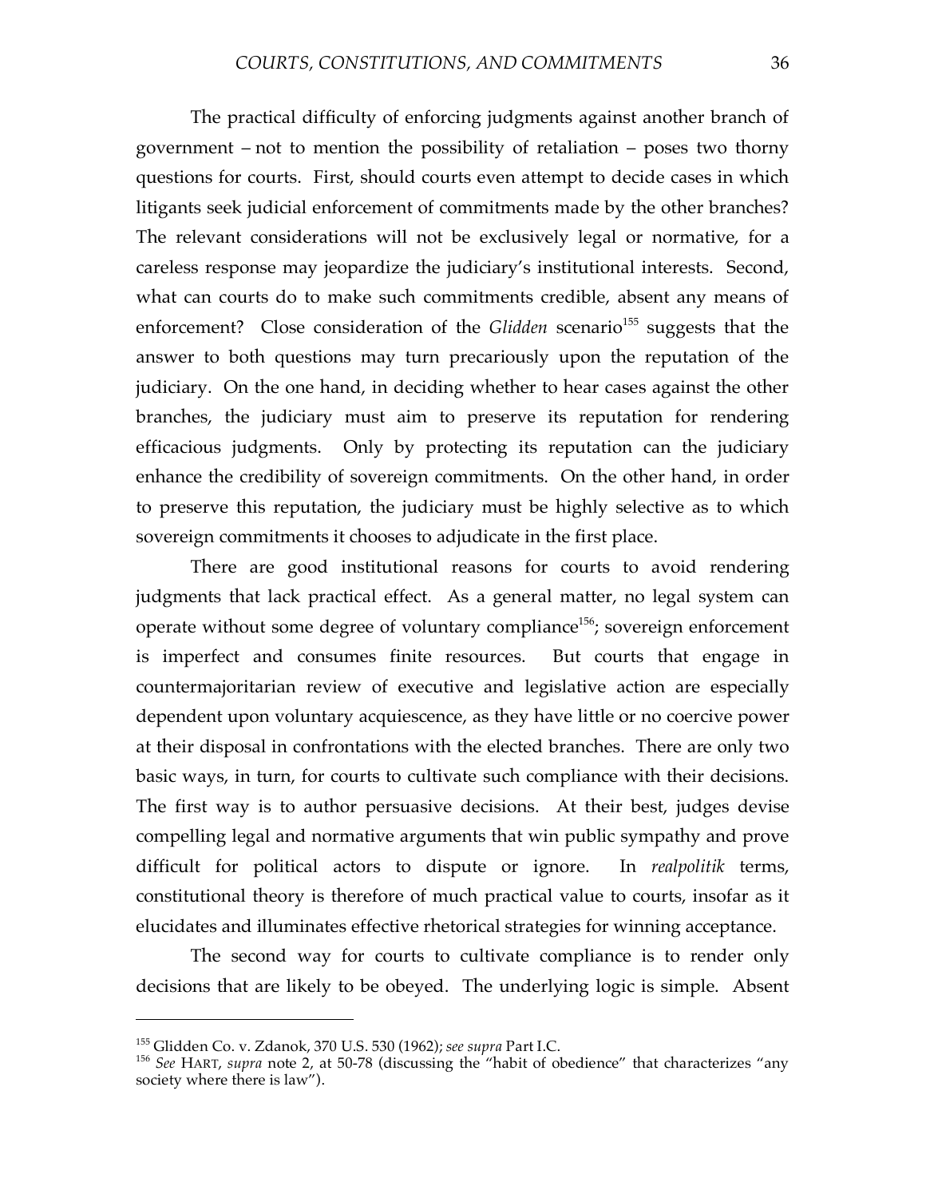The practical difficulty of enforcing judgments against another branch of government – not to mention the possibility of retaliation – poses two thorny questions for courts. First, should courts even attempt to decide cases in which litigants seek judicial enforcement of commitments made by the other branches? The relevant considerations will not be exclusively legal or normative, for a careless response may jeopardize the judiciary's institutional interests. Second, what can courts do to make such commitments credible, absent any means of enforcement? Close consideration of the *Glidden* scenario[155] suggests that the answer to both questions may turn precariously upon the reputation of the judiciary. On the one hand, in deciding whether to hear cases against the other branches, the judiciary must aim to preserve its reputation for rendering efficacious judgments. Only by protecting its reputation can the judiciary enhance the credibility of sovereign commitments. On the other hand, in order to preserve this reputation, the judiciary must be highly selective as to which sovereign commitments it chooses to adjudicate in the first place.

There are good institutional reasons for courts to avoid rendering judgments that lack practical effect. As a general matter, no legal system can operate without some degree of voluntary compliance[156]; sovereign enforcement is imperfect and consumes finite resources. But courts that engage in countermajoritarian review of executive and legislative action are especially dependent upon voluntary acquiescence, as they have little or no coercive power at their disposal in confrontations with the elected branches. There are only two basic ways, in turn, for courts to cultivate such compliance with their decisions. The first way is to author persuasive decisions. At their best, judges devise compelling legal and normative arguments that win public sympathy and prove difficult for political actors to dispute or ignore. In *realpolitik* terms, constitutional theory is therefore of much practical value to courts, insofar as it elucidates and illuminates effective rhetorical strategies for winning acceptance.

The second way for courts to cultivate compliance is to render only decisions that are likely to be obeyed. The underlying logic is simple. Absent

---

[155] Glidden Co. v. Zdanok, 370 U.S. 530 (1962); *see supra* Part I.C.

[156] *See* HART, *supra* note 2, at 50-78 (discussing the "habit of obedience" that characterizes "any society where there is law").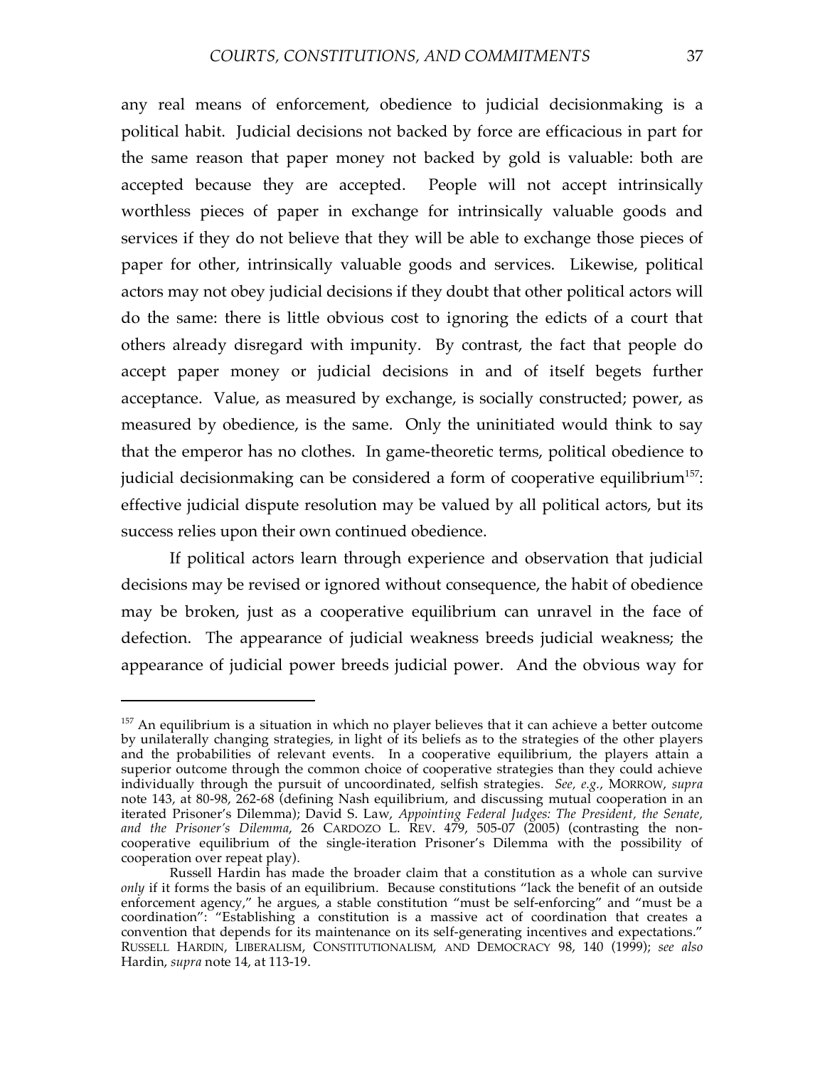any real means of enforcement, obedience to judicial decisionmaking is a political habit. Judicial decisions not backed by force are efficacious in part for the same reason that paper money not backed by gold is valuable: both are accepted because they are accepted. People will not accept intrinsically worthless pieces of paper in exchange for intrinsically valuable goods and services if they do not believe that they will be able to exchange those pieces of paper for other, intrinsically valuable goods and services. Likewise, political actors may not obey judicial decisions if they doubt that other political actors will do the same: there is little obvious cost to ignoring the edicts of a court that others already disregard with impunity. By contrast, the fact that people do accept paper money or judicial decisions in and of itself begets further acceptance. Value, as measured by exchange, is socially constructed; power, as measured by obedience, is the same. Only the uninitiated would think to say that the emperor has no clothes. In game-theoretic terms, political obedience to judicial decisionmaking can be considered a form of cooperative equilibrium[157]: effective judicial dispute resolution may be valued by all political actors, but its success relies upon their own continued obedience.

If political actors learn through experience and observation that judicial decisions may be revised or ignored without consequence, the habit of obedience may be broken, just as a cooperative equilibrium can unravel in the face of defection. The appearance of judicial weakness breeds judicial weakness; the appearance of judicial power breeds judicial power. And the obvious way for

---

[157] An equilibrium is a situation in which no player believes that it can achieve a better outcome by unilaterally changing strategies, in light of its beliefs as to the strategies of the other players and the probabilities of relevant events. In a cooperative equilibrium, the players attain a superior outcome through the common choice of cooperative strategies than they could achieve individually through the pursuit of uncoordinated, selfish strategies. *See, e.g.*, MORROW, *supra* note 143, at 80-98, 262-68 (defining Nash equilibrium, and discussing mutual cooperation in an iterated Prisoner's Dilemma); David S. Law, *Appointing Federal Judges: The President, the Senate, and the Prisoner's Dilemma*, 26 CARDOZO L. REV. 479, 505-07 (2005) (contrasting the non-cooperative equilibrium of the single-iteration Prisoner's Dilemma with the possibility of cooperation over repeat play).

Russell Hardin has made the broader claim that a constitution as a whole can survive *only* if it forms the basis of an equilibrium. Because constitutions "lack the benefit of an outside enforcement agency," he argues, a stable constitution "must be self-enforcing" and "must be a coordination": "Establishing a constitution is a massive act of coordination that creates a convention that depends for its maintenance on its self-generating incentives and expectations." RUSSELL HARDIN, LIBERALISM, CONSTITUTIONALISM, AND DEMOCRACY 98, 140 (1999); *see also* Hardin, *supra* note 14, at 113-19.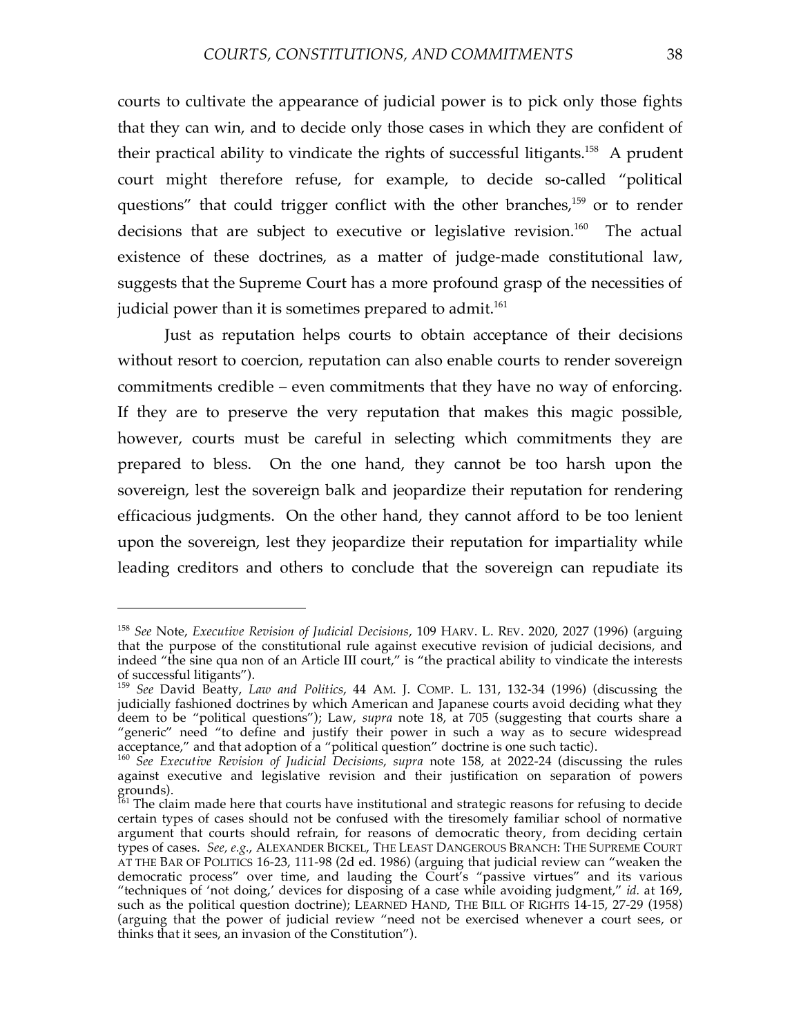courts to cultivate the appearance of judicial power is to pick only those fights that they can win, and to decide only those cases in which they are confident of their practical ability to vindicate the rights of successful litigants.[158] A prudent court might therefore refuse, for example, to decide so-called "political questions" that could trigger conflict with the other branches,[159] or to render decisions that are subject to executive or legislative revision.[160] The actual existence of these doctrines, as a matter of judge-made constitutional law, suggests that the Supreme Court has a more profound grasp of the necessities of judicial power than it is sometimes prepared to admit.[161]

Just as reputation helps courts to obtain acceptance of their decisions without resort to coercion, reputation can also enable courts to render sovereign commitments credible – even commitments that they have no way of enforcing. If they are to preserve the very reputation that makes this magic possible, however, courts must be careful in selecting which commitments they are prepared to bless. On the one hand, they cannot be too harsh upon the sovereign, lest the sovereign balk and jeopardize their reputation for rendering efficacious judgments. On the other hand, they cannot afford to be too lenient upon the sovereign, lest they jeopardize their reputation for impartiality while leading creditors and others to conclude that the sovereign can repudiate its

---

[158] *See* Note, *Executive Revision of Judicial Decisions*, 109 HARV. L. REV. 2020, 2027 (1996) (arguing that the purpose of the constitutional rule against executive revision of judicial decisions, and indeed "the sine qua non of an Article III court," is "the practical ability to vindicate the interests of successful litigants").

[159] *See* David Beatty, *Law and Politics*, 44 AM. J. COMP. L. 131, 132-34 (1996) (discussing the judicially fashioned doctrines by which American and Japanese courts avoid deciding what they deem to be "political questions"); Law, *supra* note 18, at 705 (suggesting that courts share a "generic" need "to define and justify their power in such a way as to secure widespread acceptance," and that adoption of a "political question" doctrine is one such tactic).

[160] *See Executive Revision of Judicial Decisions*, *supra* note 158, at 2022-24 (discussing the rules against executive and legislative revision and their justification on separation of powers grounds).

[161] The claim made here that courts have institutional and strategic reasons for refusing to decide certain types of cases should not be confused with the tiresomely familiar school of normative argument that courts should refrain, for reasons of democratic theory, from deciding certain types of cases. *See, e.g.*, ALEXANDER BICKEL, THE LEAST DANGEROUS BRANCH: THE SUPREME COURT AT THE BAR OF POLITICS 16-23, 111-98 (2d ed. 1986) (arguing that judicial review can "weaken the democratic process" over time, and lauding the Court's "passive virtues" and its various "techniques of 'not doing,' devices for disposing of a case while avoiding judgment," *id.* at 169, such as the political question doctrine); LEARNED HAND, THE BILL OF RIGHTS 14-15, 27-29 (1958) (arguing that the power of judicial review "need not be exercised whenever a court sees, or thinks that it sees, an invasion of the Constitution").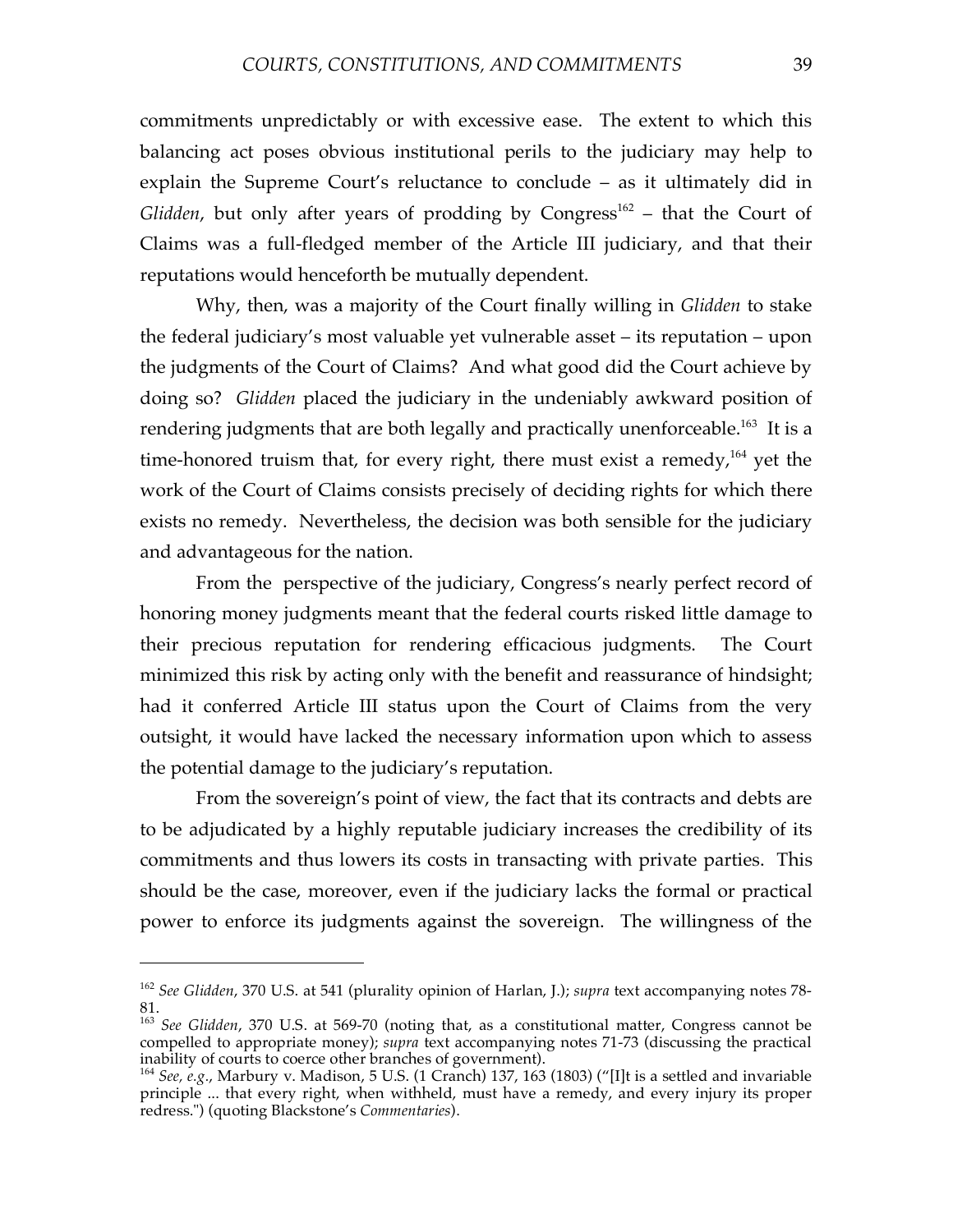commitments unpredictably or with excessive ease. The extent to which this balancing act poses obvious institutional perils to the judiciary may help to explain the Supreme Court's reluctance to conclude – as it ultimately did in *Glidden*, but only after years of prodding by Congress[162] – that the Court of Claims was a full-fledged member of the Article III judiciary, and that their reputations would henceforth be mutually dependent.

Why, then, was a majority of the Court finally willing in *Glidden* to stake the federal judiciary's most valuable yet vulnerable asset – its reputation – upon the judgments of the Court of Claims? And what good did the Court achieve by doing so? *Glidden* placed the judiciary in the undeniably awkward position of rendering judgments that are both legally and practically unenforceable.[163] It is a time-honored truism that, for every right, there must exist a remedy,[164] yet the work of the Court of Claims consists precisely of deciding rights for which there exists no remedy. Nevertheless, the decision was both sensible for the judiciary and advantageous for the nation.

From the perspective of the judiciary, Congress's nearly perfect record of honoring money judgments meant that the federal courts risked little damage to their precious reputation for rendering efficacious judgments. The Court minimized this risk by acting only with the benefit and reassurance of hindsight; had it conferred Article III status upon the Court of Claims from the very outsight, it would have lacked the necessary information upon which to assess the potential damage to the judiciary's reputation.

From the sovereign's point of view, the fact that its contracts and debts are to be adjudicated by a highly reputable judiciary increases the credibility of its commitments and thus lowers its costs in transacting with private parties. This should be the case, moreover, even if the judiciary lacks the formal or practical power to enforce its judgments against the sovereign. The willingness of the

---

[162] *See Glidden*, 370 U.S. at 541 (plurality opinion of Harlan, J.); *supra* text accompanying notes 78-81.

[163] *See Glidden*, 370 U.S. at 569-70 (noting that, as a constitutional matter, Congress cannot be compelled to appropriate money); *supra* text accompanying notes 71-73 (discussing the practical inability of courts to coerce other branches of government).

[164] *See, e.g.*, Marbury v. Madison, 5 U.S. (1 Cranch) 137, 163 (1803) ("[I]t is a settled and invariable principle ... that every right, when withheld, must have a remedy, and every injury its proper redress.") (quoting Blackstone's *Commentaries*).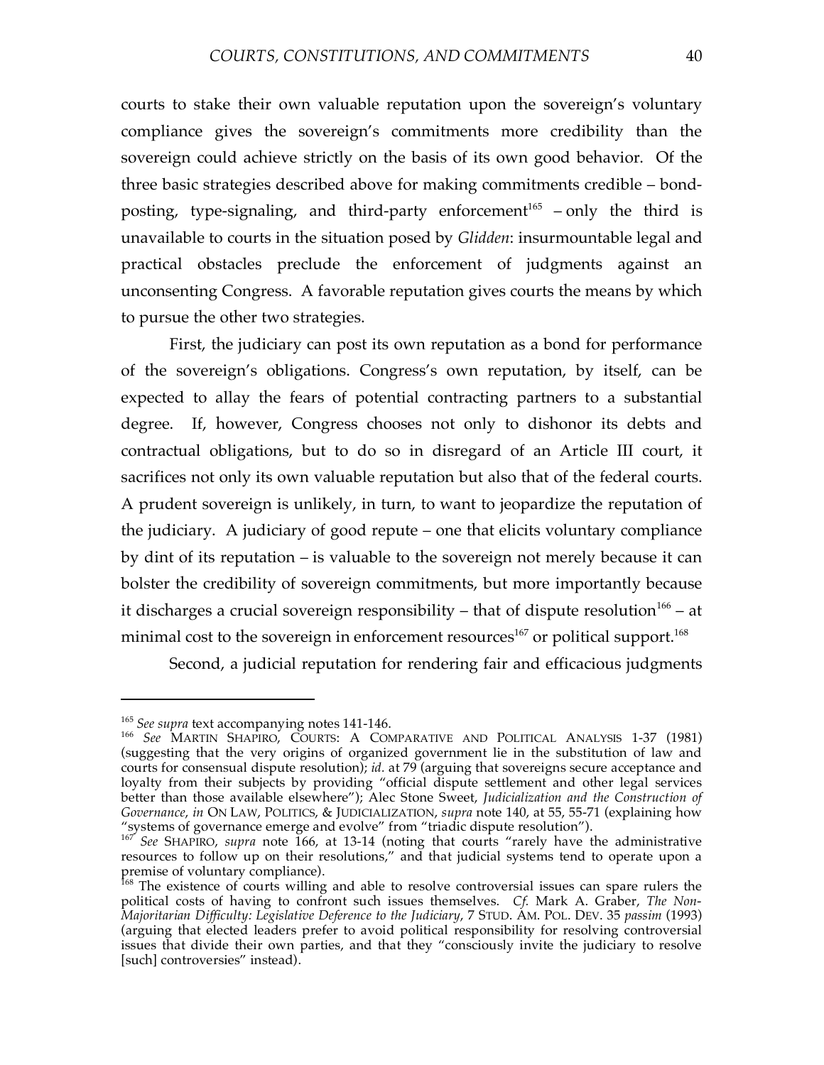courts to stake their own valuable reputation upon the sovereign's voluntary compliance gives the sovereign's commitments more credibility than the sovereign could achieve strictly on the basis of its own good behavior. Of the three basic strategies described above for making commitments credible – bond-posting, type-signaling, and third-party enforcement[165] – only the third is unavailable to courts in the situation posed by *Glidden*: insurmountable legal and practical obstacles preclude the enforcement of judgments against an unconsenting Congress. A favorable reputation gives courts the means by which to pursue the other two strategies.

First, the judiciary can post its own reputation as a bond for performance of the sovereign's obligations. Congress's own reputation, by itself, can be expected to allay the fears of potential contracting partners to a substantial degree. If, however, Congress chooses not only to dishonor its debts and contractual obligations, but to do so in disregard of an Article III court, it sacrifices not only its own valuable reputation but also that of the federal courts. A prudent sovereign is unlikely, in turn, to want to jeopardize the reputation of the judiciary. A judiciary of good repute – one that elicits voluntary compliance by dint of its reputation – is valuable to the sovereign not merely because it can bolster the credibility of sovereign commitments, but more importantly because it discharges a crucial sovereign responsibility – that of dispute resolution[166] – at minimal cost to the sovereign in enforcement resources[167] or political support.[168]

Second, a judicial reputation for rendering fair and efficacious judgments

---

[165] *See supra* text accompanying notes 141-146.

[166] *See* MARTIN SHAPIRO, COURTS: A COMPARATIVE AND POLITICAL ANALYSIS 1-37 (1981) (suggesting that the very origins of organized government lie in the substitution of law and courts for consensual dispute resolution); *id.* at 79 (arguing that sovereigns secure acceptance and loyalty from their subjects by providing "official dispute settlement and other legal services better than those available elsewhere"); Alec Stone Sweet, *Judicialization and the Construction of Governance*, *in* ON LAW, POLITICS, & JUDICIALIZATION, *supra* note 140, at 55, 55-71 (explaining how "systems of governance emerge and evolve" from "triadic dispute resolution").

[167] *See* SHAPIRO, *supra* note 166, at 13-14 (noting that courts "rarely have the administrative resources to follow up on their resolutions," and that judicial systems tend to operate upon a premise of voluntary compliance).

[168] The existence of courts willing and able to resolve controversial issues can spare rulers the political costs of having to confront such issues themselves. *Cf.* Mark A. Graber, *The Non-Majoritarian Difficulty: Legislative Deference to the Judiciary*, 7 STUD. AM. POL. DEV. 35 *passim* (1993) (arguing that elected leaders prefer to avoid political responsibility for resolving controversial issues that divide their own parties, and that they "consciously invite the judiciary to resolve [such] controversies" instead).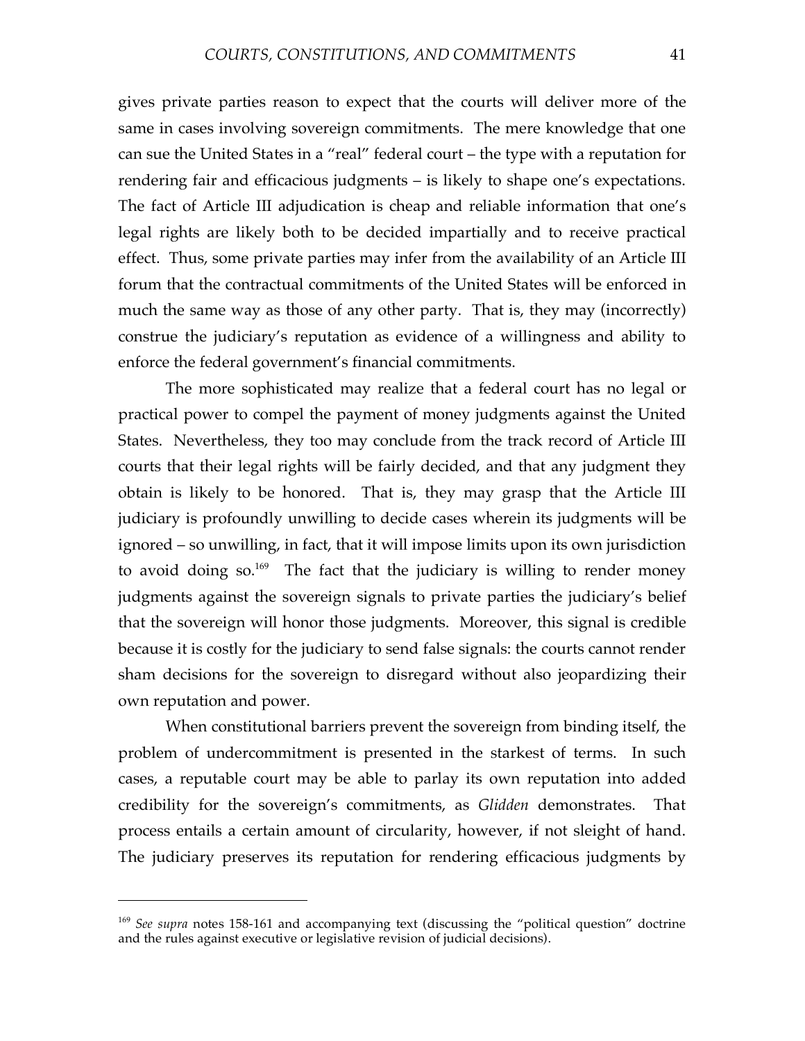gives private parties reason to expect that the courts will deliver more of the same in cases involving sovereign commitments. The mere knowledge that one can sue the United States in a "real" federal court – the type with a reputation for rendering fair and efficacious judgments – is likely to shape one's expectations. The fact of Article III adjudication is cheap and reliable information that one's legal rights are likely both to be decided impartially and to receive practical effect. Thus, some private parties may infer from the availability of an Article III forum that the contractual commitments of the United States will be enforced in much the same way as those of any other party. That is, they may (incorrectly) construe the judiciary's reputation as evidence of a willingness and ability to enforce the federal government's financial commitments.

The more sophisticated may realize that a federal court has no legal or practical power to compel the payment of money judgments against the United States. Nevertheless, they too may conclude from the track record of Article III courts that their legal rights will be fairly decided, and that any judgment they obtain is likely to be honored. That is, they may grasp that the Article III judiciary is profoundly unwilling to decide cases wherein its judgments will be ignored – so unwilling, in fact, that it will impose limits upon its own jurisdiction to avoid doing so.[169] The fact that the judiciary is willing to render money judgments against the sovereign signals to private parties the judiciary's belief that the sovereign will honor those judgments. Moreover, this signal is credible because it is costly for the judiciary to send false signals: the courts cannot render sham decisions for the sovereign to disregard without also jeopardizing their own reputation and power.

When constitutional barriers prevent the sovereign from binding itself, the problem of undercommitment is presented in the starkest of terms. In such cases, a reputable court may be able to parlay its own reputation into added credibility for the sovereign's commitments, as *Glidden* demonstrates. That process entails a certain amount of circularity, however, if not sleight of hand. The judiciary preserves its reputation for rendering efficacious judgments by

---

[169] *See supra* notes 158-161 and accompanying text (discussing the "political question" doctrine and the rules against executive or legislative revision of judicial decisions).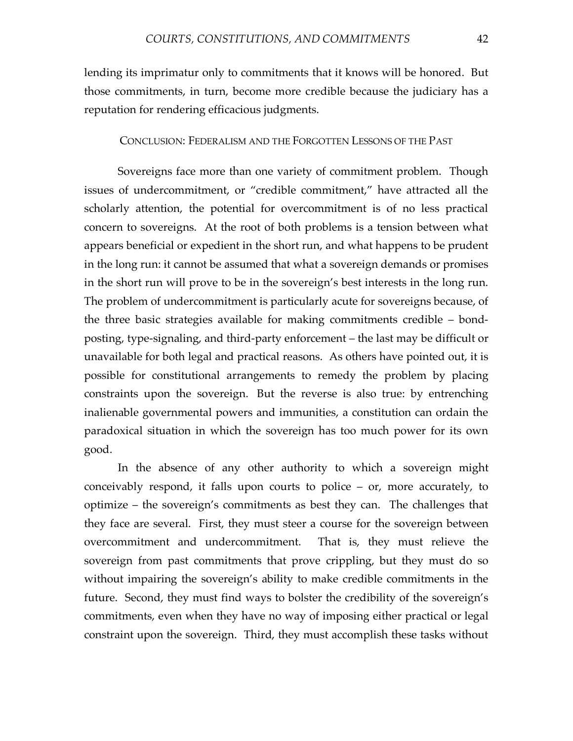lending its imprimatur only to commitments that it knows will be honored. But those commitments, in turn, become more credible because the judiciary has a reputation for rendering efficacious judgments.

## CONCLUSION: FEDERALISM AND THE FORGOTTEN LESSONS OF THE PAST

Sovereigns face more than one variety of commitment problem. Though issues of undercommitment, or "credible commitment," have attracted all the scholarly attention, the potential for overcommitment is of no less practical concern to sovereigns. At the root of both problems is a tension between what appears beneficial or expedient in the short run, and what happens to be prudent in the long run: it cannot be assumed that what a sovereign demands or promises in the short run will prove to be in the sovereign's best interests in the long run. The problem of undercommitment is particularly acute for sovereigns because, of the three basic strategies available for making commitments credible – bond-posting, type-signaling, and third-party enforcement – the last may be difficult or unavailable for both legal and practical reasons. As others have pointed out, it is possible for constitutional arrangements to remedy the problem by placing constraints upon the sovereign. But the reverse is also true: by entrenching inalienable governmental powers and immunities, a constitution can ordain the paradoxical situation in which the sovereign has too much power for its own good.

In the absence of any other authority to which a sovereign might conceivably respond, it falls upon courts to police – or, more accurately, to optimize – the sovereign's commitments as best they can. The challenges that they face are several. First, they must steer a course for the sovereign between overcommitment and undercommitment. That is, they must relieve the sovereign from past commitments that prove crippling, but they must do so without impairing the sovereign's ability to make credible commitments in the future. Second, they must find ways to bolster the credibility of the sovereign's commitments, even when they have no way of imposing either practical or legal constraint upon the sovereign. Third, they must accomplish these tasks without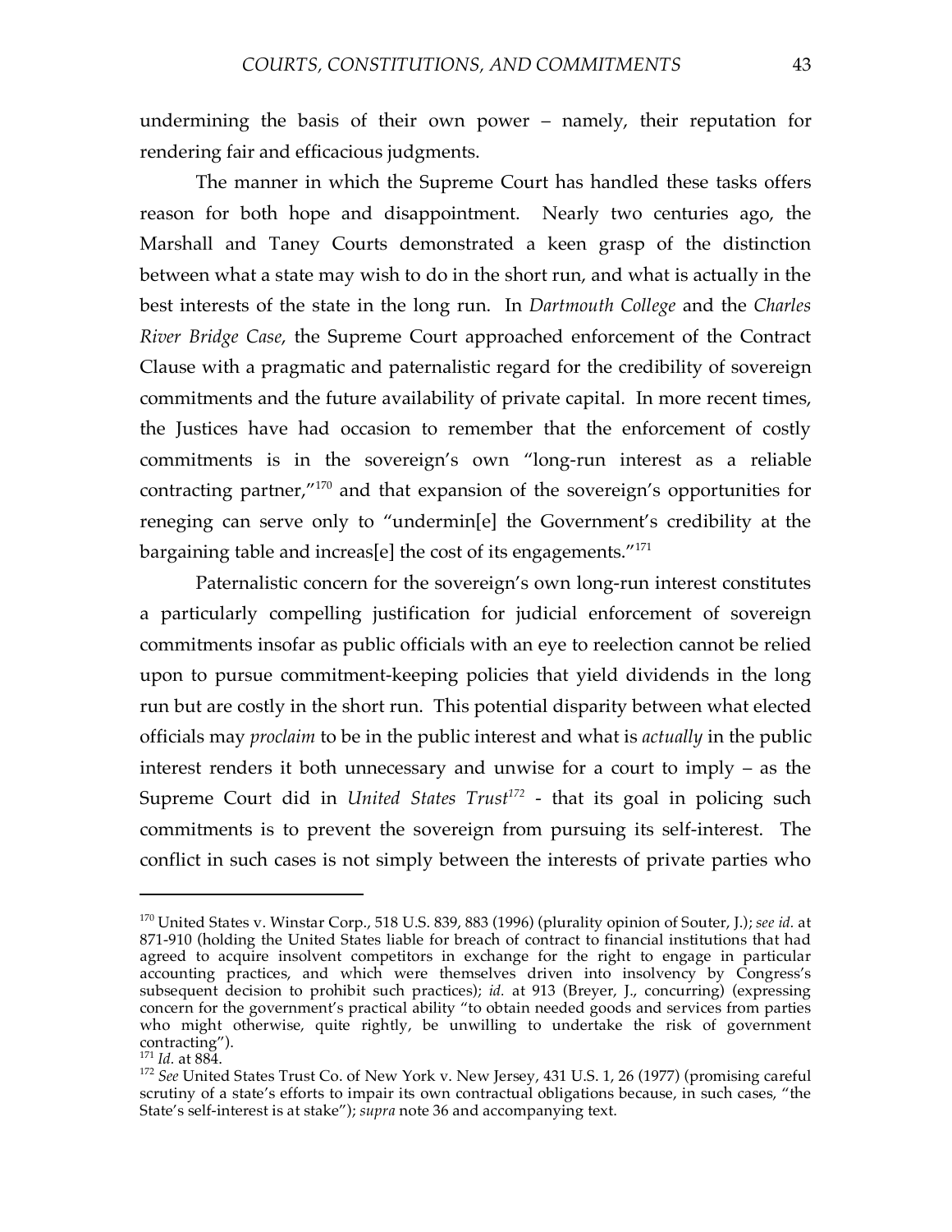undermining the basis of their own power – namely, their reputation for rendering fair and efficacious judgments.

The manner in which the Supreme Court has handled these tasks offers reason for both hope and disappointment. Nearly two centuries ago, the Marshall and Taney Courts demonstrated a keen grasp of the distinction between what a state may wish to do in the short run, and what is actually in the best interests of the state in the long run. In *Dartmouth College* and the *Charles River Bridge Case*, the Supreme Court approached enforcement of the Contract Clause with a pragmatic and paternalistic regard for the credibility of sovereign commitments and the future availability of private capital. In more recent times, the Justices have had occasion to remember that the enforcement of costly commitments is in the sovereign's own "long-run interest as a reliable contracting partner,"[170] and that expansion of the sovereign's opportunities for reneging can serve only to "undermin[e] the Government's credibility at the bargaining table and increas[e] the cost of its engagements."[171]

Paternalistic concern for the sovereign's own long-run interest constitutes a particularly compelling justification for judicial enforcement of sovereign commitments insofar as public officials with an eye to reelection cannot be relied upon to pursue commitment-keeping policies that yield dividends in the long run but are costly in the short run. This potential disparity between what elected officials may *proclaim* to be in the public interest and what is *actually* in the public interest renders it both unnecessary and unwise for a court to imply – as the Supreme Court did in *United States Trust*[172] - that its goal in policing such commitments is to prevent the sovereign from pursuing its self-interest. The conflict in such cases is not simply between the interests of private parties who

---

[170] United States v. Winstar Corp., 518 U.S. 839, 883 (1996) (plurality opinion of Souter, J.); *see id.* at 871-910 (holding the United States liable for breach of contract to financial institutions that had agreed to acquire insolvent competitors in exchange for the right to engage in particular accounting practices, and which were themselves driven into insolvency by Congress's subsequent decision to prohibit such practices); *id.* at 913 (Breyer, J., concurring) (expressing concern for the government's practical ability "to obtain needed goods and services from parties who might otherwise, quite rightly, be unwilling to undertake the risk of government contracting").

[171] *Id.* at 884.

[172] *See* United States Trust Co. of New York v. New Jersey, 431 U.S. 1, 26 (1977) (promising careful scrutiny of a state's efforts to impair its own contractual obligations because, in such cases, "the State's self-interest is at stake"); *supra* note 36 and accompanying text.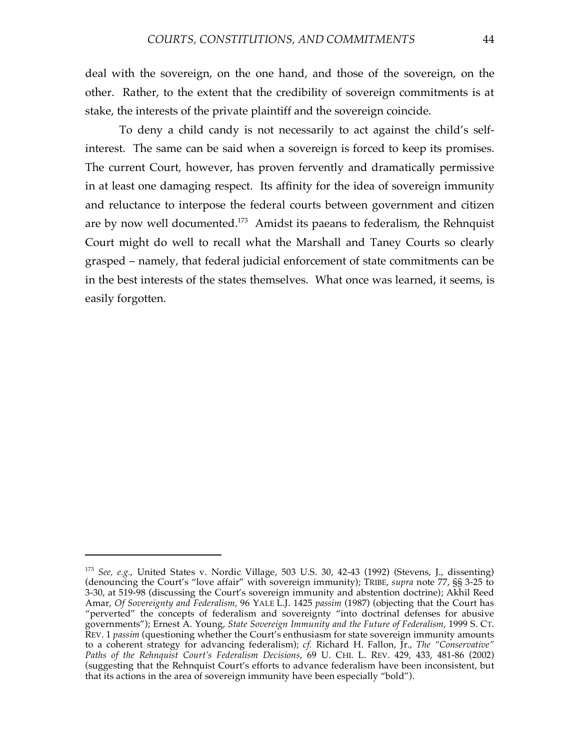deal with the sovereign, on the one hand, and those of the sovereign, on the other. Rather, to the extent that the credibility of sovereign commitments is at stake, the interests of the private plaintiff and the sovereign coincide.

To deny a child candy is not necessarily to act against the child's self-interest. The same can be said when a sovereign is forced to keep its promises. The current Court, however, has proven fervently and dramatically permissive in at least one damaging respect. Its affinity for the idea of sovereign immunity and reluctance to interpose the federal courts between government and citizen are by now well documented.[173] Amidst its paeans to federalism, the Rehnquist Court might do well to recall what the Marshall and Taney Courts so clearly grasped – namely, that federal judicial enforcement of state commitments can be in the best interests of the states themselves. What once was learned, it seems, is easily forgotten.

---

[173] *See, e.g.*, United States v. Nordic Village, 503 U.S. 30, 42-43 (1992) (Stevens, J., dissenting) (denouncing the Court's "love affair" with sovereign immunity); TRIBE, *supra* note 77, §§ 3-25 to 3-30, at 519-98 (discussing the Court's sovereign immunity and abstention doctrine); Akhil Reed Amar, *Of Sovereignty and Federalism*, 96 YALE L.J. 1425 *passim* (1987) (objecting that the Court has "perverted" the concepts of federalism and sovereignty "into doctrinal defenses for abusive governments"); Ernest A. Young, *State Sovereign Immunity and the Future of Federalism*, 1999 S. CT. REV. 1 *passim* (questioning whether the Court's enthusiasm for state sovereign immunity amounts to a coherent strategy for advancing federalism); *cf.* Richard H. Fallon, Jr., *The "Conservative" Paths of the Rehnquist Court's Federalism Decisions*, 69 U. CHI. L. REV. 429, 433, 481-86 (2002) (suggesting that the Rehnquist Court's efforts to advance federalism have been inconsistent, but that its actions in the area of sovereign immunity have been especially "bold").